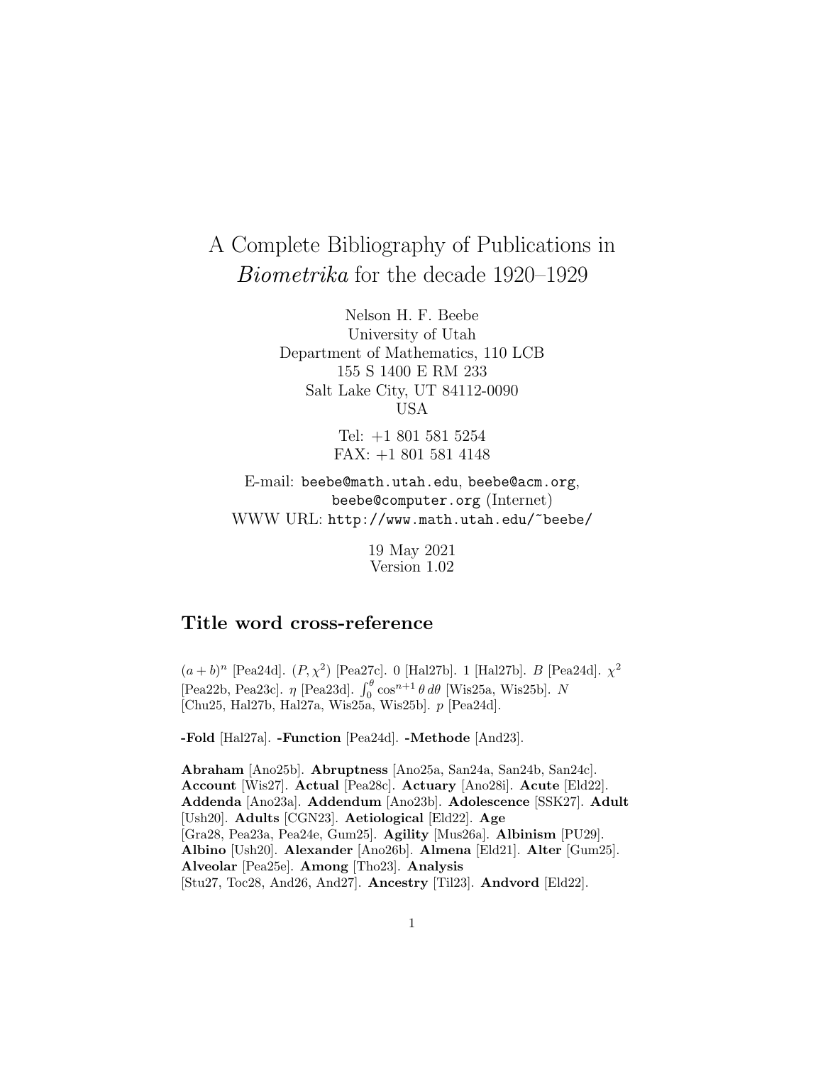# A Complete Bibliography of Publications in *Biometrika* for the decade 1920–1929

Nelson H. F. Beebe
University of Utah
Department of Mathematics, 110 LCB
155 S 1400 E RM 233
Salt Lake City, UT 84112-0090
USA

Tel: +1 801 581 5254
FAX: +1 801 581 4148

E-mail: `beebe@math.utah.edu`, `beebe@acm.org`, `beebe@computer.org` (Internet)
WWW URL: `http://www.math.utah.edu/~beebe/`

19 May 2021
Version 1.02

## Title word cross-reference

$(a+b)^n$ [Pea24d]. $(P, \chi^2)$ [Pea27c]. 0 [Hal27b]. 1 [Hal27b]. $B$ [Pea24d]. $\chi^2$ [Pea22b, Pea23c]. $\eta$ [Pea23d]. $\int_0^\theta \cos^{n+1}\theta\, d\theta$ [Wis25a, Wis25b]. $N$ [Chu25, Hal27b, Hal27a, Wis25a, Wis25b]. $p$ [Pea24d].

**-Fold** [Hal27a]. **-Function** [Pea24d]. **-Methode** [And23].

**Abraham** [Ano25b]. **Abruptness** [Ano25a, San24a, San24b, San24c]. **Account** [Wis27]. **Actual** [Pea28c]. **Actuary** [Ano28i]. **Acute** [Eld22]. **Addenda** [Ano23a]. **Addendum** [Ano23b]. **Adolescence** [SSK27]. **Adult** [Ush20]. **Adults** [CGN23]. **Aetiological** [Eld22]. **Age** [Gra28, Pea23a, Pea24e, Gum25]. **Agility** [Mus26a]. **Albinism** [PU29]. **Albino** [Ush20]. **Alexander** [Ano26b]. **Almena** [Eld21]. **Alter** [Gum25]. **Alveolar** [Pea25e]. **Among** [Tho23]. **Analysis** [Stu27, Toc28, And26, And27]. **Ancestry** [Til23]. **Andvord** [Eld22].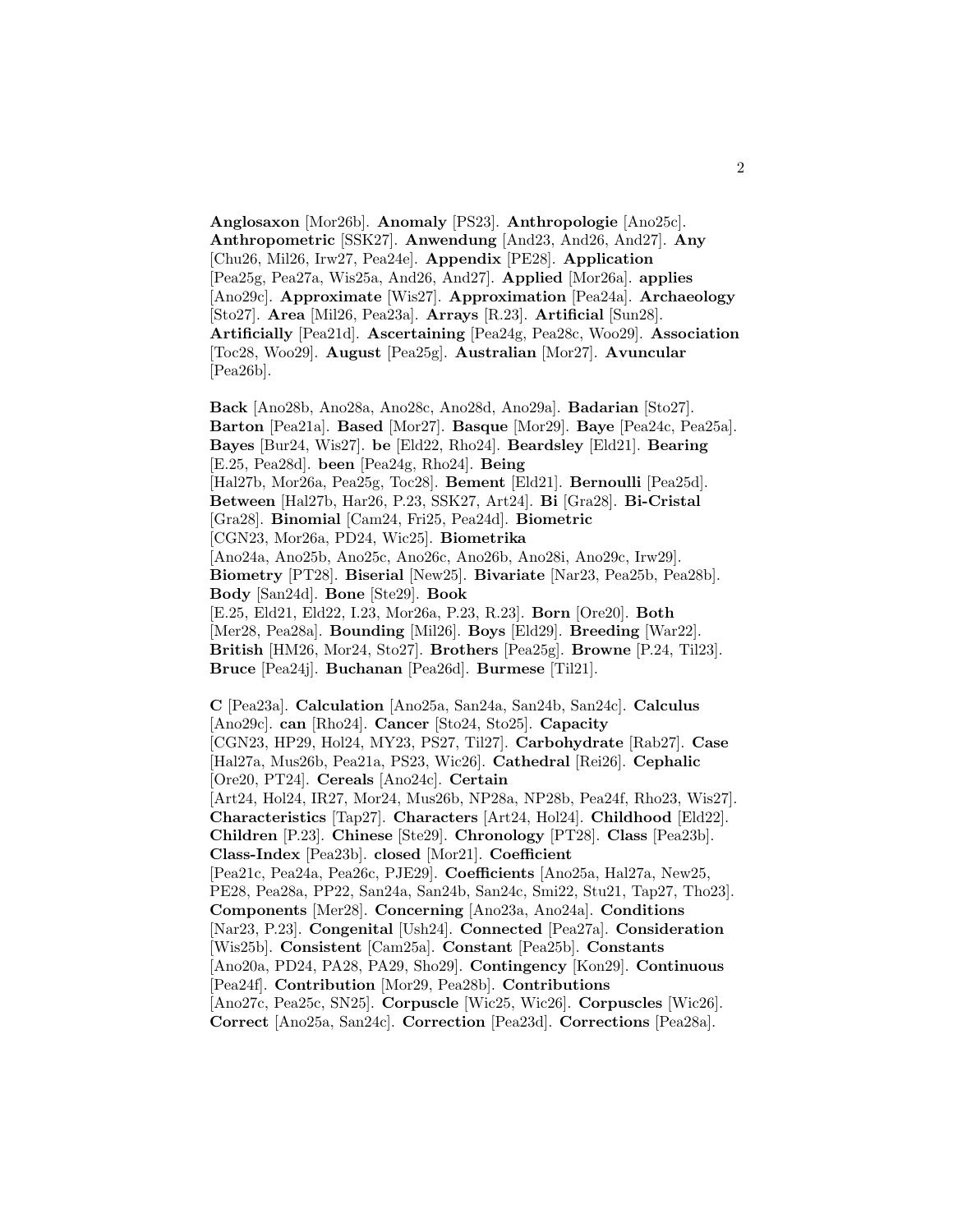**Anglosaxon** [Mor26b]. **Anomaly** [PS23]. **Anthropologie** [Ano25c]. **Anthropometric** [SSK27]. **Anwendung** [And23, And26, And27]. **Any** [Chu26, Mil26, Irw27, Pea24e]. **Appendix** [PE28]. **Application** [Pea25g, Pea27a, Wis25a, And26, And27]. **Applied** [Mor26a]. **applies** [Ano29c]. **Approximate** [Wis27]. **Approximation** [Pea24a]. **Archaeology** [Sto27]. **Area** [Mil26, Pea23a]. **Arrays** [R.23]. **Artificial** [Sun28]. **Artificially** [Pea21d]. **Ascertaining** [Pea24g, Pea28c, Woo29]. **Association** [Toc28, Woo29]. **August** [Pea25g]. **Australian** [Mor27]. **Avuncular** [Pea26b].

**Back** [Ano28b, Ano28a, Ano28c, Ano28d, Ano29a]. **Badarian** [Sto27]. **Barton** [Pea21a]. **Based** [Mor27]. **Basque** [Mor29]. **Baye** [Pea24c, Pea25a]. **Bayes** [Bur24, Wis27]. **be** [Eld22, Rho24]. **Beardsley** [Eld21]. **Bearing** [E.25, Pea28d]. **been** [Pea24g, Rho24]. **Being** [Hal27b, Mor26a, Pea25g, Toc28]. **Bement** [Eld21]. **Bernoulli** [Pea25d]. **Between** [Hal27b, Har26, P.23, SSK27, Art24]. **Bi** [Gra28]. **Bi-Cristal** [Gra28]. **Binomial** [Cam24, Fri25, Pea24d]. **Biometric** [CGN23, Mor26a, PD24, Wic25]. **Biometrika** [Ano24a, Ano25b, Ano25c, Ano26c, Ano26b, Ano28i, Ano29c, Irw29]. **Biometry** [PT28]. **Biserial** [New25]. **Bivariate** [Nar23, Pea25b, Pea28b]. **Body** [San24d]. **Bone** [Ste29]. **Book** [E.25, Eld21, Eld22, I.23, Mor26a, P.23, R.23]. **Born** [Ore20]. **Both** [Mer28, Pea28a]. **Bounding** [Mil26]. **Boys** [Eld29]. **Breeding** [War22]. **British** [HM26, Mor24, Sto27]. **Brothers** [Pea25g]. **Browne** [P.24, Til23]. **Bruce** [Pea24j]. **Buchanan** [Pea26d]. **Burmese** [Til21].

**C** [Pea23a]. **Calculation** [Ano25a, San24a, San24b, San24c]. **Calculus** [Ano29c]. **can** [Rho24]. **Cancer** [Sto24, Sto25]. **Capacity** [CGN23, HP29, Hol24, MY23, PS27, Til27]. **Carbohydrate** [Rab27]. **Case** [Hal27a, Mus26b, Pea21a, PS23, Wic26]. **Cathedral** [Rei26]. **Cephalic** [Ore20, PT24]. **Cereals** [Ano24c]. **Certain** [Art24, Hol24, IR27, Mor24, Mus26b, NP28a, NP28b, Pea24f, Rho23, Wis27]. **Characteristics** [Tap27]. **Characters** [Art24, Hol24]. **Childhood** [Eld22]. **Children** [P.23]. **Chinese** [Ste29]. **Chronology** [PT28]. **Class** [Pea23b]. **Class-Index** [Pea23b]. **closed** [Mor21]. **Coefficient** [Pea21c, Pea24a, Pea26c, PJE29]. **Coefficients** [Ano25a, Hal27a, New25, PE28, Pea28a, PP22, San24a, San24b, San24c, Smi22, Stu21, Tap27, Tho23]. **Components** [Mer28]. **Concerning** [Ano23a, Ano24a]. **Conditions** [Nar23, P.23]. **Congenital** [Ush24]. **Connected** [Pea27a]. **Consideration** [Wis25b]. **Consistent** [Cam25a]. **Constant** [Pea25b]. **Constants** [Ano20a, PD24, PA28, PA29, Sho29]. **Contingency** [Kon29]. **Continuous** [Pea24f]. **Contribution** [Mor29, Pea28b]. **Contributions** [Ano27c, Pea25c, SN25]. **Corpuscle** [Wic25, Wic26]. **Corpuscles** [Wic26]. **Correct** [Ano25a, San24c]. **Correction** [Pea23d]. **Corrections** [Pea28a].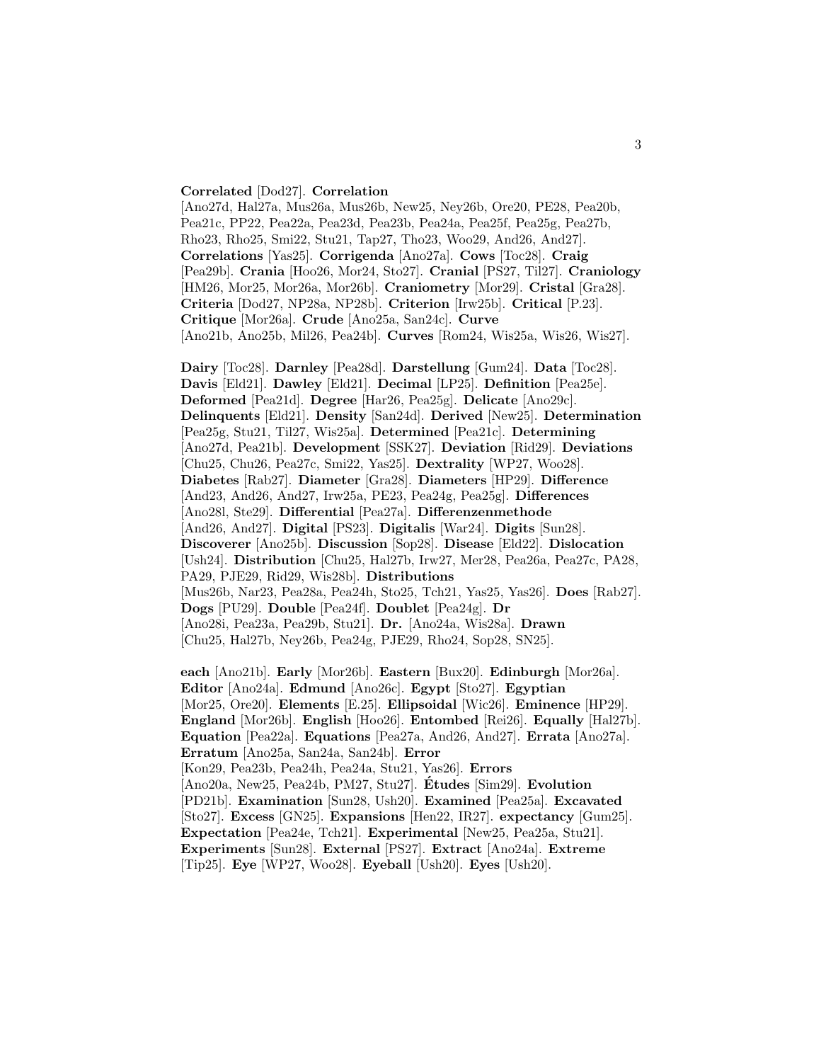**Correlated** [Dod27]. **Correlation** [Ano27d, Hal27a, Mus26a, Mus26b, New25, Ney26b, Ore20, PE28, Pea20b, Pea21c, PP22, Pea22a, Pea23d, Pea23b, Pea24a, Pea25f, Pea25g, Pea27b, Rho23, Rho25, Smi22, Stu21, Tap27, Tho23, Woo29, And26, And27]. **Correlations** [Yas25]. **Corrigenda** [Ano27a]. **Cows** [Toc28]. **Craig** [Pea29b]. **Crania** [Hoo26, Mor24, Sto27]. **Cranial** [PS27, Til27]. **Craniology** [HM26, Mor25, Mor26a, Mor26b]. **Craniometry** [Mor29]. **Cristal** [Gra28]. **Criteria** [Dod27, NP28a, NP28b]. **Criterion** [Irw25b]. **Critical** [P.23]. **Critique** [Mor26a]. **Crude** [Ano25a, San24c]. **Curve** [Ano21b, Ano25b, Mil26, Pea24b]. **Curves** [Rom24, Wis25a, Wis26, Wis27].

**Dairy** [Toc28]. **Darnley** [Pea28d]. **Darstellung** [Gum24]. **Data** [Toc28]. **Davis** [Eld21]. **Dawley** [Eld21]. **Decimal** [LP25]. **Definition** [Pea25e]. **Deformed** [Pea21d]. **Degree** [Har26, Pea25g]. **Delicate** [Ano29c]. **Delinquents** [Eld21]. **Density** [San24d]. **Derived** [New25]. **Determination** [Pea25g, Stu21, Til27, Wis25a]. **Determined** [Pea21c]. **Determining** [Ano27d, Pea21b]. **Development** [SSK27]. **Deviation** [Rid29]. **Deviations** [Chu25, Chu26, Pea27c, Smi22, Yas25]. **Dextrality** [WP27, Woo28]. **Diabetes** [Rab27]. **Diameter** [Gra28]. **Diameters** [HP29]. **Difference** [And23, And26, And27, Irw25a, PE23, Pea24g, Pea25g]. **Differences** [Ano28l, Ste29]. **Differential** [Pea27a]. **Differenzenmethode** [And26, And27]. **Digital** [PS23]. **Digitalis** [War24]. **Digits** [Sun28]. **Discoverer** [Ano25b]. **Discussion** [Sop28]. **Disease** [Eld22]. **Dislocation** [Ush24]. **Distribution** [Chu25, Hal27b, Irw27, Mer28, Pea26a, Pea27c, PA28, PA29, PJE29, Rid29, Wis28b]. **Distributions** [Mus26b, Nar23, Pea28a, Pea24h, Sto25, Tch21, Yas25, Yas26]. **Does** [Rab27]. **Dogs** [PU29]. **Double** [Pea24f]. **Doublet** [Pea24g]. **Dr** [Ano28i, Pea23a, Pea29b, Stu21]. **Dr.** [Ano24a, Wis28a]. **Drawn** [Chu25, Hal27b, Ney26b, Pea24g, PJE29, Rho24, Sop28, SN25].

**each** [Ano21b]. **Early** [Mor26b]. **Eastern** [Bux20]. **Edinburgh** [Mor26a]. **Editor** [Ano24a]. **Edmund** [Ano26c]. **Egypt** [Sto27]. **Egyptian** [Mor25, Ore20]. **Elements** [E.25]. **Ellipsoidal** [Wic26]. **Eminence** [HP29]. **England** [Mor26b]. **English** [Hoo26]. **Entombed** [Rei26]. **Equally** [Hal27b]. **Equation** [Pea22a]. **Equations** [Pea27a, And26, And27]. **Errata** [Ano27a]. **Erratum** [Ano25a, San24a, San24b]. **Error** [Kon29, Pea23b, Pea24h, Pea24a, Stu21, Yas26]. **Errors** [Ano20a, New25, Pea24b, PM27, Stu27]. **Études** [Sim29]. **Evolution** [PD21b]. **Examination** [Sun28, Ush20]. **Examined** [Pea25a]. **Excavated** [Sto27]. **Excess** [GN25]. **Expansions** [Hen22, IR27]. **expectancy** [Gum25]. **Expectation** [Pea24e, Tch21]. **Experimental** [New25, Pea25a, Stu21]. **Experiments** [Sun28]. **External** [PS27]. **Extract** [Ano24a]. **Extreme** [Tip25]. **Eye** [WP27, Woo28]. **Eyeball** [Ush20]. **Eyes** [Ush20].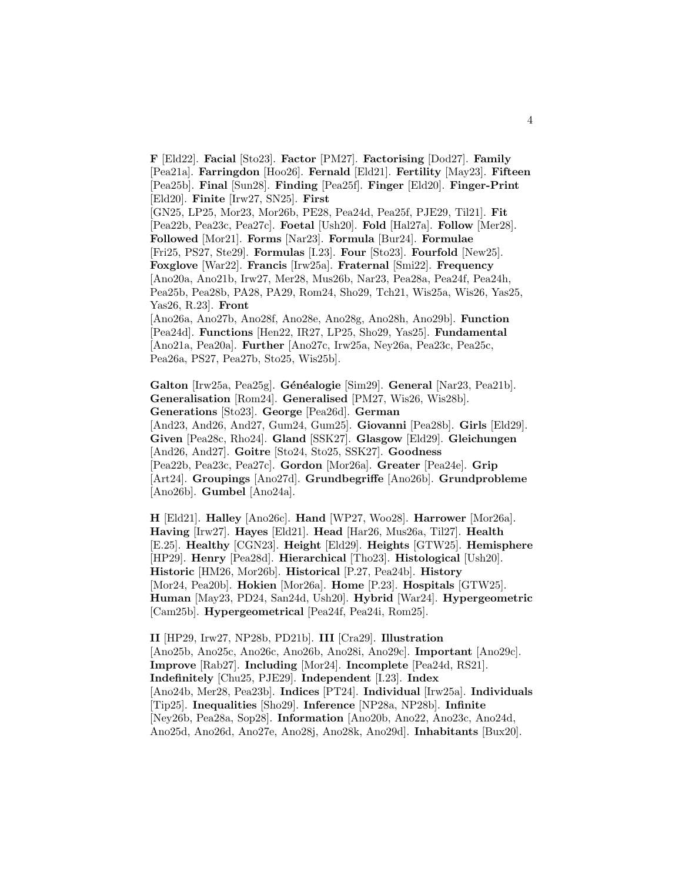**F** [Eld22]. **Facial** [Sto23]. **Factor** [PM27]. **Factorising** [Dod27]. **Family** [Pea21a]. **Farringdon** [Hoo26]. **Fernald** [Eld21]. **Fertility** [May23]. **Fifteen** [Pea25b]. **Final** [Sun28]. **Finding** [Pea25f]. **Finger** [Eld20]. **Finger-Print** [Eld20]. **Finite** [Irw27, SN25]. **First** [GN25, LP25, Mor23, Mor26b, PE28, Pea24d, Pea25f, PJE29, Til21]. **Fit** [Pea22b, Pea23c, Pea27c]. **Foetal** [Ush20]. **Fold** [Hal27a]. **Follow** [Mer28]. **Followed** [Mor21]. **Forms** [Nar23]. **Formula** [Bur24]. **Formulae** [Fri25, PS27, Ste29]. **Formulas** [I.23]. **Four** [Sto23]. **Fourfold** [New25]. **Foxglove** [War22]. **Francis** [Irw25a]. **Fraternal** [Smi22]. **Frequency** [Ano20a, Ano21b, Irw27, Mer28, Mus26b, Nar23, Pea28a, Pea24f, Pea24h, Pea25b, Pea28b, PA28, PA29, Rom24, Sho29, Tch21, Wis25a, Wis26, Yas25, Yas26, R.23]. **Front** [Ano26a, Ano27b, Ano28f, Ano28e, Ano28g, Ano28h, Ano29b]. **Function** [Pea24d]. **Functions** [Hen22, IR27, LP25, Sho29, Yas25]. **Fundamental** [Ano21a, Pea20a]. **Further** [Ano27c, Irw25a, Ney26a, Pea23c, Pea25c, Pea26a, PS27, Pea27b, Sto25, Wis25b].

**Galton** [Irw25a, Pea25g]. **Généalogie** [Sim29]. **General** [Nar23, Pea21b]. **Generalisation** [Rom24]. **Generalised** [PM27, Wis26, Wis28b]. **Generations** [Sto23]. **George** [Pea26d]. **German** [And23, And26, And27, Gum24, Gum25]. **Giovanni** [Pea28b]. **Girls** [Eld29]. **Given** [Pea28c, Rho24]. **Gland** [SSK27]. **Glasgow** [Eld29]. **Gleichungen** [And26, And27]. **Goitre** [Sto24, Sto25, SSK27]. **Goodness** [Pea22b, Pea23c, Pea27c]. **Gordon** [Mor26a]. **Greater** [Pea24e]. **Grip** [Art24]. **Groupings** [Ano27d]. **Grundbegriffe** [Ano26b]. **Grundprobleme** [Ano26b]. **Gumbel** [Ano24a].

**H** [Eld21]. **Halley** [Ano26c]. **Hand** [WP27, Woo28]. **Harrower** [Mor26a]. **Having** [Irw27]. **Hayes** [Eld21]. **Head** [Har26, Mus26a, Til27]. **Health** [E.25]. **Healthy** [CGN23]. **Height** [Eld29]. **Heights** [GTW25]. **Hemisphere** [HP29]. **Henry** [Pea28d]. **Hierarchical** [Tho23]. **Histological** [Ush20]. **Historic** [HM26, Mor26b]. **Historical** [P.27, Pea24b]. **History** [Mor24, Pea20b]. **Hokien** [Mor26a]. **Home** [P.23]. **Hospitals** [GTW25]. **Human** [May23, PD24, San24d, Ush20]. **Hybrid** [War24]. **Hypergeometric** [Cam25b]. **Hypergeometrical** [Pea24f, Pea24i, Rom25].

**II** [HP29, Irw27, NP28b, PD21b]. **III** [Cra29]. **Illustration** [Ano25b, Ano25c, Ano26c, Ano26b, Ano28i, Ano29c]. **Important** [Ano29c]. **Improve** [Rab27]. **Including** [Mor24]. **Incomplete** [Pea24d, RS21]. **Indefinitely** [Chu25, PJE29]. **Independent** [I.23]. **Index** [Ano24b, Mer28, Pea23b]. **Indices** [PT24]. **Individual** [Irw25a]. **Individuals** [Tip25]. **Inequalities** [Sho29]. **Inference** [NP28a, NP28b]. **Infinite** [Ney26b, Pea28a, Sop28]. **Information** [Ano20b, Ano22, Ano23c, Ano24d, Ano25d, Ano26d, Ano27e, Ano28j, Ano28k, Ano29d]. **Inhabitants** [Bux20].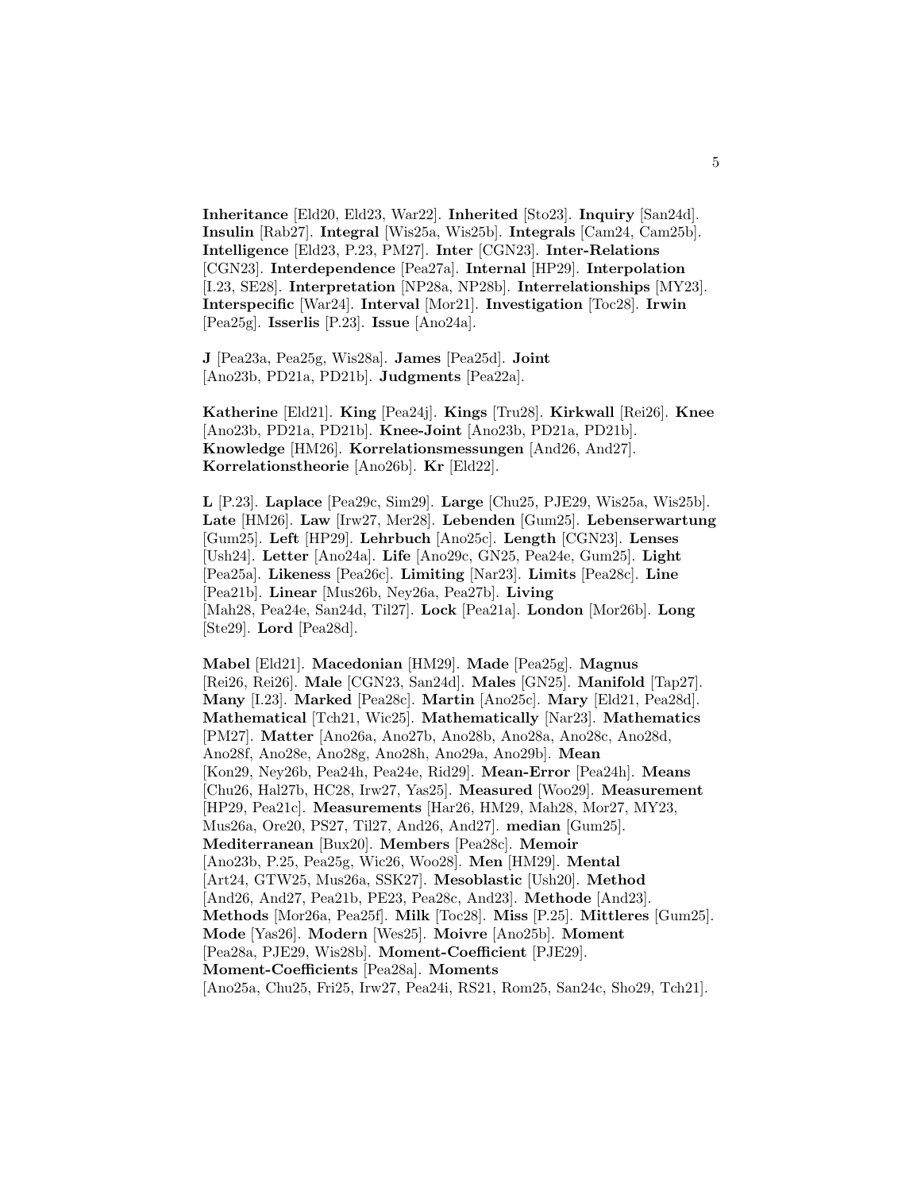**Inheritance** [Eld20, Eld23, War22]. **Inherited** [Sto23]. **Inquiry** [San24d]. **Insulin** [Rab27]. **Integral** [Wis25a, Wis25b]. **Integrals** [Cam24, Cam25b]. **Intelligence** [Eld23, P.23, PM27]. **Inter** [CGN23]. **Inter-Relations** [CGN23]. **Interdependence** [Pea27a]. **Internal** [HP29]. **Interpolation** [I.23, SE28]. **Interpretation** [NP28a, NP28b]. **Interrelationships** [MY23]. **Interspecific** [War24]. **Interval** [Mor21]. **Investigation** [Toc28]. **Irwin** [Pea25g]. **Isserlis** [P.23]. **Issue** [Ano24a].

**J** [Pea23a, Pea25g, Wis28a]. **James** [Pea25d]. **Joint** [Ano23b, PD21a, PD21b]. **Judgments** [Pea22a].

**Katherine** [Eld21]. **King** [Pea24j]. **Kings** [Tru28]. **Kirkwall** [Rei26]. **Knee** [Ano23b, PD21a, PD21b]. **Knee-Joint** [Ano23b, PD21a, PD21b]. **Knowledge** [HM26]. **Korrelationsmessungen** [And26, And27]. **Korrelationstheorie** [Ano26b]. **Kr** [Eld22].

**L** [P.23]. **Laplace** [Pea29c, Sim29]. **Large** [Chu25, PJE29, Wis25a, Wis25b]. **Late** [HM26]. **Law** [Irw27, Mer28]. **Lebenden** [Gum25]. **Lebenserwartung** [Gum25]. **Left** [HP29]. **Lehrbuch** [Ano25c]. **Length** [CGN23]. **Lenses** [Ush24]. **Letter** [Ano24a]. **Life** [Ano29c, GN25, Pea24e, Gum25]. **Light** [Pea25a]. **Likeness** [Pea26c]. **Limiting** [Nar23]. **Limits** [Pea28c]. **Line** [Pea21b]. **Linear** [Mus26b, Ney26a, Pea27b]. **Living** [Mah28, Pea24e, San24d, Til27]. **Lock** [Pea21a]. **London** [Mor26b]. **Long** [Ste29]. **Lord** [Pea28d].

**Mabel** [Eld21]. **Macedonian** [HM29]. **Made** [Pea25g]. **Magnus** [Rei26, Rei26]. **Male** [CGN23, San24d]. **Males** [GN25]. **Manifold** [Tap27]. **Many** [I.23]. **Marked** [Pea28c]. **Martin** [Ano25c]. **Mary** [Eld21, Pea28d]. **Mathematical** [Tch21, Wic25]. **Mathematically** [Nar23]. **Mathematics** [PM27]. **Matter** [Ano26a, Ano27b, Ano28b, Ano28a, Ano28c, Ano28d, Ano28f, Ano28e, Ano28g, Ano28h, Ano29a, Ano29b]. **Mean** [Kon29, Ney26b, Pea24h, Pea24e, Rid29]. **Mean-Error** [Pea24h]. **Means** [Chu26, Hal27b, HC28, Irw27, Yas25]. **Measured** [Woo29]. **Measurement** [HP29, Pea21c]. **Measurements** [Har26, HM29, Mah28, Mor27, MY23, Mus26a, Ore20, PS27, Til27, And26, And27]. **median** [Gum25]. **Mediterranean** [Bux20]. **Members** [Pea28c]. **Memoir** [Ano23b, P.25, Pea25g, Wic26, Woo28]. **Men** [HM29]. **Mental** [Art24, GTW25, Mus26a, SSK27]. **Mesoblastic** [Ush20]. **Method** [And26, And27, Pea21b, PE23, Pea28c, And23]. **Methode** [And23]. **Methods** [Mor26a, Pea25f]. **Milk** [Toc28]. **Miss** [P.25]. **Mittleres** [Gum25]. **Mode** [Yas26]. **Modern** [Wes25]. **Moivre** [Ano25b]. **Moment** [Pea28a, PJE29, Wis28b]. **Moment-Coefficient** [PJE29]. **Moment-Coefficients** [Pea28a]. **Moments** [Ano25a, Chu25, Fri25, Irw27, Pea24i, RS21, Rom25, San24c, Sho29, Tch21].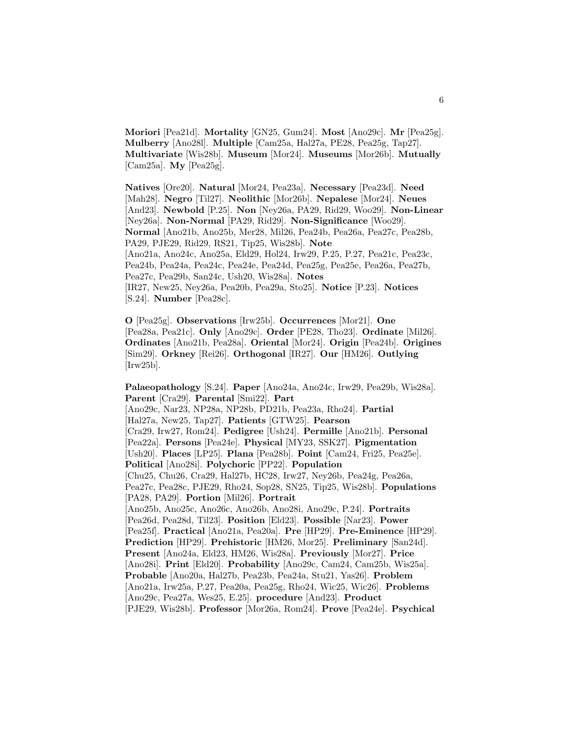**Moriori** [Pea21d]. **Mortality** [GN25, Gum24]. **Most** [Ano29c]. **Mr** [Pea25g]. **Mulberry** [Ano28l]. **Multiple** [Cam25a, Hal27a, PE28, Pea25g, Tap27]. **Multivariate** [Wis28b]. **Museum** [Mor24]. **Museums** [Mor26b]. **Mutually** [Cam25a]. **My** [Pea25g].

**Natives** [Ore20]. **Natural** [Mor24, Pea23a]. **Necessary** [Pea23d]. **Need** [Mah28]. **Negro** [Til27]. **Neolithic** [Mor26b]. **Nepalese** [Mor24]. **Neues** [And23]. **Newbold** [P.25]. **Non** [Ney26a, PA29, Rid29, Woo29]. **Non-Linear** [Ney26a]. **Non-Normal** [PA29, Rid29]. **Non-Significance** [Woo29]. **Normal** [Ano21b, Ano25b, Mer28, Mil26, Pea24b, Pea26a, Pea27c, Pea28b, PA29, PJE29, Rid29, RS21, Tip25, Wis28b]. **Note** [Ano21a, Ano24c, Ano25a, Eld29, Hol24, Irw29, P.25, P.27, Pea21c, Pea23c, Pea24b, Pea24a, Pea24c, Pea24e, Pea24d, Pea25g, Pea25e, Pea26a, Pea27b, Pea27c, Pea29b, San24c, Ush20, Wis28a]. **Notes** [IR27, New25, Ney26a, Pea20b, Pea29a, Sto25]. **Notice** [P.23]. **Notices** [S.24]. **Number** [Pea28c].

**O** [Pea25g]. **Observations** [Irw25b]. **Occurrences** [Mor21]. **One** [Pea28a, Pea21c]. **Only** [Ano29c]. **Order** [PE28, Tho23]. **Ordinate** [Mil26]. **Ordinates** [Ano21b, Pea28a]. **Oriental** [Mor24]. **Origin** [Pea24b]. **Origines** [Sim29]. **Orkney** [Rei26]. **Orthogonal** [IR27]. **Our** [HM26]. **Outlying** [Irw25b].

**Palaeopathology** [S.24]. **Paper** [Ano24a, Ano24c, Irw29, Pea29b, Wis28a]. **Parent** [Cra29]. **Parental** [Smi22]. **Part** [Ano29c, Nar23, NP28a, NP28b, PD21b, Pea23a, Rho24]. **Partial** [Hal27a, New25, Tap27]. **Patients** [GTW25]. **Pearson** [Cra29, Irw27, Rom24]. **Pedigree** [Ush24]. **Permille** [Ano21b]. **Personal** [Pea22a]. **Persons** [Pea24e]. **Physical** [MY23, SSK27]. **Pigmentation** [Ush20]. **Places** [LP25]. **Plana** [Pea28b]. **Point** [Cam24, Fri25, Pea25e]. **Political** [Ano28i]. **Polychoric** [PP22]. **Population** [Chu25, Chu26, Cra29, Hal27b, HC28, Irw27, Ney26b, Pea24g, Pea26a, Pea27c, Pea28c, PJE29, Rho24, Sop28, SN25, Tip25, Wis28b]. **Populations** [PA28, PA29]. **Portion** [Mil26]. **Portrait** [Ano25b, Ano25c, Ano26c, Ano26b, Ano28i, Ano29c, P.24]. **Portraits** [Pea26d, Pea28d, Til23]. **Position** [Eld23]. **Possible** [Nar23]. **Power** [Pea25f]. **Practical** [Ano21a, Pea20a]. **Pre** [HP29]. **Pre-Eminence** [HP29]. **Prediction** [HP29]. **Prehistoric** [HM26, Mor25]. **Preliminary** [San24d]. **Present** [Ano24a, Eld23, HM26, Wis28a]. **Previously** [Mor27]. **Price** [Ano28i]. **Print** [Eld20]. **Probability** [Ano29c, Cam24, Cam25b, Wis25a]. **Probable** [Ano20a, Hal27b, Pea23b, Pea24a, Stu21, Yas26]. **Problem** [Ano21a, Irw25a, P.27, Pea20a, Pea25g, Rho24, Wic25, Wic26]. **Problems** [Ano29c, Pea27a, Wes25, E.25]. **procedure** [And23]. **Product** [PJE29, Wis28b]. **Professor** [Mor26a, Rom24]. **Prove** [Pea24e]. **Psychical**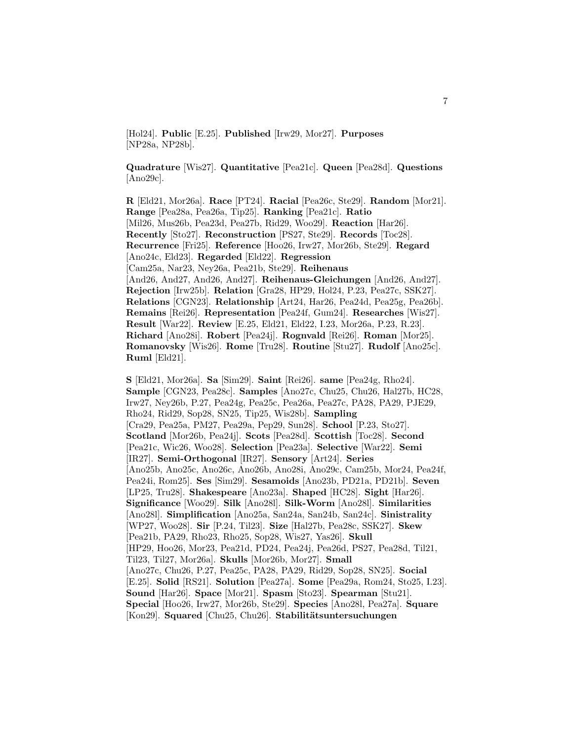[Hol24]. **Public** [E.25]. **Published** [Irw29, Mor27]. **Purposes** [NP28a, NP28b].

**Quadrature** [Wis27]. **Quantitative** [Pea21c]. **Queen** [Pea28d]. **Questions** [Ano29c].

**R** [Eld21, Mor26a]. **Race** [PT24]. **Racial** [Pea26c, Ste29]. **Random** [Mor21]. **Range** [Pea28a, Pea26a, Tip25]. **Ranking** [Pea21c]. **Ratio** [Mil26, Mus26b, Pea23d, Pea27b, Rid29, Woo29]. **Reaction** [Har26]. **Recently** [Sto27]. **Reconstruction** [PS27, Ste29]. **Records** [Toc28]. **Recurrence** [Fri25]. **Reference** [Hoo26, Irw27, Mor26b, Ste29]. **Regard** [Ano24c, Eld23]. **Regarded** [Eld22]. **Regression** [Cam25a, Nar23, Ney26a, Pea21b, Ste29]. **Reihenaus** [And26, And27, And26, And27]. **Reihenaus-Gleichungen** [And26, And27]. **Rejection** [Irw25b]. **Relation** [Gra28, HP29, Hol24, P.23, Pea27c, SSK27]. **Relations** [CGN23]. **Relationship** [Art24, Har26, Pea24d, Pea25g, Pea26b]. **Remains** [Rei26]. **Representation** [Pea24f, Gum24]. **Researches** [Wis27]. **Result** [War22]. **Review** [E.25, Eld21, Eld22, I.23, Mor26a, P.23, R.23]. **Richard** [Ano28i]. **Robert** [Pea24j]. **Rognvald** [Rei26]. **Roman** [Mor25]. **Romanovsky** [Wis26]. **Rome** [Tru28]. **Routine** [Stu27]. **Rudolf** [Ano25c]. **Ruml** [Eld21].

**S** [Eld21, Mor26a]. **Sa** [Sim29]. **Saint** [Rei26]. **same** [Pea24g, Rho24]. **Sample** [CGN23, Pea28c]. **Samples** [Ano27c, Chu25, Chu26, Hal27b, HC28, Irw27, Ney26b, P.27, Pea24g, Pea25c, Pea26a, Pea27c, PA28, PA29, PJE29, Rho24, Rid29, Sop28, SN25, Tip25, Wis28b]. **Sampling** [Cra29, Pea25a, PM27, Pea29a, Pep29, Sun28]. **School** [P.23, Sto27]. **Scotland** [Mor26b, Pea24j]. **Scots** [Pea28d]. **Scottish** [Toc28]. **Second** [Pea21c, Wic26, Woo28]. **Selection** [Pea23a]. **Selective** [War22]. **Semi** [IR27]. **Semi-Orthogonal** [IR27]. **Sensory** [Art24]. **Series** [Ano25b, Ano25c, Ano26c, Ano26b, Ano28i, Ano29c, Cam25b, Mor24, Pea24f, Pea24i, Rom25]. **Ses** [Sim29]. **Sesamoids** [Ano23b, PD21a, PD21b]. **Seven** [LP25, Tru28]. **Shakespeare** [Ano23a]. **Shaped** [HC28]. **Sight** [Har26]. **Significance** [Woo29]. **Silk** [Ano28l]. **Silk-Worm** [Ano28l]. **Similarities** [Ano28l]. **Simplification** [Ano25a, San24a, San24b, San24c]. **Sinistrality** [WP27, Woo28]. **Sir** [P.24, Til23]. **Size** [Hal27b, Pea28c, SSK27]. **Skew** [Pea21b, PA29, Rho23, Rho25, Sop28, Wis27, Yas26]. **Skull** [HP29, Hoo26, Mor23, Pea21d, PD24, Pea24j, Pea26d, PS27, Pea28d, Til21, Til23, Til27, Mor26a]. **Skulls** [Mor26b, Mor27]. **Small** [Ano27c, Chu26, P.27, Pea25c, PA28, PA29, Rid29, Sop28, SN25]. **Social** [E.25]. **Solid** [RS21]. **Solution** [Pea27a]. **Some** [Pea29a, Rom24, Sto25, I.23]. **Sound** [Har26]. **Space** [Mor21]. **Spasm** [Sto23]. **Spearman** [Stu21]. **Special** [Hoo26, Irw27, Mor26b, Ste29]. **Species** [Ano28l, Pea27a]. **Square** [Kon29]. **Squared** [Chu25, Chu26]. **Stabilitätsuntersuchungen**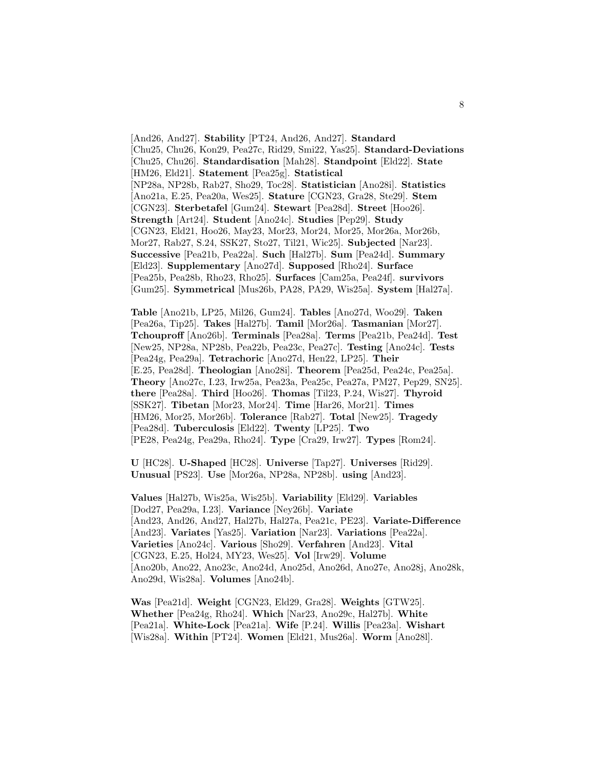[And26, And27]. **Stability** [PT24, And26, And27]. **Standard** [Chu25, Chu26, Kon29, Pea27c, Rid29, Smi22, Yas25]. **Standard-Deviations** [Chu25, Chu26]. **Standardisation** [Mah28]. **Standpoint** [Eld22]. **State** [HM26, Eld21]. **Statement** [Pea25g]. **Statistical** [NP28a, NP28b, Rab27, Sho29, Toc28]. **Statistician** [Ano28i]. **Statistics** [Ano21a, E.25, Pea20a, Wes25]. **Stature** [CGN23, Gra28, Ste29]. **Stem** [CGN23]. **Sterbetafel** [Gum24]. **Stewart** [Pea28d]. **Street** [Hoo26]. **Strength** [Art24]. **Student** [Ano24c]. **Studies** [Pep29]. **Study** [CGN23, Eld21, Hoo26, May23, Mor23, Mor24, Mor25, Mor26a, Mor26b, Mor27, Rab27, S.24, SSK27, Sto27, Til21, Wic25]. **Subjected** [Nar23]. **Successive** [Pea21b, Pea22a]. **Such** [Hal27b]. **Sum** [Pea24d]. **Summary** [Eld23]. **Supplementary** [Ano27d]. **Supposed** [Rho24]. **Surface** [Pea25b, Pea28b, Rho23, Rho25]. **Surfaces** [Cam25a, Pea24f]. **survivors** [Gum25]. **Symmetrical** [Mus26b, PA28, PA29, Wis25a]. **System** [Hal27a].

**Table** [Ano21b, LP25, Mil26, Gum24]. **Tables** [Ano27d, Woo29]. **Taken** [Pea26a, Tip25]. **Takes** [Hal27b]. **Tamil** [Mor26a]. **Tasmanian** [Mor27]. **Tchouproff** [Ano26b]. **Terminals** [Pea28a]. **Terms** [Pea21b, Pea24d]. **Test** [New25, NP28a, NP28b, Pea22b, Pea23c, Pea27c]. **Testing** [Ano24c]. **Tests** [Pea24g, Pea29a]. **Tetrachoric** [Ano27d, Hen22, LP25]. **Their** [E.25, Pea28d]. **Theologian** [Ano28i]. **Theorem** [Pea25d, Pea24c, Pea25a]. **Theory** [Ano27c, I.23, Irw25a, Pea23a, Pea25c, Pea27a, PM27, Pep29, SN25]. **there** [Pea28a]. **Third** [Hoo26]. **Thomas** [Til23, P.24, Wis27]. **Thyroid** [SSK27]. **Tibetan** [Mor23, Mor24]. **Time** [Har26, Mor21]. **Times** [HM26, Mor25, Mor26b]. **Tolerance** [Rab27]. **Total** [New25]. **Tragedy** [Pea28d]. **Tuberculosis** [Eld22]. **Twenty** [LP25]. **Two** [PE28, Pea24g, Pea29a, Rho24]. **Type** [Cra29, Irw27]. **Types** [Rom24].

**U** [HC28]. **U-Shaped** [HC28]. **Universe** [Tap27]. **Universes** [Rid29]. **Unusual** [PS23]. **Use** [Mor26a, NP28a, NP28b]. **using** [And23].

**Values** [Hal27b, Wis25a, Wis25b]. **Variability** [Eld29]. **Variables** [Dod27, Pea29a, I.23]. **Variance** [Ney26b]. **Variate** [And23, And26, And27, Hal27b, Hal27a, Pea21c, PE23]. **Variate-Difference** [And23]. **Variates** [Yas25]. **Variation** [Nar23]. **Variations** [Pea22a]. **Varieties** [Ano24c]. **Various** [Sho29]. **Verfahren** [And23]. **Vital** [CGN23, E.25, Hol24, MY23, Wes25]. **Vol** [Irw29]. **Volume** [Ano20b, Ano22, Ano23c, Ano24d, Ano25d, Ano26d, Ano27e, Ano28j, Ano28k, Ano29d, Wis28a]. **Volumes** [Ano24b].

**Was** [Pea21d]. **Weight** [CGN23, Eld29, Gra28]. **Weights** [GTW25]. **Whether** [Pea24g, Rho24]. **Which** [Nar23, Ano29c, Hal27b]. **White** [Pea21a]. **White-Lock** [Pea21a]. **Wife** [P.24]. **Willis** [Pea23a]. **Wishart** [Wis28a]. **Within** [PT24]. **Women** [Eld21, Mus26a]. **Worm** [Ano28l].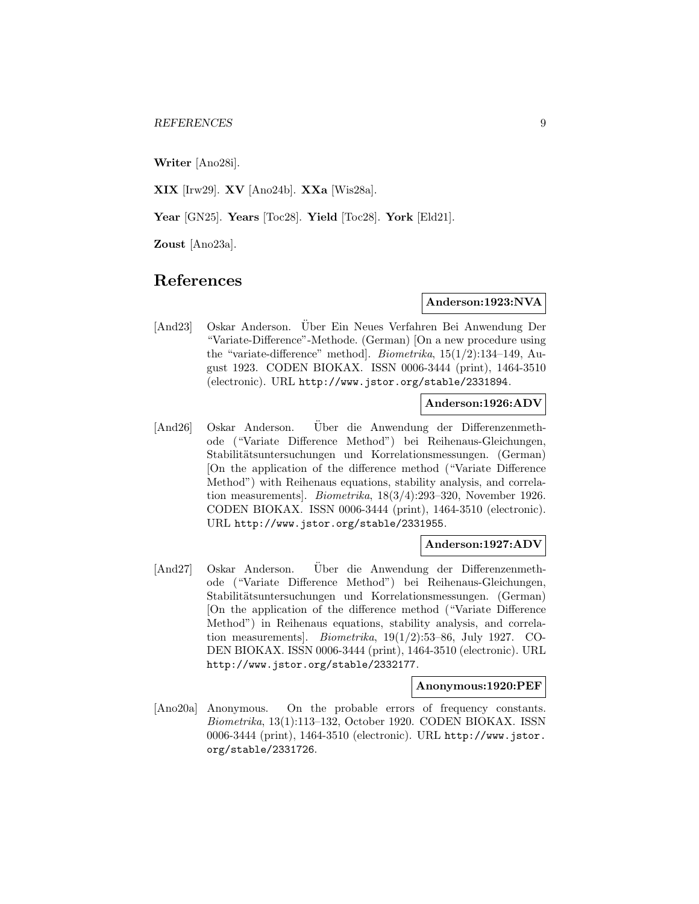**Writer** [Ano28i].

**XIX** [Irw29]. **XV** [Ano24b]. **XXa** [Wis28a].

**Year** [GN25]. **Years** [Toc28]. **Yield** [Toc28]. **York** [Eld21].

**Zoust** [Ano23a].

## References

**Anderson:1923:NVA**

[And23] Oskar Anderson. Über Ein Neues Verfahren Bei Anwendung Der "Variate-Difference"-Methode. (German) [On a new procedure using the "variate-difference" method]. *Biometrika*, 15(1/2):134–149, August 1923. CODEN BIOKAX. ISSN 0006-3444 (print), 1464-3510 (electronic). URL http://www.jstor.org/stable/2331894.

**Anderson:1926:ADV**

[And26] Oskar Anderson. Über die Anwendung der Differenzenmethode ("Variate Difference Method") bei Reihenaus-Gleichungen, Stabilitätsuntersuchungen und Korrelationsmessungen. (German) [On the application of the difference method ("Variate Difference Method") with Reihenaus equations, stability analysis, and correlation measurements]. *Biometrika*, 18(3/4):293–320, November 1926. CODEN BIOKAX. ISSN 0006-3444 (print), 1464-3510 (electronic). URL http://www.jstor.org/stable/2331955.

**Anderson:1927:ADV**

[And27] Oskar Anderson. Über die Anwendung der Differenzenmethode ("Variate Difference Method") bei Reihenaus-Gleichungen, Stabilitätsuntersuchungen und Korrelationsmessungen. (German) [On the application of the difference method ("Variate Difference Method") in Reihenaus equations, stability analysis, and correlation measurements]. *Biometrika*, 19(1/2):53–86, July 1927. CODEN BIOKAX. ISSN 0006-3444 (print), 1464-3510 (electronic). URL http://www.jstor.org/stable/2332177.

**Anonymous:1920:PEF**

[Ano20a] Anonymous. On the probable errors of frequency constants. *Biometrika*, 13(1):113–132, October 1920. CODEN BIOKAX. ISSN 0006-3444 (print), 1464-3510 (electronic). URL http://www.jstor.org/stable/2331726.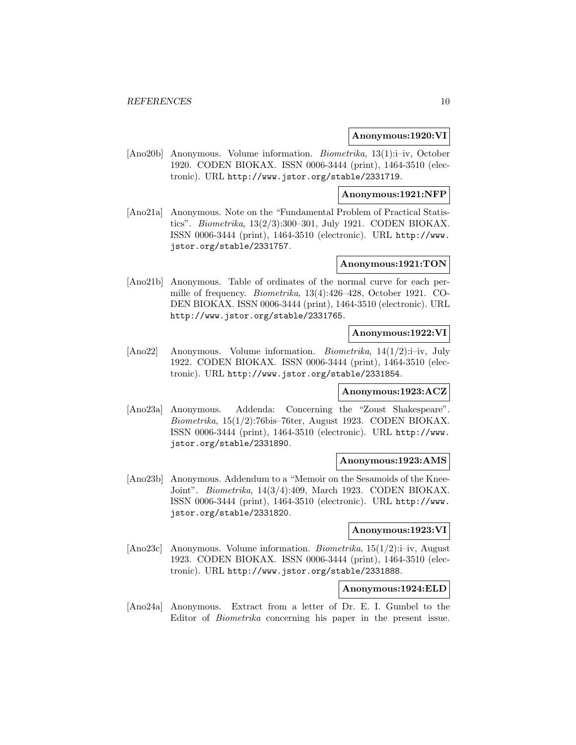**Anonymous:1920:VI**

[Ano20b] Anonymous. Volume information. *Biometrika*, 13(1):i–iv, October 1920. CODEN BIOKAX. ISSN 0006-3444 (print), 1464-3510 (electronic). URL http://www.jstor.org/stable/2331719.

**Anonymous:1921:NFP**

[Ano21a] Anonymous. Note on the "Fundamental Problem of Practical Statistics". *Biometrika*, 13(2/3):300–301, July 1921. CODEN BIOKAX. ISSN 0006-3444 (print), 1464-3510 (electronic). URL http://www.jstor.org/stable/2331757.

**Anonymous:1921:TON**

[Ano21b] Anonymous. Table of ordinates of the normal curve for each permille of frequency. *Biometrika*, 13(4):426–428, October 1921. CODEN BIOKAX. ISSN 0006-3444 (print), 1464-3510 (electronic). URL http://www.jstor.org/stable/2331765.

**Anonymous:1922:VI**

[Ano22] Anonymous. Volume information. *Biometrika*, 14(1/2):i–iv, July 1922. CODEN BIOKAX. ISSN 0006-3444 (print), 1464-3510 (electronic). URL http://www.jstor.org/stable/2331854.

**Anonymous:1923:ACZ**

[Ano23a] Anonymous. Addenda: Concerning the "Zoust Shakespeare". *Biometrika*, 15(1/2):76bis–76ter, August 1923. CODEN BIOKAX. ISSN 0006-3444 (print), 1464-3510 (electronic). URL http://www.jstor.org/stable/2331890.

**Anonymous:1923:AMS**

[Ano23b] Anonymous. Addendum to a "Memoir on the Sesamoids of the Knee-Joint". *Biometrika*, 14(3/4):409, March 1923. CODEN BIOKAX. ISSN 0006-3444 (print), 1464-3510 (electronic). URL http://www.jstor.org/stable/2331820.

**Anonymous:1923:VI**

[Ano23c] Anonymous. Volume information. *Biometrika*, 15(1/2):i–iv, August 1923. CODEN BIOKAX. ISSN 0006-3444 (print), 1464-3510 (electronic). URL http://www.jstor.org/stable/2331888.

**Anonymous:1924:ELD**

[Ano24a] Anonymous. Extract from a letter of Dr. E. I. Gumbel to the Editor of *Biometrika* concerning his paper in the present issue.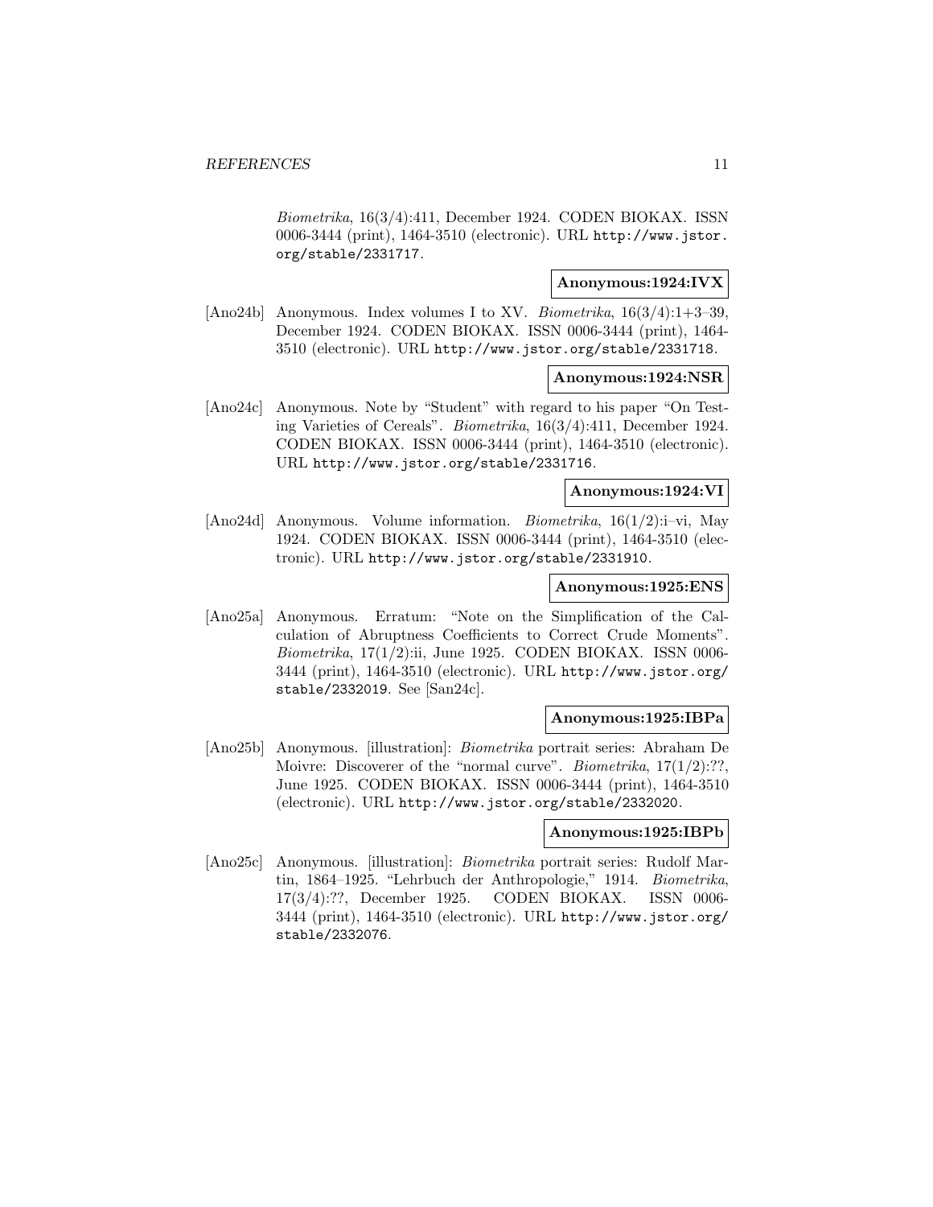*Biometrika*, 16(3/4):411, December 1924. CODEN BIOKAX. ISSN 0006-3444 (print), 1464-3510 (electronic). URL http://www.jstor.org/stable/2331717.

**Anonymous:1924:IVX**

[Ano24b] Anonymous. Index volumes I to XV. *Biometrika*, 16(3/4):1+3–39, December 1924. CODEN BIOKAX. ISSN 0006-3444 (print), 1464-3510 (electronic). URL http://www.jstor.org/stable/2331718.

**Anonymous:1924:NSR**

[Ano24c] Anonymous. Note by "Student" with regard to his paper "On Testing Varieties of Cereals". *Biometrika*, 16(3/4):411, December 1924. CODEN BIOKAX. ISSN 0006-3444 (print), 1464-3510 (electronic). URL http://www.jstor.org/stable/2331716.

**Anonymous:1924:VI**

[Ano24d] Anonymous. Volume information. *Biometrika*, 16(1/2):i–vi, May 1924. CODEN BIOKAX. ISSN 0006-3444 (print), 1464-3510 (electronic). URL http://www.jstor.org/stable/2331910.

**Anonymous:1925:ENS**

[Ano25a] Anonymous. Erratum: "Note on the Simplification of the Calculation of Abruptness Coefficients to Correct Crude Moments". *Biometrika*, 17(1/2):ii, June 1925. CODEN BIOKAX. ISSN 0006-3444 (print), 1464-3510 (electronic). URL http://www.jstor.org/stable/2332019. See [San24c].

**Anonymous:1925:IBPa**

[Ano25b] Anonymous. [illustration]: *Biometrika* portrait series: Abraham De Moivre: Discoverer of the "normal curve". *Biometrika*, 17(1/2):??, June 1925. CODEN BIOKAX. ISSN 0006-3444 (print), 1464-3510 (electronic). URL http://www.jstor.org/stable/2332020.

**Anonymous:1925:IBPb**

[Ano25c] Anonymous. [illustration]: *Biometrika* portrait series: Rudolf Martin, 1864–1925. "Lehrbuch der Anthropologie," 1914. *Biometrika*, 17(3/4):??, December 1925. CODEN BIOKAX. ISSN 0006-3444 (print), 1464-3510 (electronic). URL http://www.jstor.org/stable/2332076.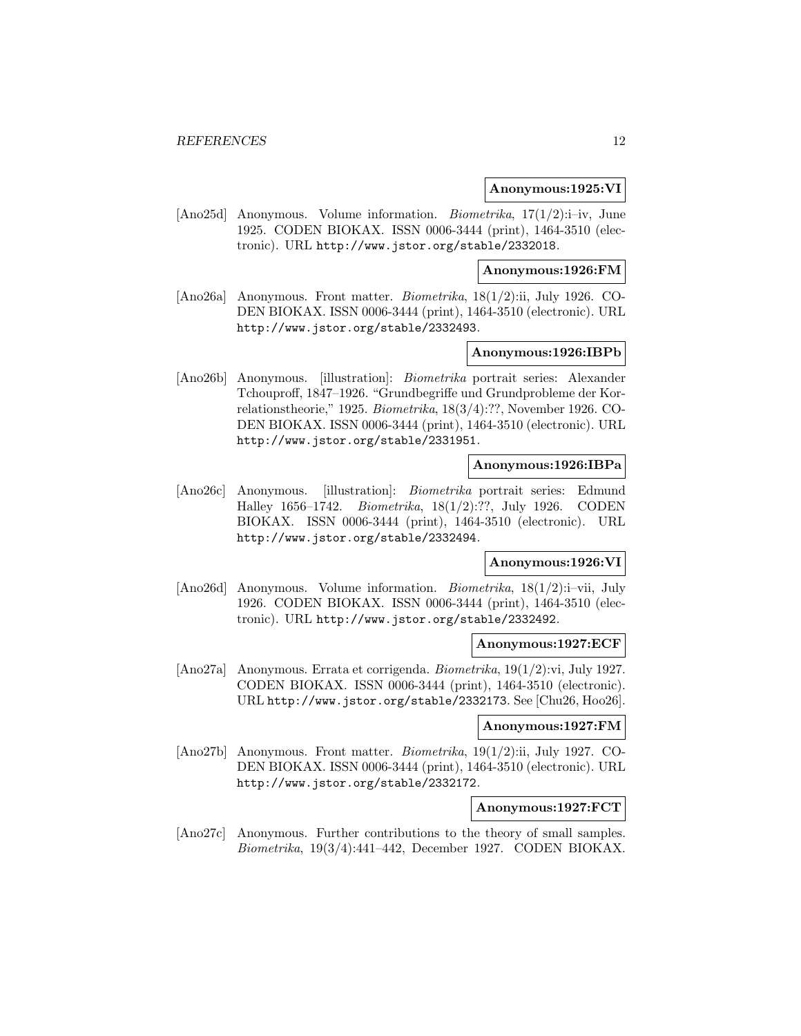**Anonymous:1925:VI**

[Ano25d] Anonymous. Volume information. *Biometrika*, 17(1/2):i–iv, June 1925. CODEN BIOKAX. ISSN 0006-3444 (print), 1464-3510 (electronic). URL http://www.jstor.org/stable/2332018.

**Anonymous:1926:FM**

[Ano26a] Anonymous. Front matter. *Biometrika*, 18(1/2):ii, July 1926. CODEN BIOKAX. ISSN 0006-3444 (print), 1464-3510 (electronic). URL http://www.jstor.org/stable/2332493.

**Anonymous:1926:IBPb**

[Ano26b] Anonymous. [illustration]: *Biometrika* portrait series: Alexander Tchouproff, 1847–1926. "Grundbegriffe und Grundprobleme der Korrelationstheorie," 1925. *Biometrika*, 18(3/4):??, November 1926. CODEN BIOKAX. ISSN 0006-3444 (print), 1464-3510 (electronic). URL http://www.jstor.org/stable/2331951.

**Anonymous:1926:IBPa**

[Ano26c] Anonymous. [illustration]: *Biometrika* portrait series: Edmund Halley 1656–1742. *Biometrika*, 18(1/2):??, July 1926. CODEN BIOKAX. ISSN 0006-3444 (print), 1464-3510 (electronic). URL http://www.jstor.org/stable/2332494.

**Anonymous:1926:VI**

[Ano26d] Anonymous. Volume information. *Biometrika*, 18(1/2):i–vii, July 1926. CODEN BIOKAX. ISSN 0006-3444 (print), 1464-3510 (electronic). URL http://www.jstor.org/stable/2332492.

**Anonymous:1927:ECF**

[Ano27a] Anonymous. Errata et corrigenda. *Biometrika*, 19(1/2):vi, July 1927. CODEN BIOKAX. ISSN 0006-3444 (print), 1464-3510 (electronic). URL http://www.jstor.org/stable/2332173. See [Chu26, Hoo26].

**Anonymous:1927:FM**

[Ano27b] Anonymous. Front matter. *Biometrika*, 19(1/2):ii, July 1927. CODEN BIOKAX. ISSN 0006-3444 (print), 1464-3510 (electronic). URL http://www.jstor.org/stable/2332172.

**Anonymous:1927:FCT**

[Ano27c] Anonymous. Further contributions to the theory of small samples. *Biometrika*, 19(3/4):441–442, December 1927. CODEN BIOKAX.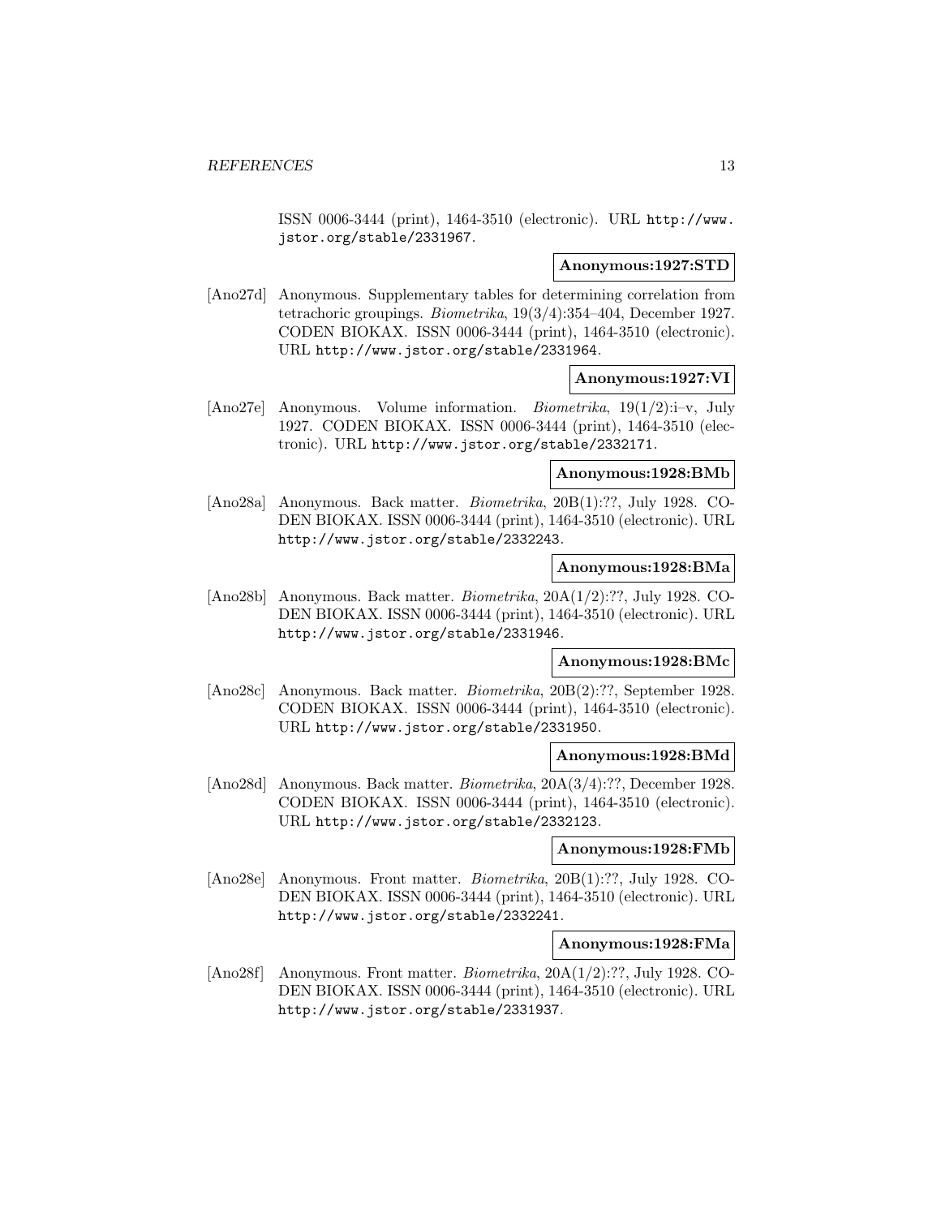ISSN 0006-3444 (print), 1464-3510 (electronic). URL http://www.jstor.org/stable/2331967.

**Anonymous:1927:STD**

[Ano27d] Anonymous. Supplementary tables for determining correlation from tetrachoric groupings. *Biometrika*, 19(3/4):354–404, December 1927. CODEN BIOKAX. ISSN 0006-3444 (print), 1464-3510 (electronic). URL http://www.jstor.org/stable/2331964.

**Anonymous:1927:VI**

[Ano27e] Anonymous. Volume information. *Biometrika*, 19(1/2):i–v, July 1927. CODEN BIOKAX. ISSN 0006-3444 (print), 1464-3510 (electronic). URL http://www.jstor.org/stable/2332171.

**Anonymous:1928:BMb**

[Ano28a] Anonymous. Back matter. *Biometrika*, 20B(1):??, July 1928. CODEN BIOKAX. ISSN 0006-3444 (print), 1464-3510 (electronic). URL http://www.jstor.org/stable/2332243.

**Anonymous:1928:BMa**

[Ano28b] Anonymous. Back matter. *Biometrika*, 20A(1/2):??, July 1928. CODEN BIOKAX. ISSN 0006-3444 (print), 1464-3510 (electronic). URL http://www.jstor.org/stable/2331946.

**Anonymous:1928:BMc**

[Ano28c] Anonymous. Back matter. *Biometrika*, 20B(2):??, September 1928. CODEN BIOKAX. ISSN 0006-3444 (print), 1464-3510 (electronic). URL http://www.jstor.org/stable/2331950.

**Anonymous:1928:BMd**

[Ano28d] Anonymous. Back matter. *Biometrika*, 20A(3/4):??, December 1928. CODEN BIOKAX. ISSN 0006-3444 (print), 1464-3510 (electronic). URL http://www.jstor.org/stable/2332123.

**Anonymous:1928:FMb**

[Ano28e] Anonymous. Front matter. *Biometrika*, 20B(1):??, July 1928. CODEN BIOKAX. ISSN 0006-3444 (print), 1464-3510 (electronic). URL http://www.jstor.org/stable/2332241.

**Anonymous:1928:FMa**

[Ano28f] Anonymous. Front matter. *Biometrika*, 20A(1/2):??, July 1928. CODEN BIOKAX. ISSN 0006-3444 (print), 1464-3510 (electronic). URL http://www.jstor.org/stable/2331937.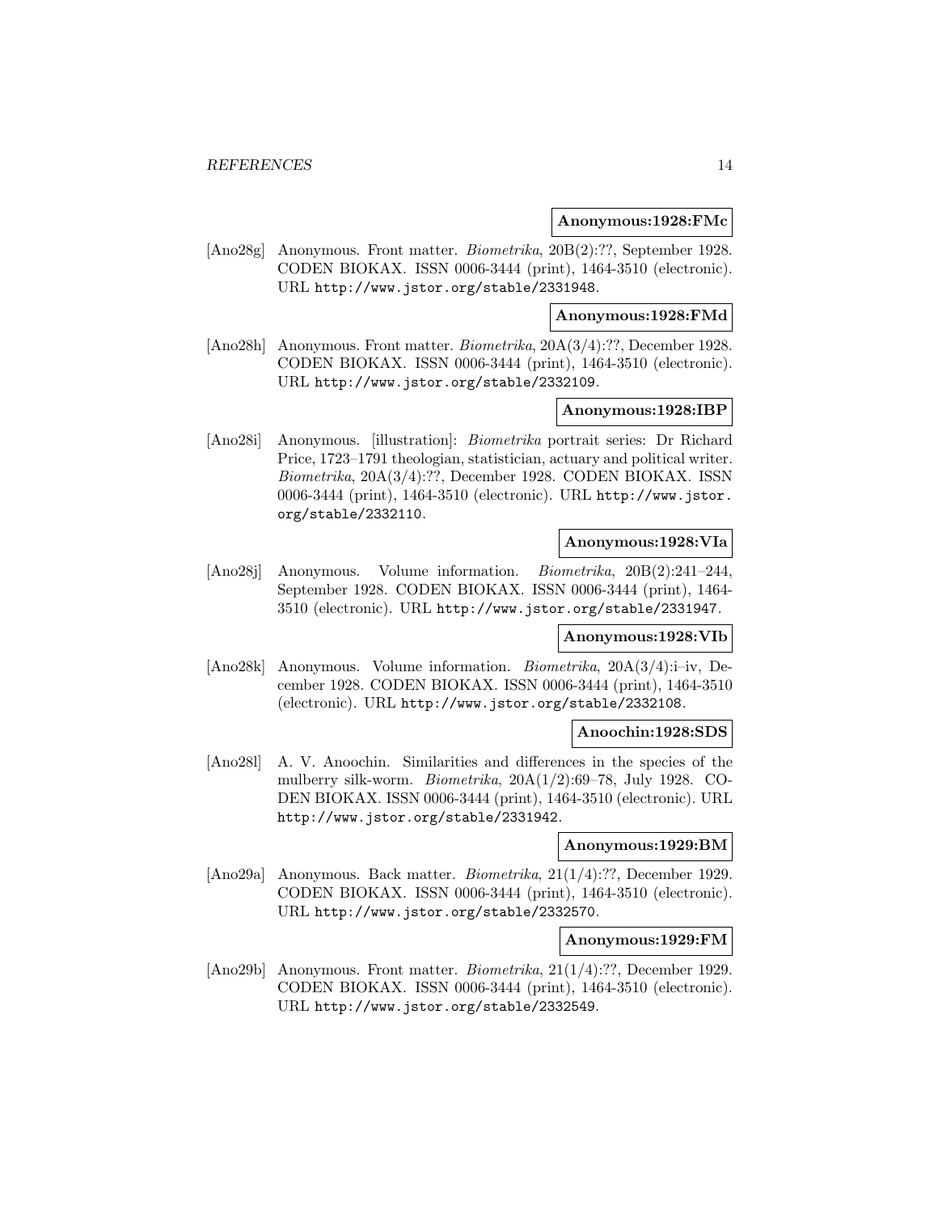**Anonymous:1928:FMc**

[Ano28g] Anonymous. Front matter. *Biometrika*, 20B(2):??, September 1928. CODEN BIOKAX. ISSN 0006-3444 (print), 1464-3510 (electronic). URL http://www.jstor.org/stable/2331948.

**Anonymous:1928:FMd**

[Ano28h] Anonymous. Front matter. *Biometrika*, 20A(3/4):??, December 1928. CODEN BIOKAX. ISSN 0006-3444 (print), 1464-3510 (electronic). URL http://www.jstor.org/stable/2332109.

**Anonymous:1928:IBP**

[Ano28i] Anonymous. [illustration]: *Biometrika* portrait series: Dr Richard Price, 1723–1791 theologian, statistician, actuary and political writer. *Biometrika*, 20A(3/4):??, December 1928. CODEN BIOKAX. ISSN 0006-3444 (print), 1464-3510 (electronic). URL http://www.jstor.org/stable/2332110.

**Anonymous:1928:VIa**

[Ano28j] Anonymous. Volume information. *Biometrika*, 20B(2):241–244, September 1928. CODEN BIOKAX. ISSN 0006-3444 (print), 1464-3510 (electronic). URL http://www.jstor.org/stable/2331947.

**Anonymous:1928:VIb**

[Ano28k] Anonymous. Volume information. *Biometrika*, 20A(3/4):i–iv, December 1928. CODEN BIOKAX. ISSN 0006-3444 (print), 1464-3510 (electronic). URL http://www.jstor.org/stable/2332108.

**Anoochin:1928:SDS**

[Ano28l] A. V. Anoochin. Similarities and differences in the species of the mulberry silk-worm. *Biometrika*, 20A(1/2):69–78, July 1928. CODEN BIOKAX. ISSN 0006-3444 (print), 1464-3510 (electronic). URL http://www.jstor.org/stable/2331942.

**Anonymous:1929:BM**

[Ano29a] Anonymous. Back matter. *Biometrika*, 21(1/4):??, December 1929. CODEN BIOKAX. ISSN 0006-3444 (print), 1464-3510 (electronic). URL http://www.jstor.org/stable/2332570.

**Anonymous:1929:FM**

[Ano29b] Anonymous. Front matter. *Biometrika*, 21(1/4):??, December 1929. CODEN BIOKAX. ISSN 0006-3444 (print), 1464-3510 (electronic). URL http://www.jstor.org/stable/2332549.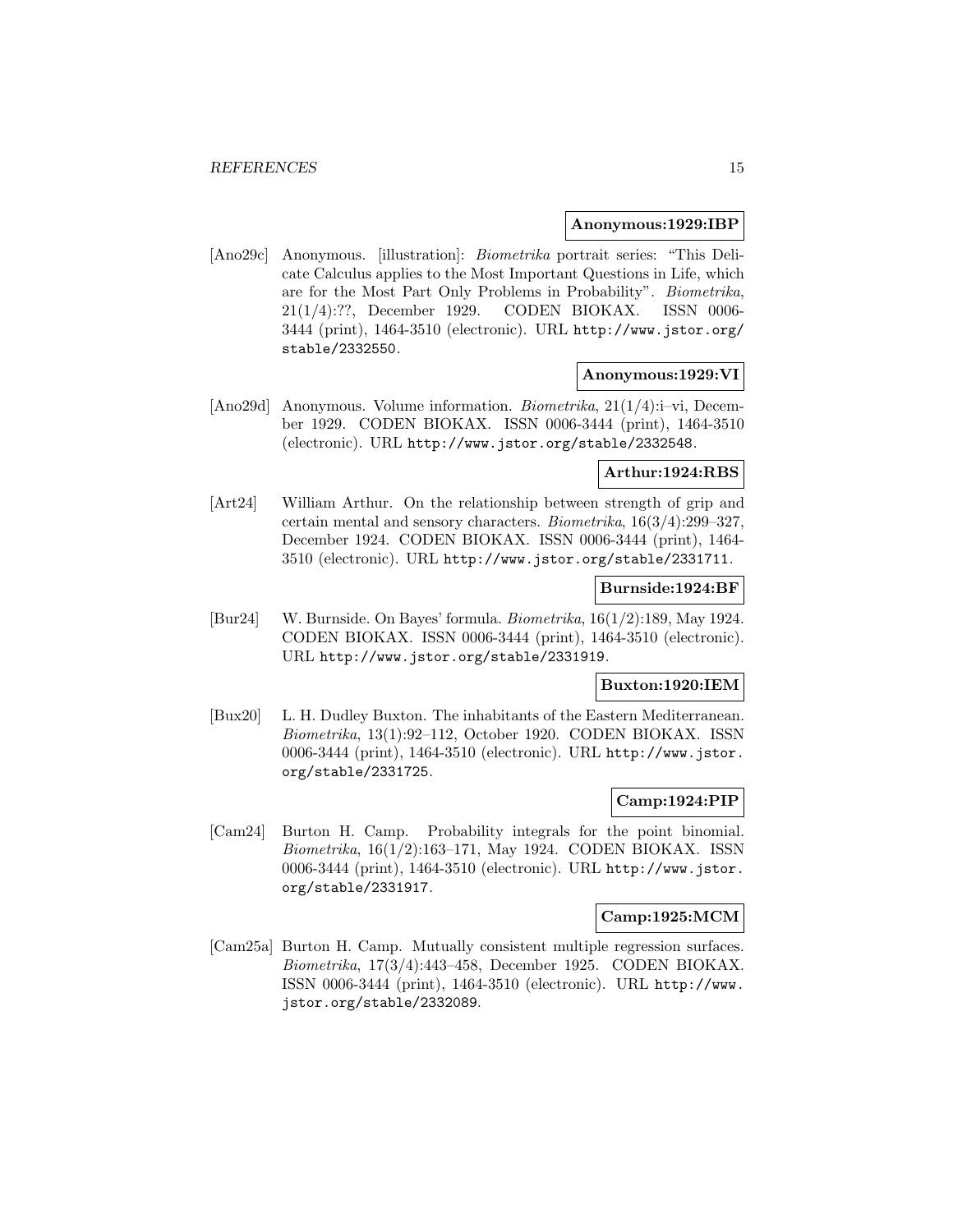**Anonymous:1929:IBP**

[Ano29c] Anonymous. [illustration]: *Biometrika* portrait series: "This Delicate Calculus applies to the Most Important Questions in Life, which are for the Most Part Only Problems in Probability". *Biometrika*, 21(1/4):??, December 1929. CODEN BIOKAX. ISSN 0006-3444 (print), 1464-3510 (electronic). URL http://www.jstor.org/stable/2332550.

**Anonymous:1929:VI**

[Ano29d] Anonymous. Volume information. *Biometrika*, 21(1/4):i–vi, December 1929. CODEN BIOKAX. ISSN 0006-3444 (print), 1464-3510 (electronic). URL http://www.jstor.org/stable/2332548.

**Arthur:1924:RBS**

[Art24] William Arthur. On the relationship between strength of grip and certain mental and sensory characters. *Biometrika*, 16(3/4):299–327, December 1924. CODEN BIOKAX. ISSN 0006-3444 (print), 1464-3510 (electronic). URL http://www.jstor.org/stable/2331711.

**Burnside:1924:BF**

[Bur24] W. Burnside. On Bayes' formula. *Biometrika*, 16(1/2):189, May 1924. CODEN BIOKAX. ISSN 0006-3444 (print), 1464-3510 (electronic). URL http://www.jstor.org/stable/2331919.

**Buxton:1920:IEM**

[Bux20] L. H. Dudley Buxton. The inhabitants of the Eastern Mediterranean. *Biometrika*, 13(1):92–112, October 1920. CODEN BIOKAX. ISSN 0006-3444 (print), 1464-3510 (electronic). URL http://www.jstor.org/stable/2331725.

**Camp:1924:PIP**

[Cam24] Burton H. Camp. Probability integrals for the point binomial. *Biometrika*, 16(1/2):163–171, May 1924. CODEN BIOKAX. ISSN 0006-3444 (print), 1464-3510 (electronic). URL http://www.jstor.org/stable/2331917.

**Camp:1925:MCM**

[Cam25a] Burton H. Camp. Mutually consistent multiple regression surfaces. *Biometrika*, 17(3/4):443–458, December 1925. CODEN BIOKAX. ISSN 0006-3444 (print), 1464-3510 (electronic). URL http://www.jstor.org/stable/2332089.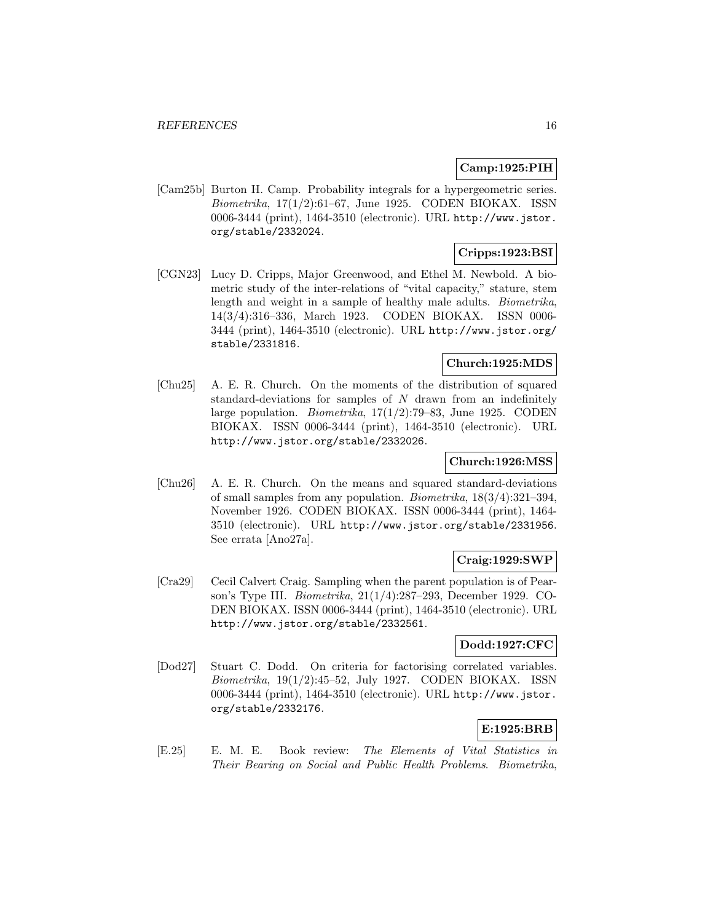**Camp:1925:PIH**

[Cam25b] Burton H. Camp. Probability integrals for a hypergeometric series. *Biometrika*, 17(1/2):61–67, June 1925. CODEN BIOKAX. ISSN 0006-3444 (print), 1464-3510 (electronic). URL `http://www.jstor.org/stable/2332024`.

**Cripps:1923:BSI**

[CGN23] Lucy D. Cripps, Major Greenwood, and Ethel M. Newbold. A biometric study of the inter-relations of "vital capacity," stature, stem length and weight in a sample of healthy male adults. *Biometrika*, 14(3/4):316–336, March 1923. CODEN BIOKAX. ISSN 0006-3444 (print), 1464-3510 (electronic). URL `http://www.jstor.org/stable/2331816`.

**Church:1925:MDS**

[Chu25] A. E. R. Church. On the moments of the distribution of squared standard-deviations for samples of $N$ drawn from an indefinitely large population. *Biometrika*, 17(1/2):79–83, June 1925. CODEN BIOKAX. ISSN 0006-3444 (print), 1464-3510 (electronic). URL `http://www.jstor.org/stable/2332026`.

**Church:1926:MSS**

[Chu26] A. E. R. Church. On the means and squared standard-deviations of small samples from any population. *Biometrika*, 18(3/4):321–394, November 1926. CODEN BIOKAX. ISSN 0006-3444 (print), 1464-3510 (electronic). URL `http://www.jstor.org/stable/2331956`. See errata [Ano27a].

**Craig:1929:SWP**

[Cra29] Cecil Calvert Craig. Sampling when the parent population is of Pearson's Type III. *Biometrika*, 21(1/4):287–293, December 1929. CODEN BIOKAX. ISSN 0006-3444 (print), 1464-3510 (electronic). URL `http://www.jstor.org/stable/2332561`.

**Dodd:1927:CFC**

[Dod27] Stuart C. Dodd. On criteria for factorising correlated variables. *Biometrika*, 19(1/2):45–52, July 1927. CODEN BIOKAX. ISSN 0006-3444 (print), 1464-3510 (electronic). URL `http://www.jstor.org/stable/2332176`.

**E:1925:BRB**

[E.25] E. M. E. Book review: *The Elements of Vital Statistics in Their Bearing on Social and Public Health Problems*. *Biometrika*,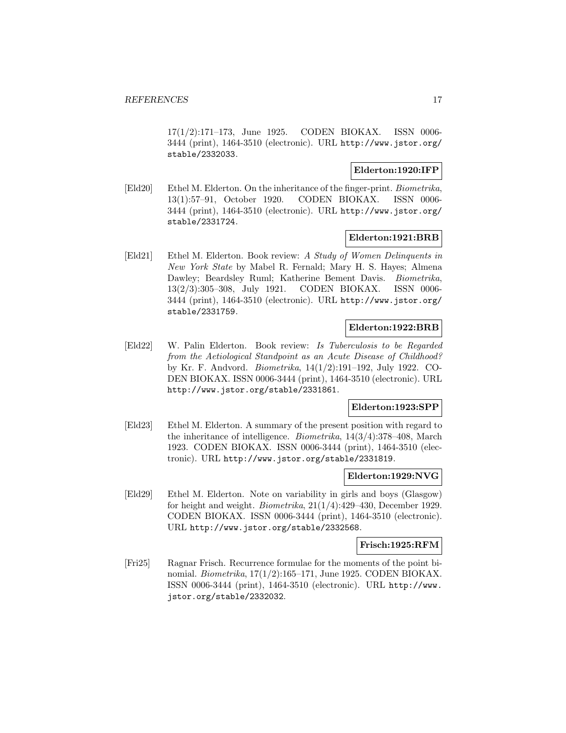17(1/2):171–173, June 1925. CODEN BIOKAX. ISSN 0006-3444 (print), 1464-3510 (electronic). URL http://www.jstor.org/stable/2332033.

**Elderton:1920:IFP**

[Eld20] Ethel M. Elderton. On the inheritance of the finger-print. *Biometrika*, 13(1):57–91, October 1920. CODEN BIOKAX. ISSN 0006-3444 (print), 1464-3510 (electronic). URL http://www.jstor.org/stable/2331724.

**Elderton:1921:BRB**

[Eld21] Ethel M. Elderton. Book review: *A Study of Women Delinquents in New York State* by Mabel R. Fernald; Mary H. S. Hayes; Almena Dawley; Beardsley Ruml; Katherine Bement Davis. *Biometrika*, 13(2/3):305–308, July 1921. CODEN BIOKAX. ISSN 0006-3444 (print), 1464-3510 (electronic). URL http://www.jstor.org/stable/2331759.

**Elderton:1922:BRB**

[Eld22] W. Palin Elderton. Book review: *Is Tuberculosis to be Regarded from the Aetiological Standpoint as an Acute Disease of Childhood?* by Kr. F. Andvord. *Biometrika*, 14(1/2):191–192, July 1922. CODEN BIOKAX. ISSN 0006-3444 (print), 1464-3510 (electronic). URL http://www.jstor.org/stable/2331861.

**Elderton:1923:SPP**

[Eld23] Ethel M. Elderton. A summary of the present position with regard to the inheritance of intelligence. *Biometrika*, 14(3/4):378–408, March 1923. CODEN BIOKAX. ISSN 0006-3444 (print), 1464-3510 (electronic). URL http://www.jstor.org/stable/2331819.

**Elderton:1929:NVG**

[Eld29] Ethel M. Elderton. Note on variability in girls and boys (Glasgow) for height and weight. *Biometrika*, 21(1/4):429–430, December 1929. CODEN BIOKAX. ISSN 0006-3444 (print), 1464-3510 (electronic). URL http://www.jstor.org/stable/2332568.

**Frisch:1925:RFM**

[Fri25] Ragnar Frisch. Recurrence formulae for the moments of the point binomial. *Biometrika*, 17(1/2):165–171, June 1925. CODEN BIOKAX. ISSN 0006-3444 (print), 1464-3510 (electronic). URL http://www.jstor.org/stable/2332032.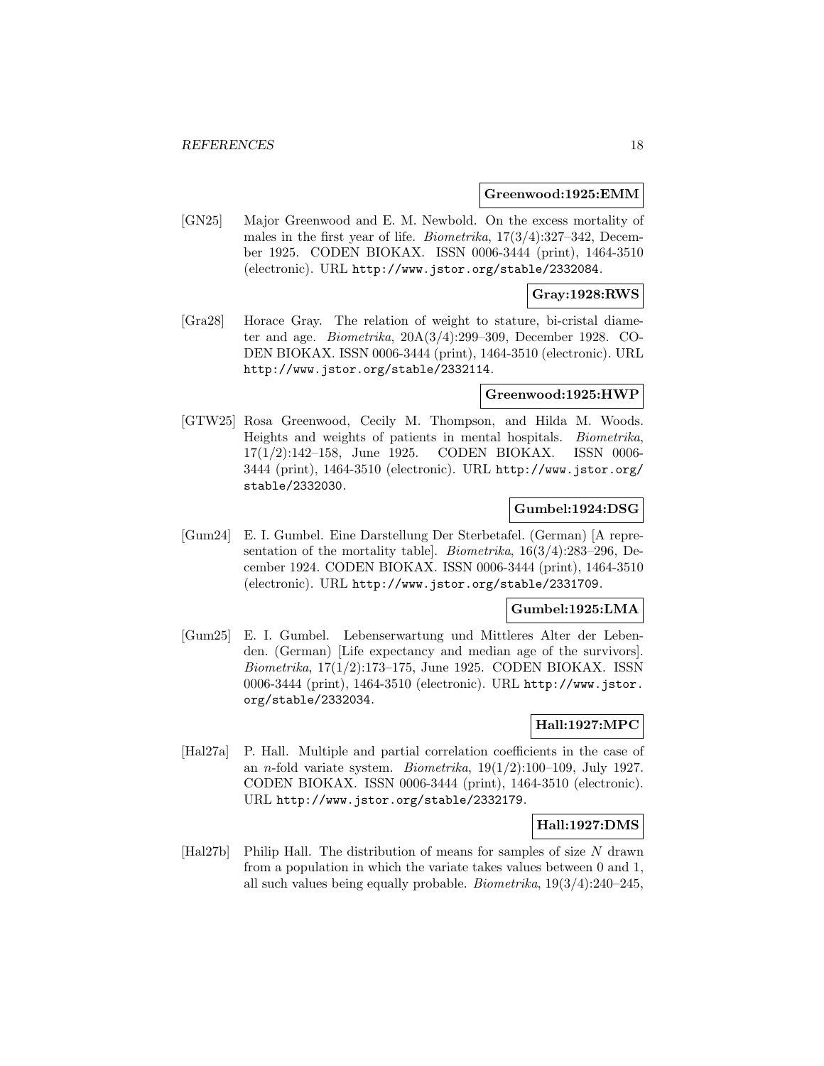**Greenwood:1925:EMM**

[GN25] Major Greenwood and E. M. Newbold. On the excess mortality of males in the first year of life. *Biometrika*, 17(3/4):327–342, December 1925. CODEN BIOKAX. ISSN 0006-3444 (print), 1464-3510 (electronic). URL http://www.jstor.org/stable/2332084.

**Gray:1928:RWS**

[Gra28] Horace Gray. The relation of weight to stature, bi-cristal diameter and age. *Biometrika*, 20A(3/4):299–309, December 1928. CODEN BIOKAX. ISSN 0006-3444 (print), 1464-3510 (electronic). URL http://www.jstor.org/stable/2332114.

**Greenwood:1925:HWP**

[GTW25] Rosa Greenwood, Cecily M. Thompson, and Hilda M. Woods. Heights and weights of patients in mental hospitals. *Biometrika*, 17(1/2):142–158, June 1925. CODEN BIOKAX. ISSN 0006-3444 (print), 1464-3510 (electronic). URL http://www.jstor.org/stable/2332030.

**Gumbel:1924:DSG**

[Gum24] E. I. Gumbel. Eine Darstellung Der Sterbetafel. (German) [A representation of the mortality table]. *Biometrika*, 16(3/4):283–296, December 1924. CODEN BIOKAX. ISSN 0006-3444 (print), 1464-3510 (electronic). URL http://www.jstor.org/stable/2331709.

**Gumbel:1925:LMA**

[Gum25] E. I. Gumbel. Lebenserwartung und Mittleres Alter der Lebenden. (German) [Life expectancy and median age of the survivors]. *Biometrika*, 17(1/2):173–175, June 1925. CODEN BIOKAX. ISSN 0006-3444 (print), 1464-3510 (electronic). URL http://www.jstor.org/stable/2332034.

**Hall:1927:MPC**

[Hal27a] P. Hall. Multiple and partial correlation coefficients in the case of an $n$-fold variate system. *Biometrika*, 19(1/2):100–109, July 1927. CODEN BIOKAX. ISSN 0006-3444 (print), 1464-3510 (electronic). URL http://www.jstor.org/stable/2332179.

**Hall:1927:DMS**

[Hal27b] Philip Hall. The distribution of means for samples of size $N$ drawn from a population in which the variate takes values between 0 and 1, all such values being equally probable. *Biometrika*, 19(3/4):240–245,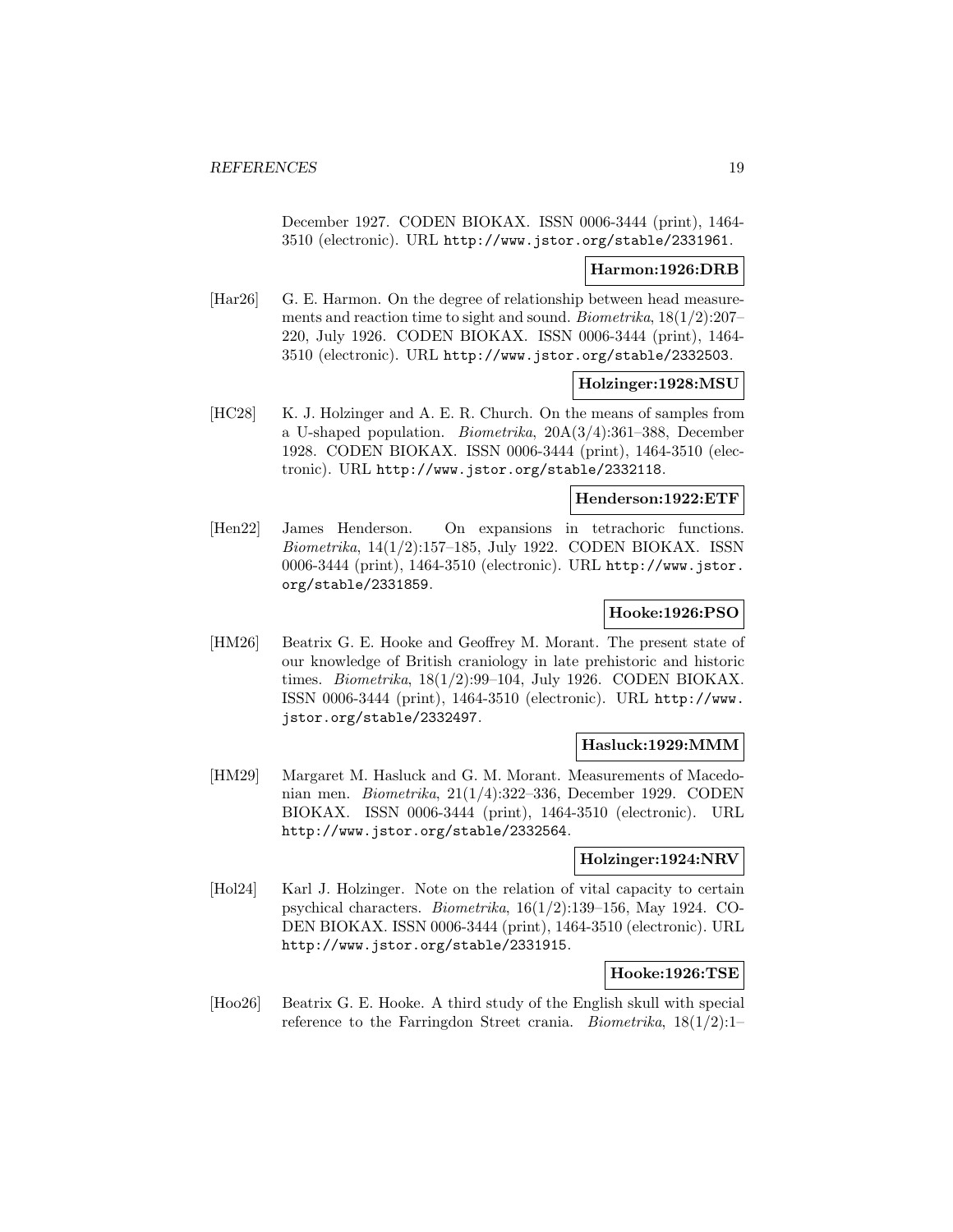December 1927. CODEN BIOKAX. ISSN 0006-3444 (print), 1464-3510 (electronic). URL http://www.jstor.org/stable/2331961.

**Harmon:1926:DRB**

[Har26] G. E. Harmon. On the degree of relationship between head measurements and reaction time to sight and sound. *Biometrika*, 18(1/2):207–220, July 1926. CODEN BIOKAX. ISSN 0006-3444 (print), 1464-3510 (electronic). URL http://www.jstor.org/stable/2332503.

**Holzinger:1928:MSU**

[HC28] K. J. Holzinger and A. E. R. Church. On the means of samples from a U-shaped population. *Biometrika*, 20A(3/4):361–388, December 1928. CODEN BIOKAX. ISSN 0006-3444 (print), 1464-3510 (electronic). URL http://www.jstor.org/stable/2332118.

**Henderson:1922:ETF**

[Hen22] James Henderson. On expansions in tetrachoric functions. *Biometrika*, 14(1/2):157–185, July 1922. CODEN BIOKAX. ISSN 0006-3444 (print), 1464-3510 (electronic). URL http://www.jstor.org/stable/2331859.

**Hooke:1926:PSO**

[HM26] Beatrix G. E. Hooke and Geoffrey M. Morant. The present state of our knowledge of British craniology in late prehistoric and historic times. *Biometrika*, 18(1/2):99–104, July 1926. CODEN BIOKAX. ISSN 0006-3444 (print), 1464-3510 (electronic). URL http://www.jstor.org/stable/2332497.

**Hasluck:1929:MMM**

[HM29] Margaret M. Hasluck and G. M. Morant. Measurements of Macedonian men. *Biometrika*, 21(1/4):322–336, December 1929. CODEN BIOKAX. ISSN 0006-3444 (print), 1464-3510 (electronic). URL http://www.jstor.org/stable/2332564.

**Holzinger:1924:NRV**

[Hol24] Karl J. Holzinger. Note on the relation of vital capacity to certain psychical characters. *Biometrika*, 16(1/2):139–156, May 1924. CODEN BIOKAX. ISSN 0006-3444 (print), 1464-3510 (electronic). URL http://www.jstor.org/stable/2331915.

**Hooke:1926:TSE**

[Hoo26] Beatrix G. E. Hooke. A third study of the English skull with special reference to the Farringdon Street crania. *Biometrika*, 18(1/2):1–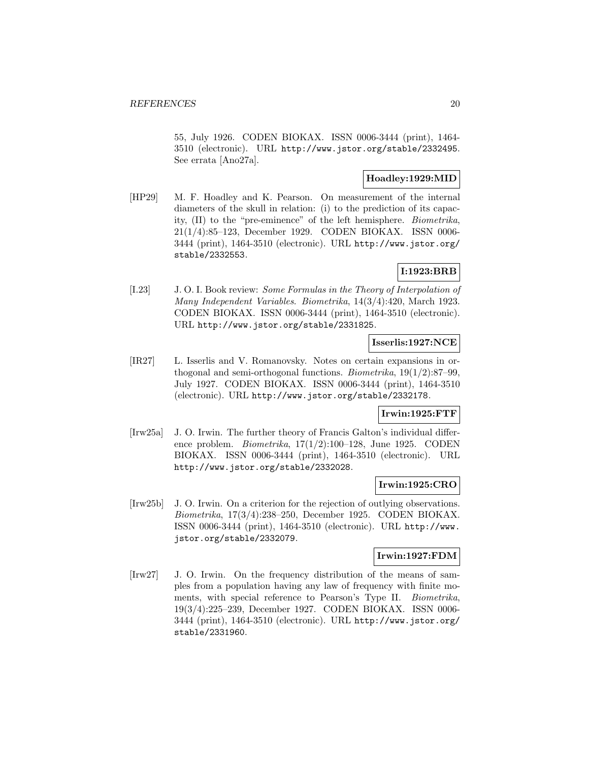55, July 1926. CODEN BIOKAX. ISSN 0006-3444 (print), 1464-3510 (electronic). URL http://www.jstor.org/stable/2332495. See errata [Ano27a].

**Hoadley:1929:MID**

[HP29] M. F. Hoadley and K. Pearson. On measurement of the internal diameters of the skull in relation: (i) to the prediction of its capacity, (II) to the "pre-eminence" of the left hemisphere. *Biometrika*, 21(1/4):85–123, December 1929. CODEN BIOKAX. ISSN 0006-3444 (print), 1464-3510 (electronic). URL http://www.jstor.org/stable/2332553.

**I:1923:BRB**

[I.23] J. O. I. Book review: *Some Formulas in the Theory of Interpolation of Many Independent Variables*. *Biometrika*, 14(3/4):420, March 1923. CODEN BIOKAX. ISSN 0006-3444 (print), 1464-3510 (electronic). URL http://www.jstor.org/stable/2331825.

**Isserlis:1927:NCE**

[IR27] L. Isserlis and V. Romanovsky. Notes on certain expansions in orthogonal and semi-orthogonal functions. *Biometrika*, 19(1/2):87–99, July 1927. CODEN BIOKAX. ISSN 0006-3444 (print), 1464-3510 (electronic). URL http://www.jstor.org/stable/2332178.

**Irwin:1925:FTF**

[Irw25a] J. O. Irwin. The further theory of Francis Galton's individual difference problem. *Biometrika*, 17(1/2):100–128, June 1925. CODEN BIOKAX. ISSN 0006-3444 (print), 1464-3510 (electronic). URL http://www.jstor.org/stable/2332028.

**Irwin:1925:CRO**

[Irw25b] J. O. Irwin. On a criterion for the rejection of outlying observations. *Biometrika*, 17(3/4):238–250, December 1925. CODEN BIOKAX. ISSN 0006-3444 (print), 1464-3510 (electronic). URL http://www.jstor.org/stable/2332079.

**Irwin:1927:FDM**

[Irw27] J. O. Irwin. On the frequency distribution of the means of samples from a population having any law of frequency with finite moments, with special reference to Pearson's Type II. *Biometrika*, 19(3/4):225–239, December 1927. CODEN BIOKAX. ISSN 0006-3444 (print), 1464-3510 (electronic). URL http://www.jstor.org/stable/2331960.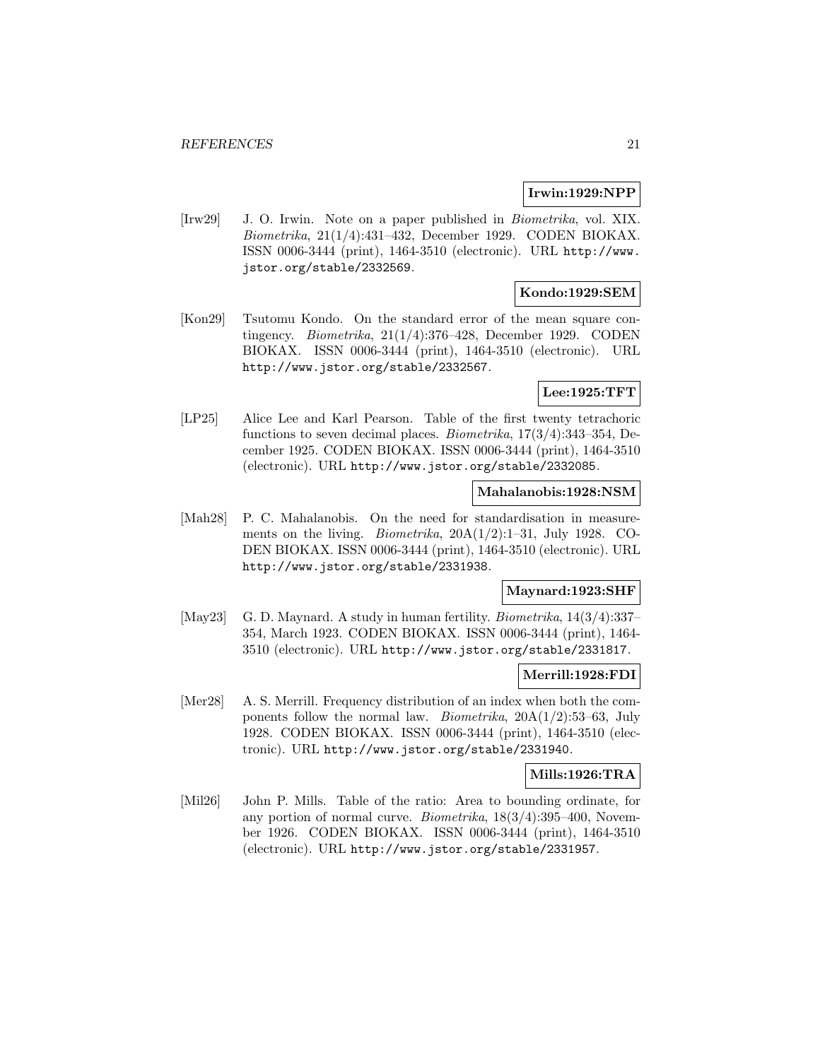**Irwin:1929:NPP**

[Irw29] J. O. Irwin. Note on a paper published in *Biometrika*, vol. XIX. *Biometrika*, 21(1/4):431–432, December 1929. CODEN BIOKAX. ISSN 0006-3444 (print), 1464-3510 (electronic). URL http://www.jstor.org/stable/2332569.

**Kondo:1929:SEM**

[Kon29] Tsutomu Kondo. On the standard error of the mean square contingency. *Biometrika*, 21(1/4):376–428, December 1929. CODEN BIOKAX. ISSN 0006-3444 (print), 1464-3510 (electronic). URL http://www.jstor.org/stable/2332567.

**Lee:1925:TFT**

[LP25] Alice Lee and Karl Pearson. Table of the first twenty tetrachoric functions to seven decimal places. *Biometrika*, 17(3/4):343–354, December 1925. CODEN BIOKAX. ISSN 0006-3444 (print), 1464-3510 (electronic). URL http://www.jstor.org/stable/2332085.

**Mahalanobis:1928:NSM**

[Mah28] P. C. Mahalanobis. On the need for standardisation in measurements on the living. *Biometrika*, 20A(1/2):1–31, July 1928. CODEN BIOKAX. ISSN 0006-3444 (print), 1464-3510 (electronic). URL http://www.jstor.org/stable/2331938.

**Maynard:1923:SHF**

[May23] G. D. Maynard. A study in human fertility. *Biometrika*, 14(3/4):337–354, March 1923. CODEN BIOKAX. ISSN 0006-3444 (print), 1464-3510 (electronic). URL http://www.jstor.org/stable/2331817.

**Merrill:1928:FDI**

[Mer28] A. S. Merrill. Frequency distribution of an index when both the components follow the normal law. *Biometrika*, 20A(1/2):53–63, July 1928. CODEN BIOKAX. ISSN 0006-3444 (print), 1464-3510 (electronic). URL http://www.jstor.org/stable/2331940.

**Mills:1926:TRA**

[Mil26] John P. Mills. Table of the ratio: Area to bounding ordinate, for any portion of normal curve. *Biometrika*, 18(3/4):395–400, November 1926. CODEN BIOKAX. ISSN 0006-3444 (print), 1464-3510 (electronic). URL http://www.jstor.org/stable/2331957.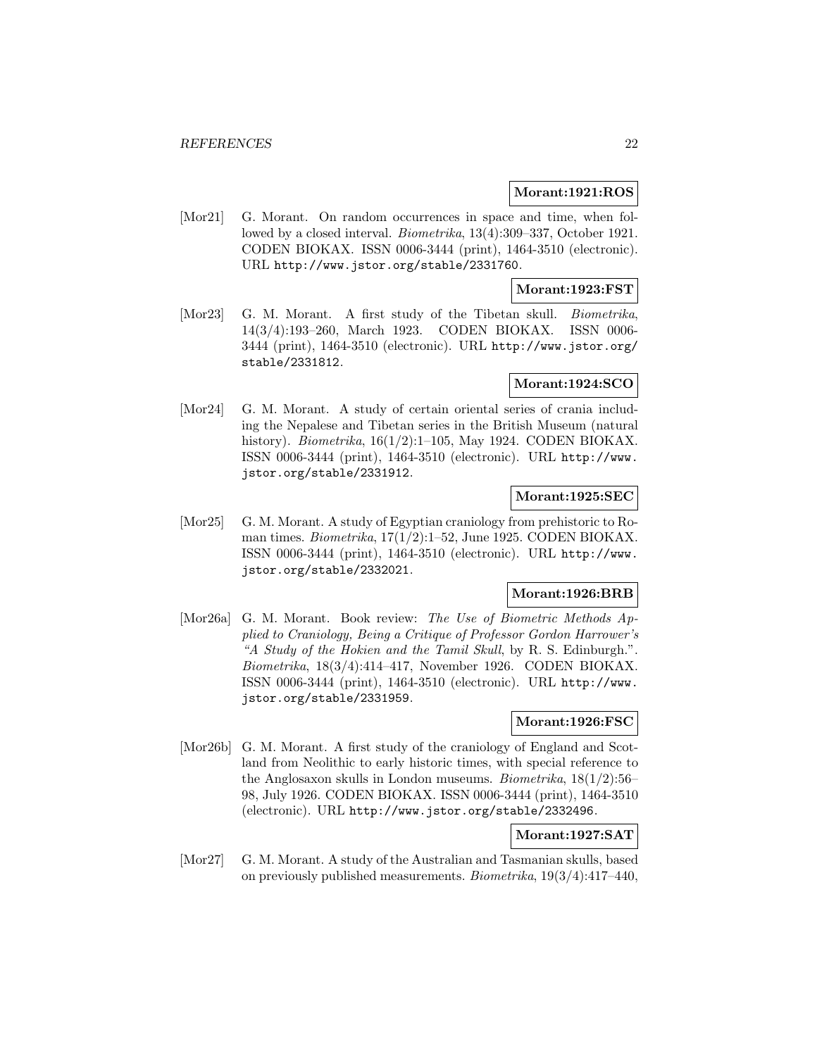**Morant:1921:ROS**

[Mor21] G. Morant. On random occurrences in space and time, when followed by a closed interval. *Biometrika*, 13(4):309–337, October 1921. CODEN BIOKAX. ISSN 0006-3444 (print), 1464-3510 (electronic). URL http://www.jstor.org/stable/2331760.

**Morant:1923:FST**

[Mor23] G. M. Morant. A first study of the Tibetan skull. *Biometrika*, 14(3/4):193–260, March 1923. CODEN BIOKAX. ISSN 0006-3444 (print), 1464-3510 (electronic). URL http://www.jstor.org/stable/2331812.

**Morant:1924:SCO**

[Mor24] G. M. Morant. A study of certain oriental series of crania including the Nepalese and Tibetan series in the British Museum (natural history). *Biometrika*, 16(1/2):1–105, May 1924. CODEN BIOKAX. ISSN 0006-3444 (print), 1464-3510 (electronic). URL http://www.jstor.org/stable/2331912.

**Morant:1925:SEC**

[Mor25] G. M. Morant. A study of Egyptian craniology from prehistoric to Roman times. *Biometrika*, 17(1/2):1–52, June 1925. CODEN BIOKAX. ISSN 0006-3444 (print), 1464-3510 (electronic). URL http://www.jstor.org/stable/2332021.

**Morant:1926:BRB**

[Mor26a] G. M. Morant. Book review: *The Use of Biometric Methods Applied to Craniology, Being a Critique of Professor Gordon Harrower's "A Study of the Hokien and the Tamil Skull*, by R. S. Edinburgh.". *Biometrika*, 18(3/4):414–417, November 1926. CODEN BIOKAX. ISSN 0006-3444 (print), 1464-3510 (electronic). URL http://www.jstor.org/stable/2331959.

**Morant:1926:FSC**

[Mor26b] G. M. Morant. A first study of the craniology of England and Scotland from Neolithic to early historic times, with special reference to the Anglosaxon skulls in London museums. *Biometrika*, 18(1/2):56–98, July 1926. CODEN BIOKAX. ISSN 0006-3444 (print), 1464-3510 (electronic). URL http://www.jstor.org/stable/2332496.

**Morant:1927:SAT**

[Mor27] G. M. Morant. A study of the Australian and Tasmanian skulls, based on previously published measurements. *Biometrika*, 19(3/4):417–440,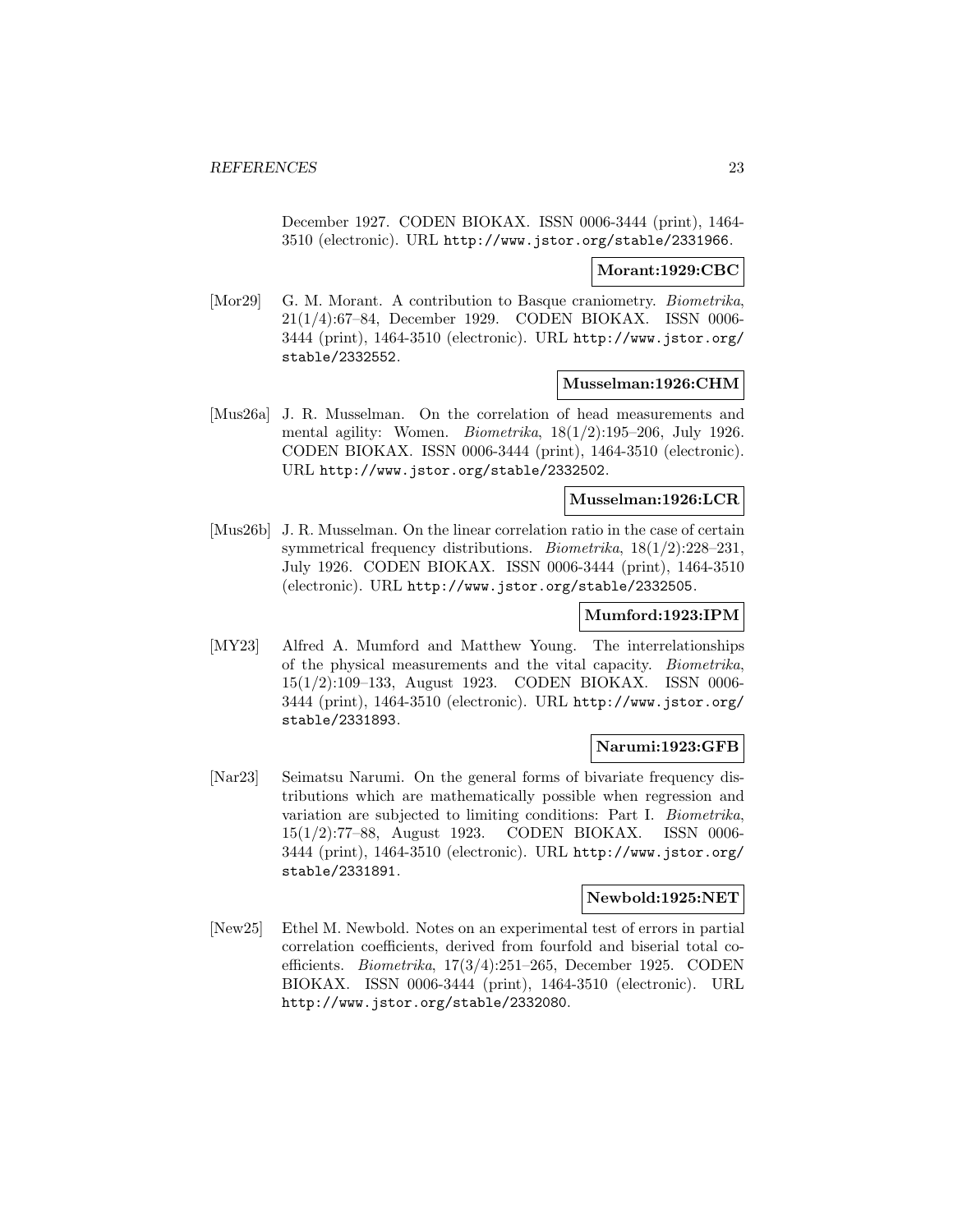December 1927. CODEN BIOKAX. ISSN 0006-3444 (print), 1464-3510 (electronic). URL http://www.jstor.org/stable/2331966.

**Morant:1929:CBC**

[Mor29] G. M. Morant. A contribution to Basque craniometry. *Biometrika*, 21(1/4):67–84, December 1929. CODEN BIOKAX. ISSN 0006-3444 (print), 1464-3510 (electronic). URL http://www.jstor.org/stable/2332552.

**Musselman:1926:CHM**

[Mus26a] J. R. Musselman. On the correlation of head measurements and mental agility: Women. *Biometrika*, 18(1/2):195–206, July 1926. CODEN BIOKAX. ISSN 0006-3444 (print), 1464-3510 (electronic). URL http://www.jstor.org/stable/2332502.

**Musselman:1926:LCR**

[Mus26b] J. R. Musselman. On the linear correlation ratio in the case of certain symmetrical frequency distributions. *Biometrika*, 18(1/2):228–231, July 1926. CODEN BIOKAX. ISSN 0006-3444 (print), 1464-3510 (electronic). URL http://www.jstor.org/stable/2332505.

**Mumford:1923:IPM**

[MY23] Alfred A. Mumford and Matthew Young. The interrelationships of the physical measurements and the vital capacity. *Biometrika*, 15(1/2):109–133, August 1923. CODEN BIOKAX. ISSN 0006-3444 (print), 1464-3510 (electronic). URL http://www.jstor.org/stable/2331893.

**Narumi:1923:GFB**

[Nar23] Seimatsu Narumi. On the general forms of bivariate frequency distributions which are mathematically possible when regression and variation are subjected to limiting conditions: Part I. *Biometrika*, 15(1/2):77–88, August 1923. CODEN BIOKAX. ISSN 0006-3444 (print), 1464-3510 (electronic). URL http://www.jstor.org/stable/2331891.

**Newbold:1925:NET**

[New25] Ethel M. Newbold. Notes on an experimental test of errors in partial correlation coefficients, derived from fourfold and biserial total coefficients. *Biometrika*, 17(3/4):251–265, December 1925. CODEN BIOKAX. ISSN 0006-3444 (print), 1464-3510 (electronic). URL http://www.jstor.org/stable/2332080.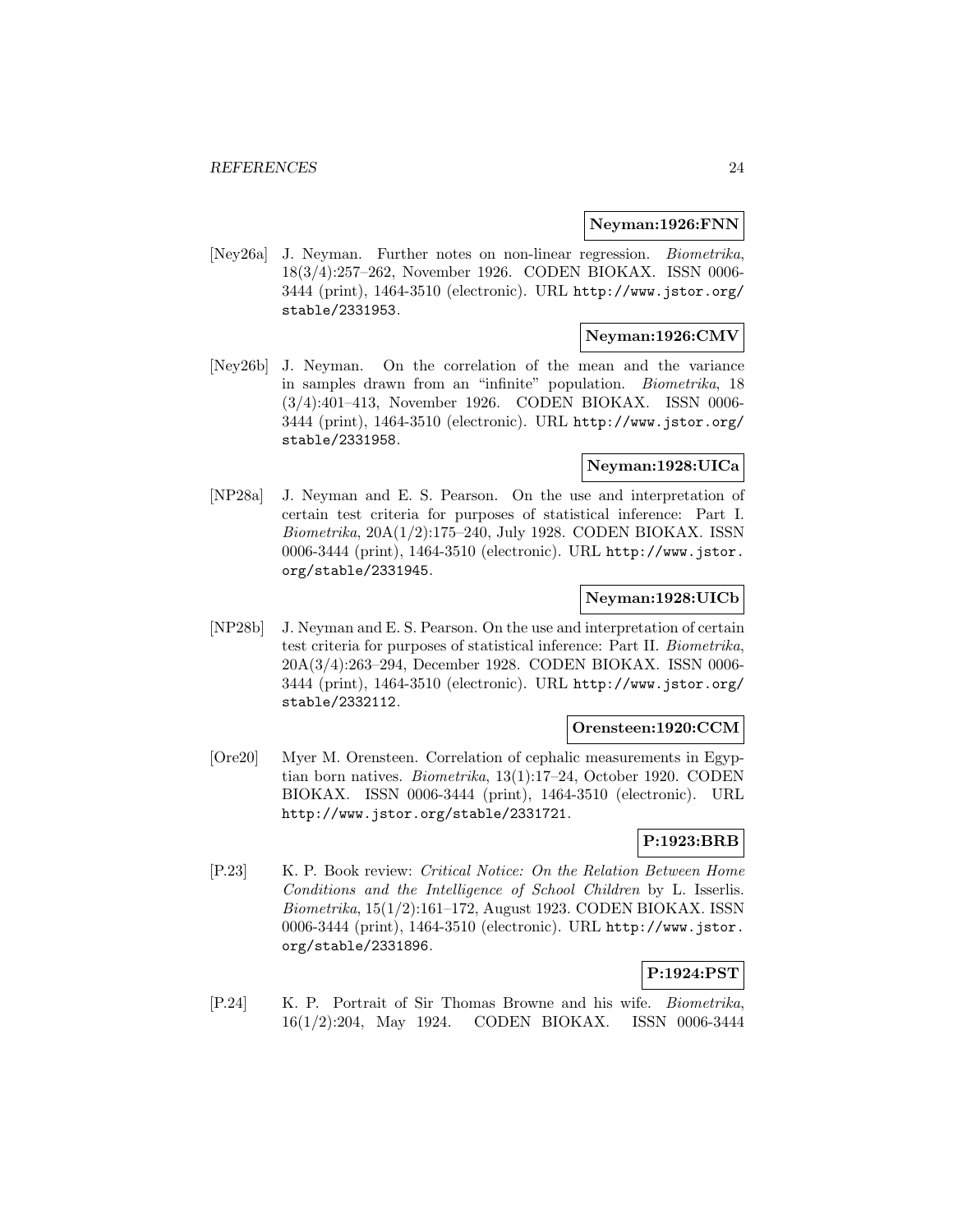**Neyman:1926:FNN**

[Ney26a] J. Neyman. Further notes on non-linear regression. *Biometrika*, 18(3/4):257–262, November 1926. CODEN BIOKAX. ISSN 0006-3444 (print), 1464-3510 (electronic). URL http://www.jstor.org/stable/2331953.

**Neyman:1926:CMV**

[Ney26b] J. Neyman. On the correlation of the mean and the variance in samples drawn from an "infinite" population. *Biometrika*, 18 (3/4):401–413, November 1926. CODEN BIOKAX. ISSN 0006-3444 (print), 1464-3510 (electronic). URL http://www.jstor.org/stable/2331958.

**Neyman:1928:UICa**

[NP28a] J. Neyman and E. S. Pearson. On the use and interpretation of certain test criteria for purposes of statistical inference: Part I. *Biometrika*, 20A(1/2):175–240, July 1928. CODEN BIOKAX. ISSN 0006-3444 (print), 1464-3510 (electronic). URL http://www.jstor.org/stable/2331945.

**Neyman:1928:UICb**

[NP28b] J. Neyman and E. S. Pearson. On the use and interpretation of certain test criteria for purposes of statistical inference: Part II. *Biometrika*, 20A(3/4):263–294, December 1928. CODEN BIOKAX. ISSN 0006-3444 (print), 1464-3510 (electronic). URL http://www.jstor.org/stable/2332112.

**Orensteen:1920:CCM**

[Ore20] Myer M. Orensteen. Correlation of cephalic measurements in Egyptian born natives. *Biometrika*, 13(1):17–24, October 1920. CODEN BIOKAX. ISSN 0006-3444 (print), 1464-3510 (electronic). URL http://www.jstor.org/stable/2331721.

**P:1923:BRB**

[P.23] K. P. Book review: *Critical Notice: On the Relation Between Home Conditions and the Intelligence of School Children* by L. Isserlis. *Biometrika*, 15(1/2):161–172, August 1923. CODEN BIOKAX. ISSN 0006-3444 (print), 1464-3510 (electronic). URL http://www.jstor.org/stable/2331896.

**P:1924:PST**

[P.24] K. P. Portrait of Sir Thomas Browne and his wife. *Biometrika*, 16(1/2):204, May 1924. CODEN BIOKAX. ISSN 0006-3444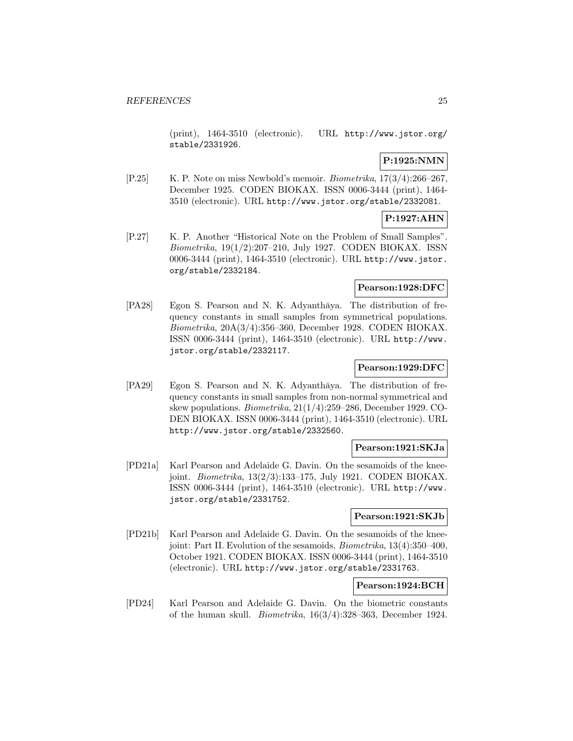(print), 1464-3510 (electronic). URL http://www.jstor.org/stable/2331926.

**P:1925:NMN**

[P.25] K. P. Note on miss Newbold's memoir. *Biometrika*, 17(3/4):266–267, December 1925. CODEN BIOKAX. ISSN 0006-3444 (print), 1464-3510 (electronic). URL http://www.jstor.org/stable/2332081.

**P:1927:AHN**

[P.27] K. P. Another "Historical Note on the Problem of Small Samples". *Biometrika*, 19(1/2):207–210, July 1927. CODEN BIOKAX. ISSN 0006-3444 (print), 1464-3510 (electronic). URL http://www.jstor.org/stable/2332184.

**Pearson:1928:DFC**

[PA28] Egon S. Pearson and N. K. Adyanthāya. The distribution of frequency constants in small samples from symmetrical populations. *Biometrika*, 20A(3/4):356–360, December 1928. CODEN BIOKAX. ISSN 0006-3444 (print), 1464-3510 (electronic). URL http://www.jstor.org/stable/2332117.

**Pearson:1929:DFC**

[PA29] Egon S. Pearson and N. K. Adyanthāya. The distribution of frequency constants in small samples from non-normal symmetrical and skew populations. *Biometrika*, 21(1/4):259–286, December 1929. CODEN BIOKAX. ISSN 0006-3444 (print), 1464-3510 (electronic). URL http://www.jstor.org/stable/2332560.

**Pearson:1921:SKJa**

[PD21a] Karl Pearson and Adelaide G. Davin. On the sesamoids of the knee-joint. *Biometrika*, 13(2/3):133–175, July 1921. CODEN BIOKAX. ISSN 0006-3444 (print), 1464-3510 (electronic). URL http://www.jstor.org/stable/2331752.

**Pearson:1921:SKJb**

[PD21b] Karl Pearson and Adelaide G. Davin. On the sesamoids of the knee-joint: Part II. Evolution of the sesamoids. *Biometrika*, 13(4):350–400, October 1921. CODEN BIOKAX. ISSN 0006-3444 (print), 1464-3510 (electronic). URL http://www.jstor.org/stable/2331763.

**Pearson:1924:BCH**

[PD24] Karl Pearson and Adelaide G. Davin. On the biometric constants of the human skull. *Biometrika*, 16(3/4):328–363, December 1924.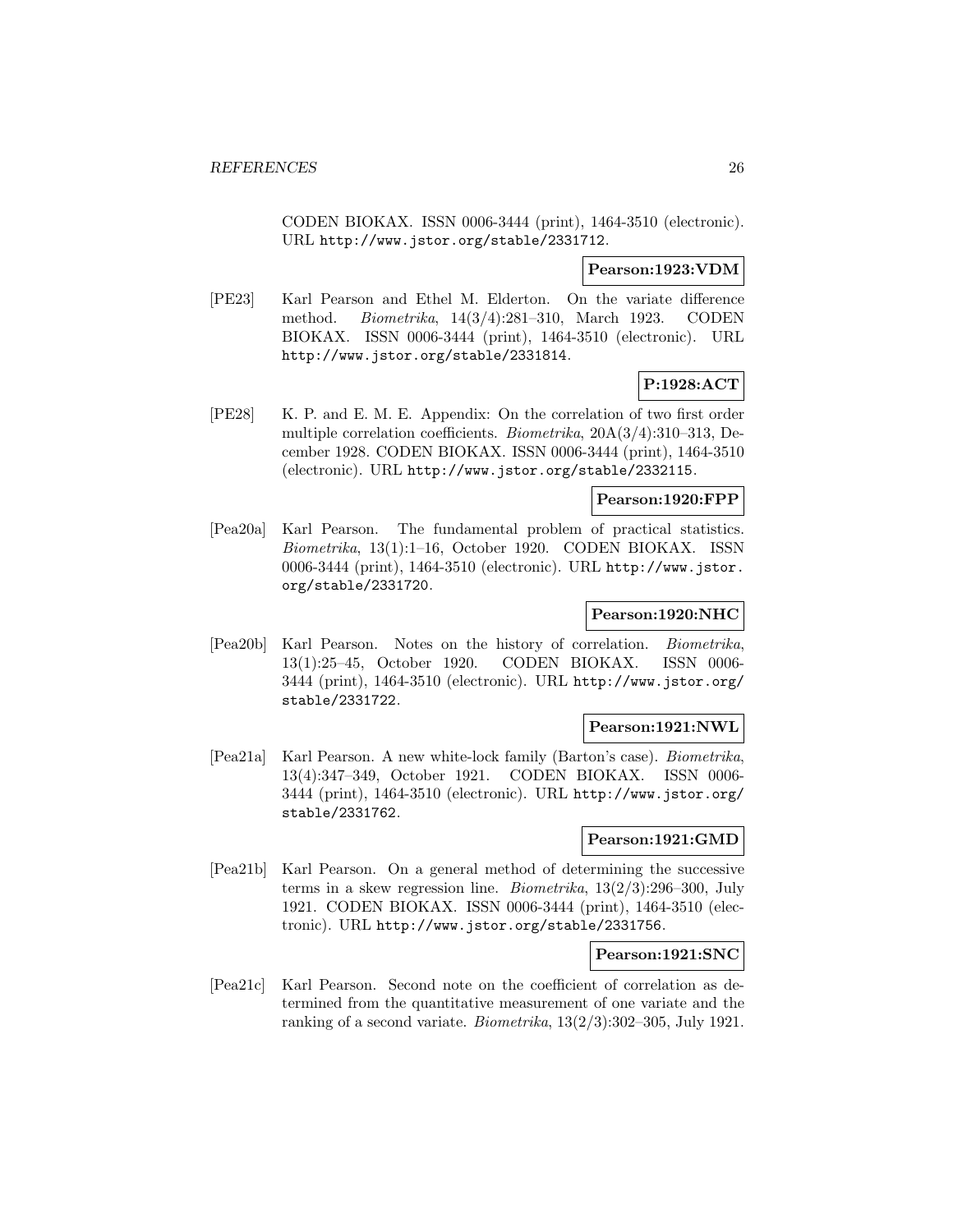CODEN BIOKAX. ISSN 0006-3444 (print), 1464-3510 (electronic). URL http://www.jstor.org/stable/2331712.

**Pearson:1923:VDM**

[PE23] Karl Pearson and Ethel M. Elderton. On the variate difference method. *Biometrika*, 14(3/4):281–310, March 1923. CODEN BIOKAX. ISSN 0006-3444 (print), 1464-3510 (electronic). URL http://www.jstor.org/stable/2331814.

**P:1928:ACT**

[PE28] K. P. and E. M. E. Appendix: On the correlation of two first order multiple correlation coefficients. *Biometrika*, 20A(3/4):310–313, December 1928. CODEN BIOKAX. ISSN 0006-3444 (print), 1464-3510 (electronic). URL http://www.jstor.org/stable/2332115.

**Pearson:1920:FPP**

[Pea20a] Karl Pearson. The fundamental problem of practical statistics. *Biometrika*, 13(1):1–16, October 1920. CODEN BIOKAX. ISSN 0006-3444 (print), 1464-3510 (electronic). URL http://www.jstor.org/stable/2331720.

**Pearson:1920:NHC**

[Pea20b] Karl Pearson. Notes on the history of correlation. *Biometrika*, 13(1):25–45, October 1920. CODEN BIOKAX. ISSN 0006-3444 (print), 1464-3510 (electronic). URL http://www.jstor.org/stable/2331722.

**Pearson:1921:NWL**

[Pea21a] Karl Pearson. A new white-lock family (Barton's case). *Biometrika*, 13(4):347–349, October 1921. CODEN BIOKAX. ISSN 0006-3444 (print), 1464-3510 (electronic). URL http://www.jstor.org/stable/2331762.

**Pearson:1921:GMD**

[Pea21b] Karl Pearson. On a general method of determining the successive terms in a skew regression line. *Biometrika*, 13(2/3):296–300, July 1921. CODEN BIOKAX. ISSN 0006-3444 (print), 1464-3510 (electronic). URL http://www.jstor.org/stable/2331756.

**Pearson:1921:SNC**

[Pea21c] Karl Pearson. Second note on the coefficient of correlation as determined from the quantitative measurement of one variate and the ranking of a second variate. *Biometrika*, 13(2/3):302–305, July 1921.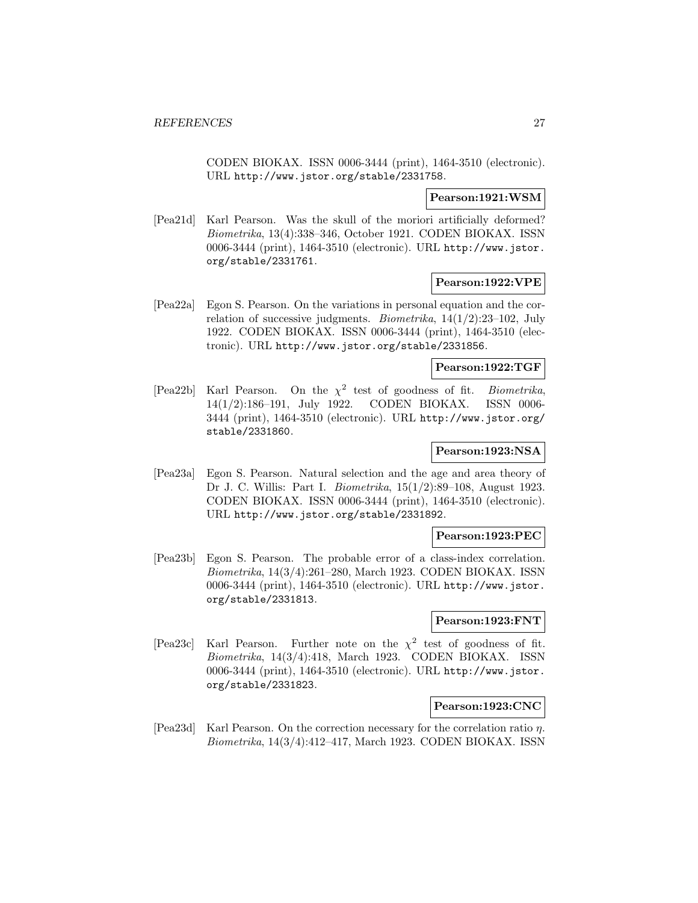CODEN BIOKAX. ISSN 0006-3444 (print), 1464-3510 (electronic). URL http://www.jstor.org/stable/2331758.

**Pearson:1921:WSM**

[Pea21d] Karl Pearson. Was the skull of the moriori artificially deformed? *Biometrika*, 13(4):338–346, October 1921. CODEN BIOKAX. ISSN 0006-3444 (print), 1464-3510 (electronic). URL http://www.jstor.org/stable/2331761.

**Pearson:1922:VPE**

[Pea22a] Egon S. Pearson. On the variations in personal equation and the correlation of successive judgments. *Biometrika*, 14(1/2):23–102, July 1922. CODEN BIOKAX. ISSN 0006-3444 (print), 1464-3510 (electronic). URL http://www.jstor.org/stable/2331856.

**Pearson:1922:TGF**

[Pea22b] Karl Pearson. On the $\chi^2$ test of goodness of fit. *Biometrika*, 14(1/2):186–191, July 1922. CODEN BIOKAX. ISSN 0006-3444 (print), 1464-3510 (electronic). URL http://www.jstor.org/stable/2331860.

**Pearson:1923:NSA**

[Pea23a] Egon S. Pearson. Natural selection and the age and area theory of Dr J. C. Willis: Part I. *Biometrika*, 15(1/2):89–108, August 1923. CODEN BIOKAX. ISSN 0006-3444 (print), 1464-3510 (electronic). URL http://www.jstor.org/stable/2331892.

**Pearson:1923:PEC**

[Pea23b] Egon S. Pearson. The probable error of a class-index correlation. *Biometrika*, 14(3/4):261–280, March 1923. CODEN BIOKAX. ISSN 0006-3444 (print), 1464-3510 (electronic). URL http://www.jstor.org/stable/2331813.

**Pearson:1923:FNT**

[Pea23c] Karl Pearson. Further note on the $\chi^2$ test of goodness of fit. *Biometrika*, 14(3/4):418, March 1923. CODEN BIOKAX. ISSN 0006-3444 (print), 1464-3510 (electronic). URL http://www.jstor.org/stable/2331823.

**Pearson:1923:CNC**

[Pea23d] Karl Pearson. On the correction necessary for the correlation ratio $\eta$. *Biometrika*, 14(3/4):412–417, March 1923. CODEN BIOKAX. ISSN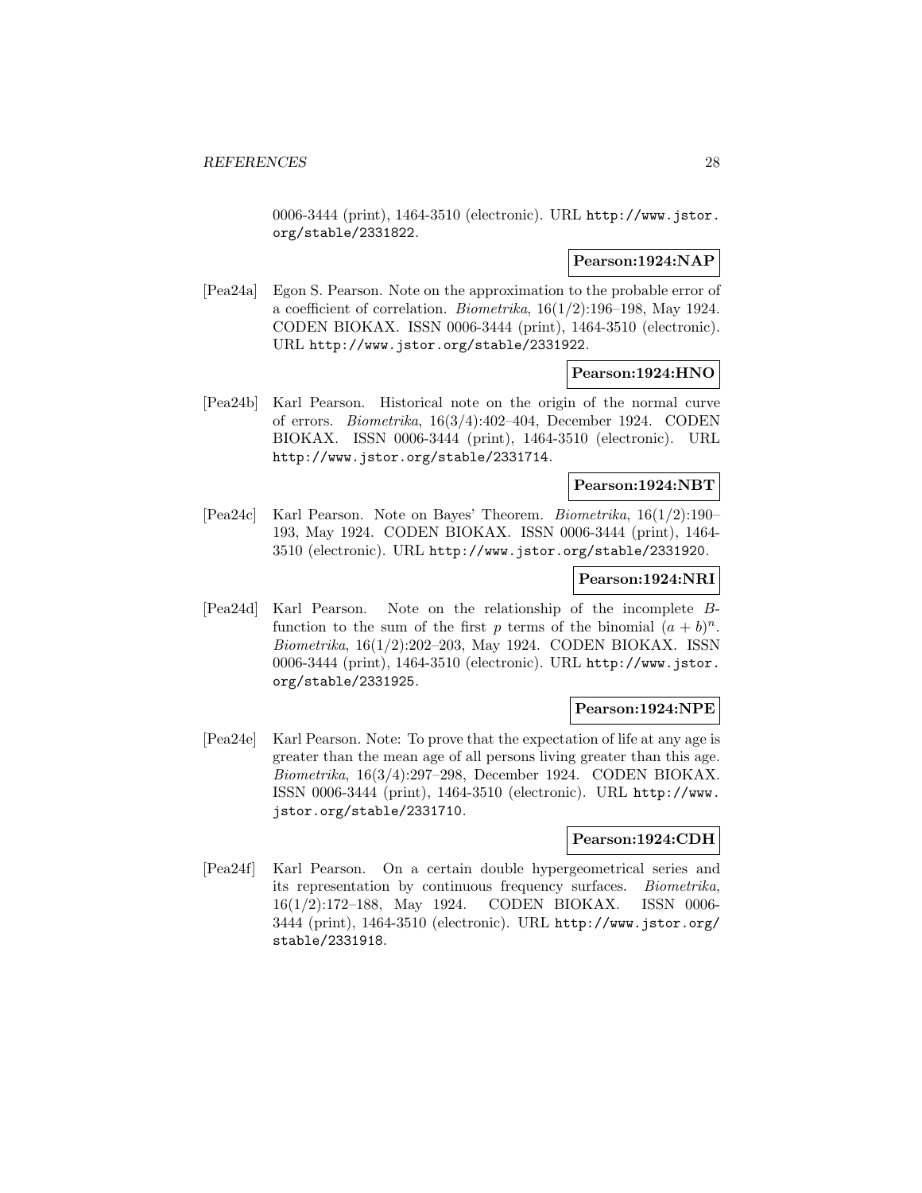0006-3444 (print), 1464-3510 (electronic). URL http://www.jstor.org/stable/2331822.

**Pearson:1924:NAP**

[Pea24a] Egon S. Pearson. Note on the approximation to the probable error of a coefficient of correlation. *Biometrika*, 16(1/2):196–198, May 1924. CODEN BIOKAX. ISSN 0006-3444 (print), 1464-3510 (electronic). URL http://www.jstor.org/stable/2331922.

**Pearson:1924:HNO**

[Pea24b] Karl Pearson. Historical note on the origin of the normal curve of errors. *Biometrika*, 16(3/4):402–404, December 1924. CODEN BIOKAX. ISSN 0006-3444 (print), 1464-3510 (electronic). URL http://www.jstor.org/stable/2331714.

**Pearson:1924:NBT**

[Pea24c] Karl Pearson. Note on Bayes' Theorem. *Biometrika*, 16(1/2):190–193, May 1924. CODEN BIOKAX. ISSN 0006-3444 (print), 1464-3510 (electronic). URL http://www.jstor.org/stable/2331920.

**Pearson:1924:NRI**

[Pea24d] Karl Pearson. Note on the relationship of the incomplete $B$-function to the sum of the first $p$ terms of the binomial $(a + b)^n$. *Biometrika*, 16(1/2):202–203, May 1924. CODEN BIOKAX. ISSN 0006-3444 (print), 1464-3510 (electronic). URL http://www.jstor.org/stable/2331925.

**Pearson:1924:NPE**

[Pea24e] Karl Pearson. Note: To prove that the expectation of life at any age is greater than the mean age of all persons living greater than this age. *Biometrika*, 16(3/4):297–298, December 1924. CODEN BIOKAX. ISSN 0006-3444 (print), 1464-3510 (electronic). URL http://www.jstor.org/stable/2331710.

**Pearson:1924:CDH**

[Pea24f] Karl Pearson. On a certain double hypergeometrical series and its representation by continuous frequency surfaces. *Biometrika*, 16(1/2):172–188, May 1924. CODEN BIOKAX. ISSN 0006-3444 (print), 1464-3510 (electronic). URL http://www.jstor.org/stable/2331918.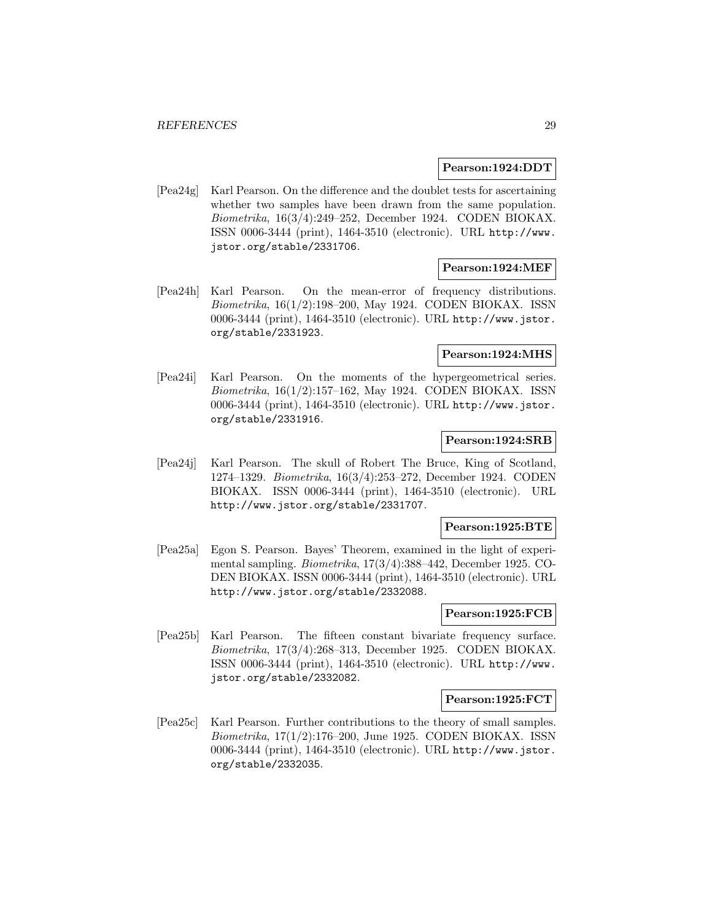**Pearson:1924:DDT**

[Pea24g] Karl Pearson. On the difference and the doublet tests for ascertaining whether two samples have been drawn from the same population. *Biometrika*, 16(3/4):249–252, December 1924. CODEN BIOKAX. ISSN 0006-3444 (print), 1464-3510 (electronic). URL http://www.jstor.org/stable/2331706.

**Pearson:1924:MEF**

[Pea24h] Karl Pearson. On the mean-error of frequency distributions. *Biometrika*, 16(1/2):198–200, May 1924. CODEN BIOKAX. ISSN 0006-3444 (print), 1464-3510 (electronic). URL http://www.jstor.org/stable/2331923.

**Pearson:1924:MHS**

[Pea24i] Karl Pearson. On the moments of the hypergeometrical series. *Biometrika*, 16(1/2):157–162, May 1924. CODEN BIOKAX. ISSN 0006-3444 (print), 1464-3510 (electronic). URL http://www.jstor.org/stable/2331916.

**Pearson:1924:SRB**

[Pea24j] Karl Pearson. The skull of Robert The Bruce, King of Scotland, 1274–1329. *Biometrika*, 16(3/4):253–272, December 1924. CODEN BIOKAX. ISSN 0006-3444 (print), 1464-3510 (electronic). URL http://www.jstor.org/stable/2331707.

**Pearson:1925:BTE**

[Pea25a] Egon S. Pearson. Bayes' Theorem, examined in the light of experimental sampling. *Biometrika*, 17(3/4):388–442, December 1925. CODEN BIOKAX. ISSN 0006-3444 (print), 1464-3510 (electronic). URL http://www.jstor.org/stable/2332088.

**Pearson:1925:FCB**

[Pea25b] Karl Pearson. The fifteen constant bivariate frequency surface. *Biometrika*, 17(3/4):268–313, December 1925. CODEN BIOKAX. ISSN 0006-3444 (print), 1464-3510 (electronic). URL http://www.jstor.org/stable/2332082.

**Pearson:1925:FCT**

[Pea25c] Karl Pearson. Further contributions to the theory of small samples. *Biometrika*, 17(1/2):176–200, June 1925. CODEN BIOKAX. ISSN 0006-3444 (print), 1464-3510 (electronic). URL http://www.jstor.org/stable/2332035.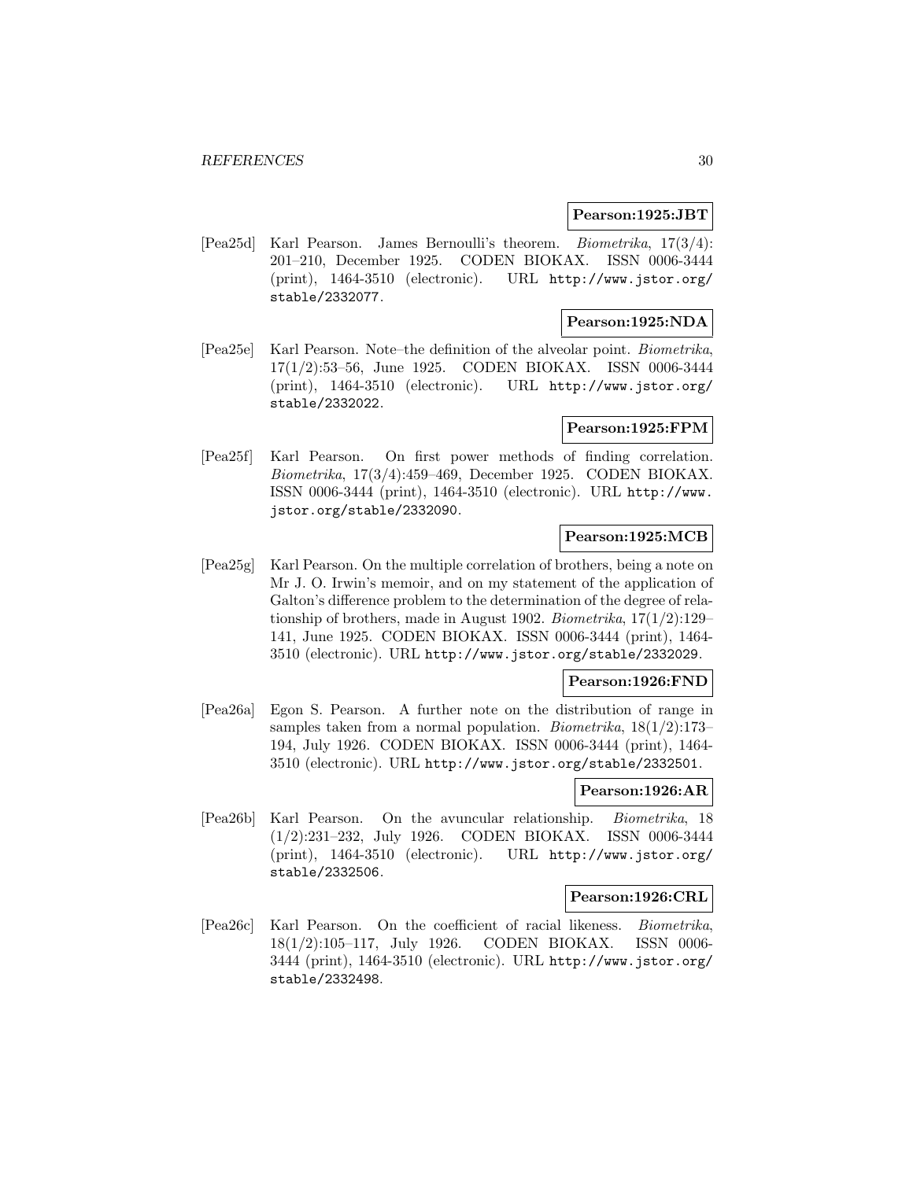**Pearson:1925:JBT**

[Pea25d] Karl Pearson. James Bernoulli's theorem. *Biometrika*, 17(3/4): 201–210, December 1925. CODEN BIOKAX. ISSN 0006-3444 (print), 1464-3510 (electronic). URL http://www.jstor.org/stable/2332077.

**Pearson:1925:NDA**

[Pea25e] Karl Pearson. Note–the definition of the alveolar point. *Biometrika*, 17(1/2):53–56, June 1925. CODEN BIOKAX. ISSN 0006-3444 (print), 1464-3510 (electronic). URL http://www.jstor.org/stable/2332022.

**Pearson:1925:FPM**

[Pea25f] Karl Pearson. On first power methods of finding correlation. *Biometrika*, 17(3/4):459–469, December 1925. CODEN BIOKAX. ISSN 0006-3444 (print), 1464-3510 (electronic). URL http://www.jstor.org/stable/2332090.

**Pearson:1925:MCB**

[Pea25g] Karl Pearson. On the multiple correlation of brothers, being a note on Mr J. O. Irwin's memoir, and on my statement of the application of Galton's difference problem to the determination of the degree of relationship of brothers, made in August 1902. *Biometrika*, 17(1/2):129–141, June 1925. CODEN BIOKAX. ISSN 0006-3444 (print), 1464-3510 (electronic). URL http://www.jstor.org/stable/2332029.

**Pearson:1926:FND**

[Pea26a] Egon S. Pearson. A further note on the distribution of range in samples taken from a normal population. *Biometrika*, 18(1/2):173–194, July 1926. CODEN BIOKAX. ISSN 0006-3444 (print), 1464-3510 (electronic). URL http://www.jstor.org/stable/2332501.

**Pearson:1926:AR**

[Pea26b] Karl Pearson. On the avuncular relationship. *Biometrika*, 18 (1/2):231–232, July 1926. CODEN BIOKAX. ISSN 0006-3444 (print), 1464-3510 (electronic). URL http://www.jstor.org/stable/2332506.

**Pearson:1926:CRL**

[Pea26c] Karl Pearson. On the coefficient of racial likeness. *Biometrika*, 18(1/2):105–117, July 1926. CODEN BIOKAX. ISSN 0006-3444 (print), 1464-3510 (electronic). URL http://www.jstor.org/stable/2332498.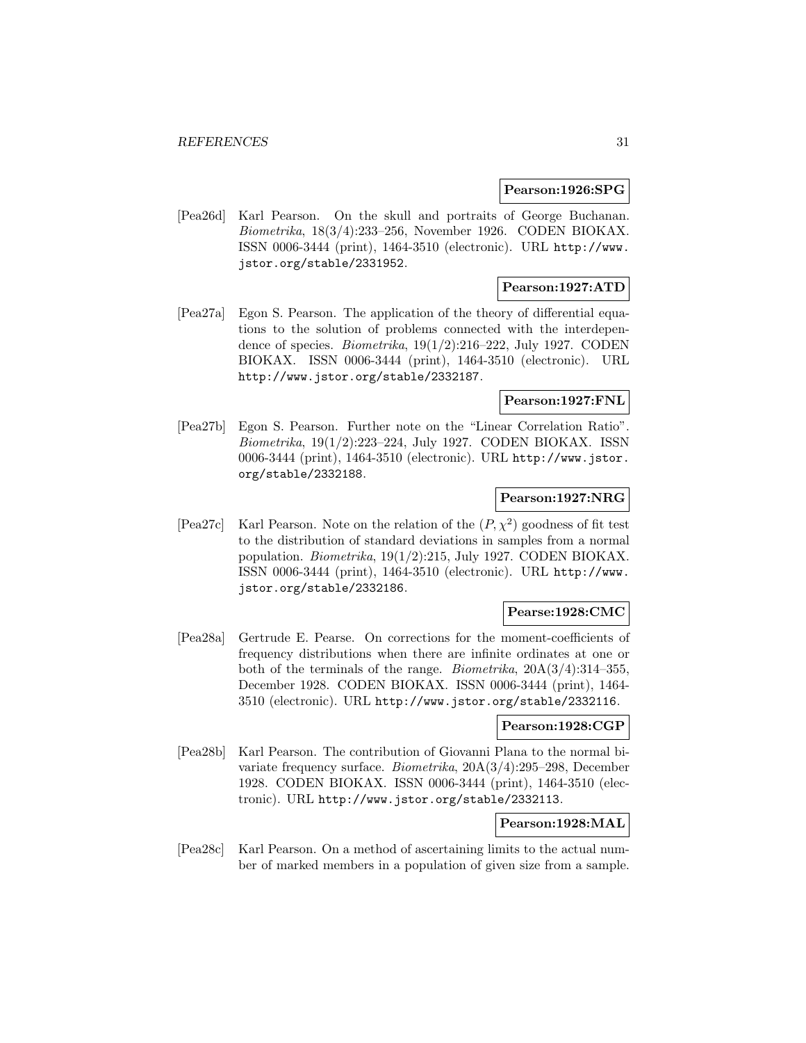**Pearson:1926:SPG**

[Pea26d] Karl Pearson. On the skull and portraits of George Buchanan. *Biometrika*, 18(3/4):233–256, November 1926. CODEN BIOKAX. ISSN 0006-3444 (print), 1464-3510 (electronic). URL http://www.jstor.org/stable/2331952.

**Pearson:1927:ATD**

[Pea27a] Egon S. Pearson. The application of the theory of differential equations to the solution of problems connected with the interdependence of species. *Biometrika*, 19(1/2):216–222, July 1927. CODEN BIOKAX. ISSN 0006-3444 (print), 1464-3510 (electronic). URL http://www.jstor.org/stable/2332187.

**Pearson:1927:FNL**

[Pea27b] Egon S. Pearson. Further note on the "Linear Correlation Ratio". *Biometrika*, 19(1/2):223–224, July 1927. CODEN BIOKAX. ISSN 0006-3444 (print), 1464-3510 (electronic). URL http://www.jstor.org/stable/2332188.

**Pearson:1927:NRG**

[Pea27c] Karl Pearson. Note on the relation of the $(P, \chi^2)$ goodness of fit test to the distribution of standard deviations in samples from a normal population. *Biometrika*, 19(1/2):215, July 1927. CODEN BIOKAX. ISSN 0006-3444 (print), 1464-3510 (electronic). URL http://www.jstor.org/stable/2332186.

**Pearse:1928:CMC**

[Pea28a] Gertrude E. Pearse. On corrections for the moment-coefficients of frequency distributions when there are infinite ordinates at one or both of the terminals of the range. *Biometrika*, 20A(3/4):314–355, December 1928. CODEN BIOKAX. ISSN 0006-3444 (print), 1464-3510 (electronic). URL http://www.jstor.org/stable/2332116.

**Pearson:1928:CGP**

[Pea28b] Karl Pearson. The contribution of Giovanni Plana to the normal bivariate frequency surface. *Biometrika*, 20A(3/4):295–298, December 1928. CODEN BIOKAX. ISSN 0006-3444 (print), 1464-3510 (electronic). URL http://www.jstor.org/stable/2332113.

**Pearson:1928:MAL**

[Pea28c] Karl Pearson. On a method of ascertaining limits to the actual number of marked members in a population of given size from a sample.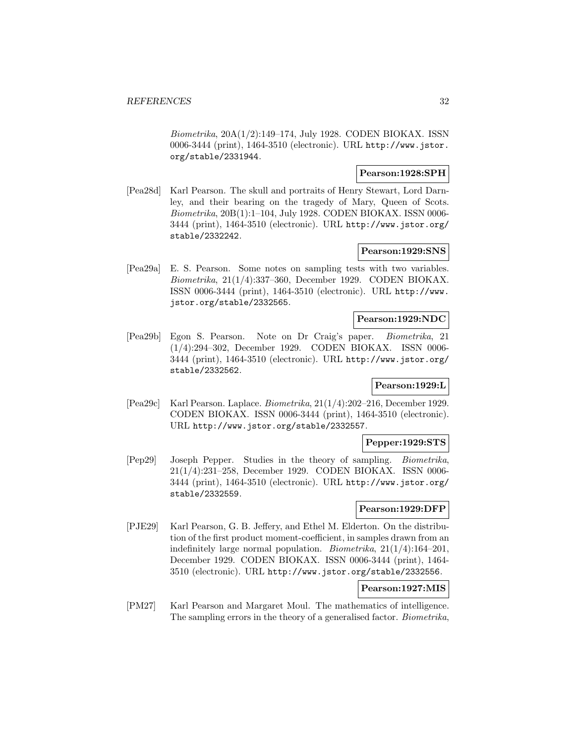*Biometrika*, 20A(1/2):149–174, July 1928. CODEN BIOKAX. ISSN 0006-3444 (print), 1464-3510 (electronic). URL http://www.jstor.org/stable/2331944.

**Pearson:1928:SPH**

[Pea28d] Karl Pearson. The skull and portraits of Henry Stewart, Lord Darnley, and their bearing on the tragedy of Mary, Queen of Scots. *Biometrika*, 20B(1):1–104, July 1928. CODEN BIOKAX. ISSN 0006-3444 (print), 1464-3510 (electronic). URL http://www.jstor.org/stable/2332242.

**Pearson:1929:SNS**

[Pea29a] E. S. Pearson. Some notes on sampling tests with two variables. *Biometrika*, 21(1/4):337–360, December 1929. CODEN BIOKAX. ISSN 0006-3444 (print), 1464-3510 (electronic). URL http://www.jstor.org/stable/2332565.

**Pearson:1929:NDC**

[Pea29b] Egon S. Pearson. Note on Dr Craig's paper. *Biometrika*, 21 (1/4):294–302, December 1929. CODEN BIOKAX. ISSN 0006-3444 (print), 1464-3510 (electronic). URL http://www.jstor.org/stable/2332562.

**Pearson:1929:L**

[Pea29c] Karl Pearson. Laplace. *Biometrika*, 21(1/4):202–216, December 1929. CODEN BIOKAX. ISSN 0006-3444 (print), 1464-3510 (electronic). URL http://www.jstor.org/stable/2332557.

**Pepper:1929:STS**

[Pep29] Joseph Pepper. Studies in the theory of sampling. *Biometrika*, 21(1/4):231–258, December 1929. CODEN BIOKAX. ISSN 0006-3444 (print), 1464-3510 (electronic). URL http://www.jstor.org/stable/2332559.

**Pearson:1929:DFP**

[PJE29] Karl Pearson, G. B. Jeffery, and Ethel M. Elderton. On the distribution of the first product moment-coefficient, in samples drawn from an indefinitely large normal population. *Biometrika*, 21(1/4):164–201, December 1929. CODEN BIOKAX. ISSN 0006-3444 (print), 1464-3510 (electronic). URL http://www.jstor.org/stable/2332556.

**Pearson:1927:MIS**

[PM27] Karl Pearson and Margaret Moul. The mathematics of intelligence. The sampling errors in the theory of a generalised factor. *Biometrika*,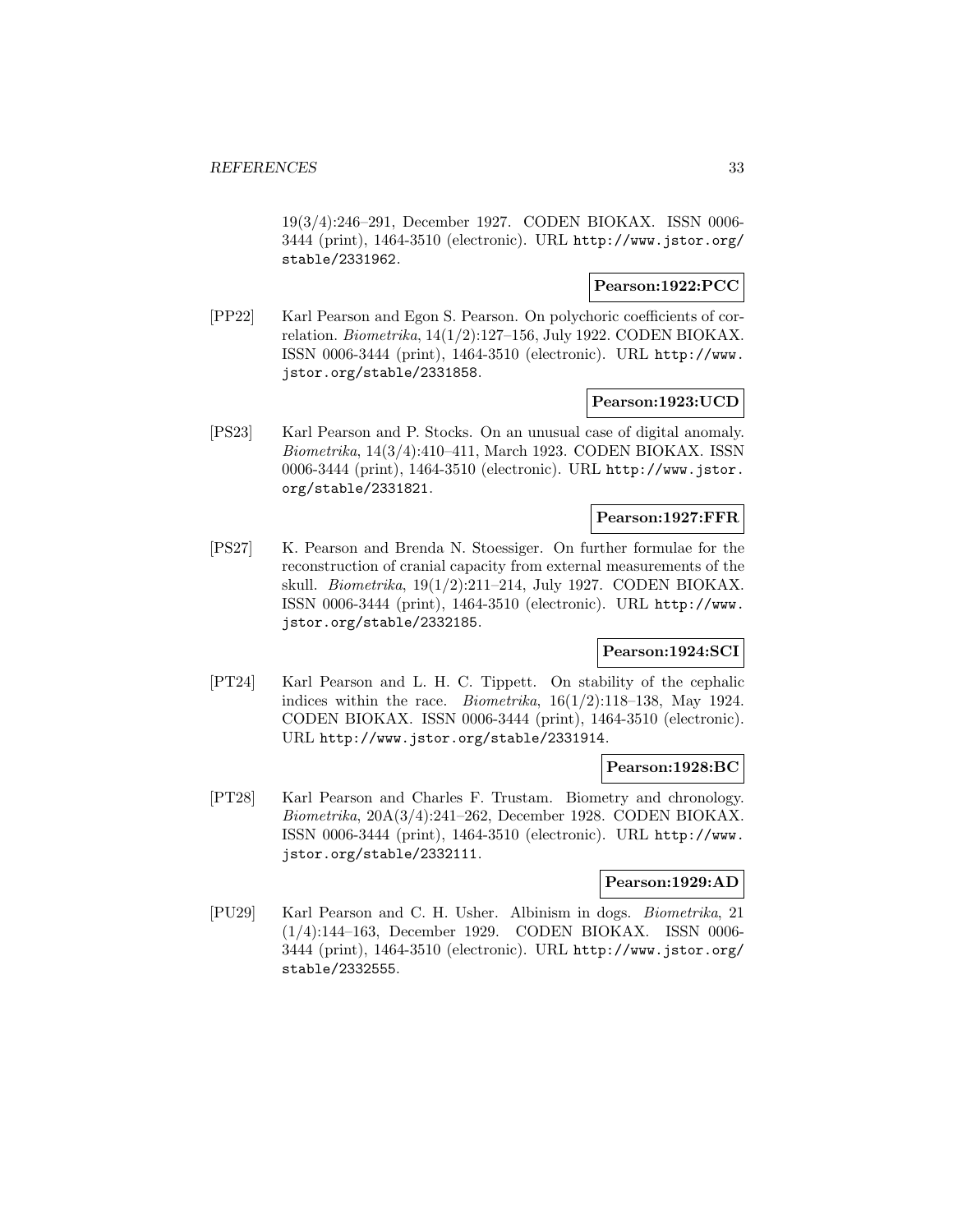19(3/4):246–291, December 1927. CODEN BIOKAX. ISSN 0006-3444 (print), 1464-3510 (electronic). URL http://www.jstor.org/stable/2331962.

**Pearson:1922:PCC**

[PP22] Karl Pearson and Egon S. Pearson. On polychoric coefficients of correlation. *Biometrika*, 14(1/2):127–156, July 1922. CODEN BIOKAX. ISSN 0006-3444 (print), 1464-3510 (electronic). URL http://www.jstor.org/stable/2331858.

**Pearson:1923:UCD**

[PS23] Karl Pearson and P. Stocks. On an unusual case of digital anomaly. *Biometrika*, 14(3/4):410–411, March 1923. CODEN BIOKAX. ISSN 0006-3444 (print), 1464-3510 (electronic). URL http://www.jstor.org/stable/2331821.

**Pearson:1927:FFR**

[PS27] K. Pearson and Brenda N. Stoessiger. On further formulae for the reconstruction of cranial capacity from external measurements of the skull. *Biometrika*, 19(1/2):211–214, July 1927. CODEN BIOKAX. ISSN 0006-3444 (print), 1464-3510 (electronic). URL http://www.jstor.org/stable/2332185.

**Pearson:1924:SCI**

[PT24] Karl Pearson and L. H. C. Tippett. On stability of the cephalic indices within the race. *Biometrika*, 16(1/2):118–138, May 1924. CODEN BIOKAX. ISSN 0006-3444 (print), 1464-3510 (electronic). URL http://www.jstor.org/stable/2331914.

**Pearson:1928:BC**

[PT28] Karl Pearson and Charles F. Trustam. Biometry and chronology. *Biometrika*, 20A(3/4):241–262, December 1928. CODEN BIOKAX. ISSN 0006-3444 (print), 1464-3510 (electronic). URL http://www.jstor.org/stable/2332111.

**Pearson:1929:AD**

[PU29] Karl Pearson and C. H. Usher. Albinism in dogs. *Biometrika*, 21 (1/4):144–163, December 1929. CODEN BIOKAX. ISSN 0006-3444 (print), 1464-3510 (electronic). URL http://www.jstor.org/stable/2332555.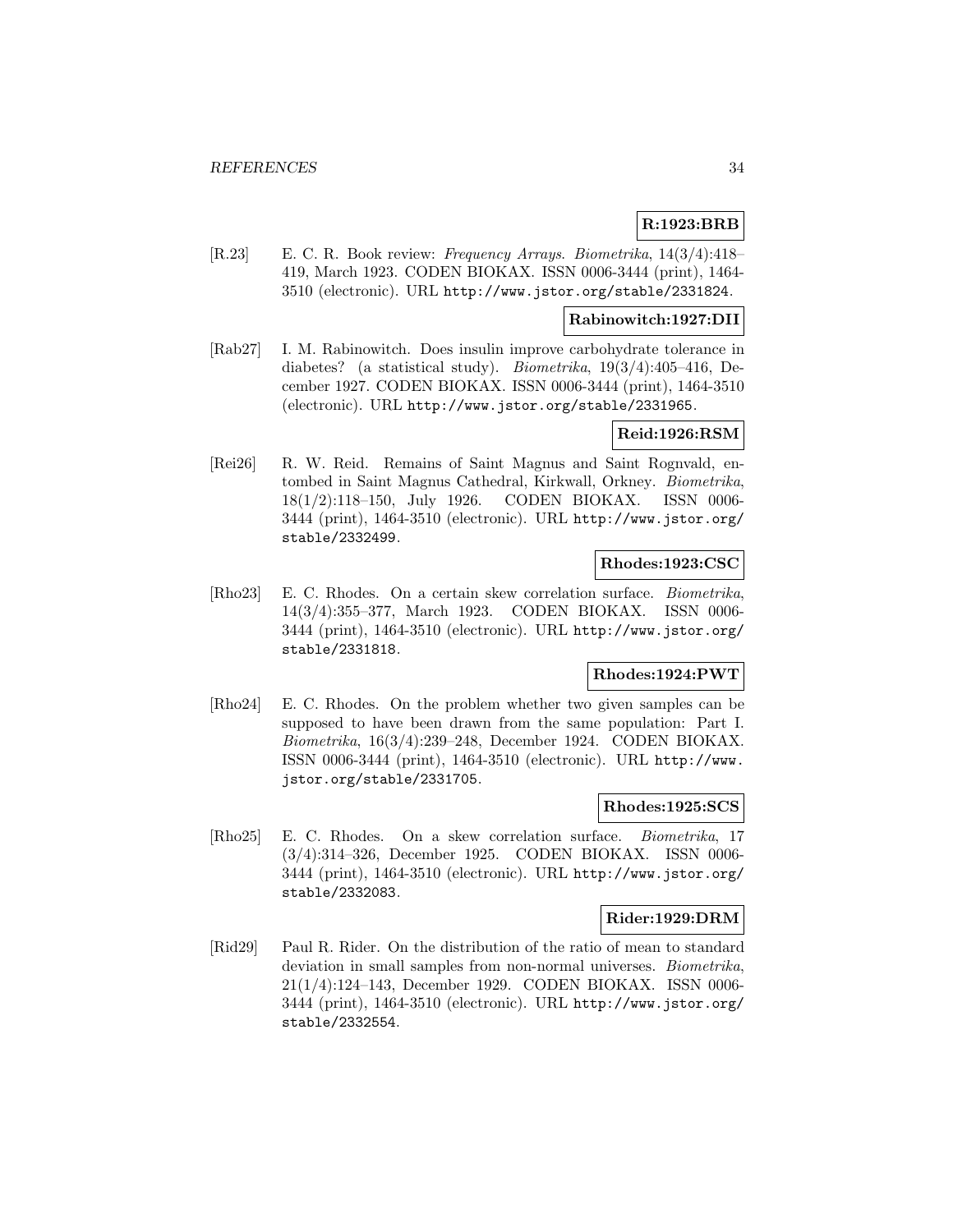**R:1923:BRB**

[R.23] E. C. R. Book review: *Frequency Arrays*. *Biometrika*, 14(3/4):418–419, March 1923. CODEN BIOKAX. ISSN 0006-3444 (print), 1464-3510 (electronic). URL http://www.jstor.org/stable/2331824.

**Rabinowitch:1927:DII**

[Rab27] I. M. Rabinowitch. Does insulin improve carbohydrate tolerance in diabetes? (a statistical study). *Biometrika*, 19(3/4):405–416, December 1927. CODEN BIOKAX. ISSN 0006-3444 (print), 1464-3510 (electronic). URL http://www.jstor.org/stable/2331965.

**Reid:1926:RSM**

[Rei26] R. W. Reid. Remains of Saint Magnus and Saint Rognvald, entombed in Saint Magnus Cathedral, Kirkwall, Orkney. *Biometrika*, 18(1/2):118–150, July 1926. CODEN BIOKAX. ISSN 0006-3444 (print), 1464-3510 (electronic). URL http://www.jstor.org/stable/2332499.

**Rhodes:1923:CSC**

[Rho23] E. C. Rhodes. On a certain skew correlation surface. *Biometrika*, 14(3/4):355–377, March 1923. CODEN BIOKAX. ISSN 0006-3444 (print), 1464-3510 (electronic). URL http://www.jstor.org/stable/2331818.

**Rhodes:1924:PWT**

[Rho24] E. C. Rhodes. On the problem whether two given samples can be supposed to have been drawn from the same population: Part I. *Biometrika*, 16(3/4):239–248, December 1924. CODEN BIOKAX. ISSN 0006-3444 (print), 1464-3510 (electronic). URL http://www.jstor.org/stable/2331705.

**Rhodes:1925:SCS**

[Rho25] E. C. Rhodes. On a skew correlation surface. *Biometrika*, 17 (3/4):314–326, December 1925. CODEN BIOKAX. ISSN 0006-3444 (print), 1464-3510 (electronic). URL http://www.jstor.org/stable/2332083.

**Rider:1929:DRM**

[Rid29] Paul R. Rider. On the distribution of the ratio of mean to standard deviation in small samples from non-normal universes. *Biometrika*, 21(1/4):124–143, December 1929. CODEN BIOKAX. ISSN 0006-3444 (print), 1464-3510 (electronic). URL http://www.jstor.org/stable/2332554.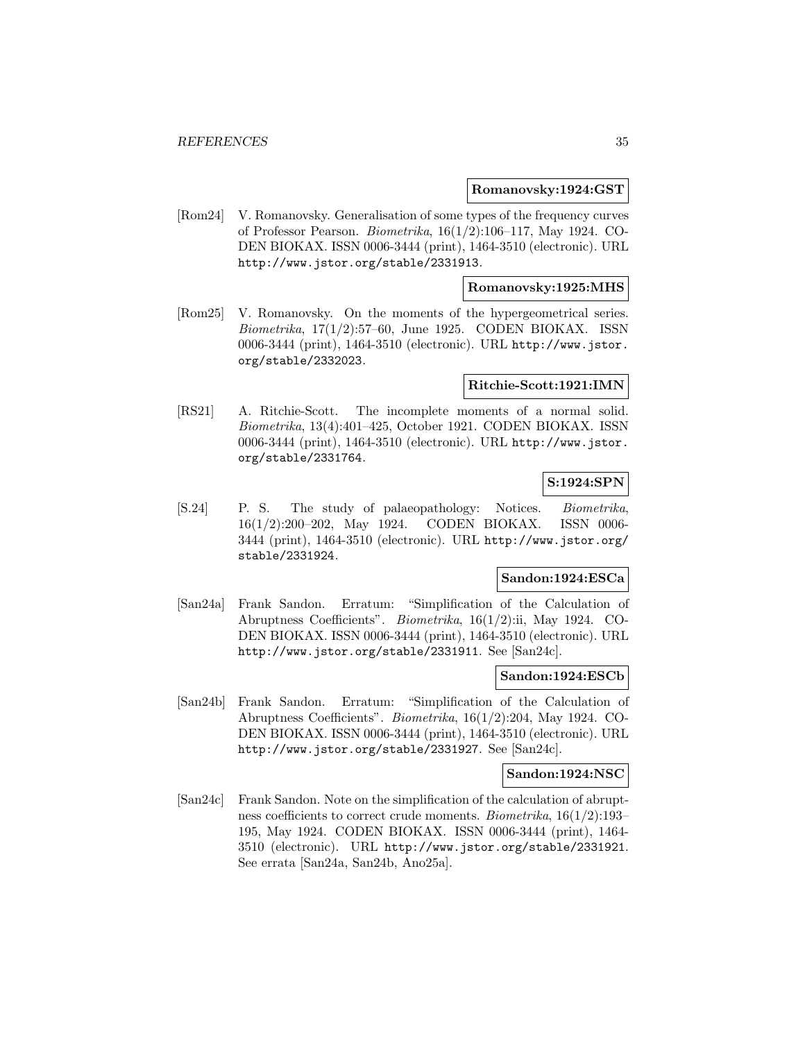**Romanovsky:1924:GST**

[Rom24] V. Romanovsky. Generalisation of some types of the frequency curves of Professor Pearson. *Biometrika*, 16(1/2):106–117, May 1924. CODEN BIOKAX. ISSN 0006-3444 (print), 1464-3510 (electronic). URL http://www.jstor.org/stable/2331913.

**Romanovsky:1925:MHS**

[Rom25] V. Romanovsky. On the moments of the hypergeometrical series. *Biometrika*, 17(1/2):57–60, June 1925. CODEN BIOKAX. ISSN 0006-3444 (print), 1464-3510 (electronic). URL http://www.jstor.org/stable/2332023.

**Ritchie-Scott:1921:IMN**

[RS21] A. Ritchie-Scott. The incomplete moments of a normal solid. *Biometrika*, 13(4):401–425, October 1921. CODEN BIOKAX. ISSN 0006-3444 (print), 1464-3510 (electronic). URL http://www.jstor.org/stable/2331764.

**S:1924:SPN**

[S.24] P. S. The study of palaeopathology: Notices. *Biometrika*, 16(1/2):200–202, May 1924. CODEN BIOKAX. ISSN 0006-3444 (print), 1464-3510 (electronic). URL http://www.jstor.org/stable/2331924.

**Sandon:1924:ESCa**

[San24a] Frank Sandon. Erratum: "Simplification of the Calculation of Abruptness Coefficients". *Biometrika*, 16(1/2):ii, May 1924. CODEN BIOKAX. ISSN 0006-3444 (print), 1464-3510 (electronic). URL http://www.jstor.org/stable/2331911. See [San24c].

**Sandon:1924:ESCb**

[San24b] Frank Sandon. Erratum: "Simplification of the Calculation of Abruptness Coefficients". *Biometrika*, 16(1/2):204, May 1924. CODEN BIOKAX. ISSN 0006-3444 (print), 1464-3510 (electronic). URL http://www.jstor.org/stable/2331927. See [San24c].

**Sandon:1924:NSC**

[San24c] Frank Sandon. Note on the simplification of the calculation of abruptness coefficients to correct crude moments. *Biometrika*, 16(1/2):193–195, May 1924. CODEN BIOKAX. ISSN 0006-3444 (print), 1464-3510 (electronic). URL http://www.jstor.org/stable/2331921. See errata [San24a, San24b, Ano25a].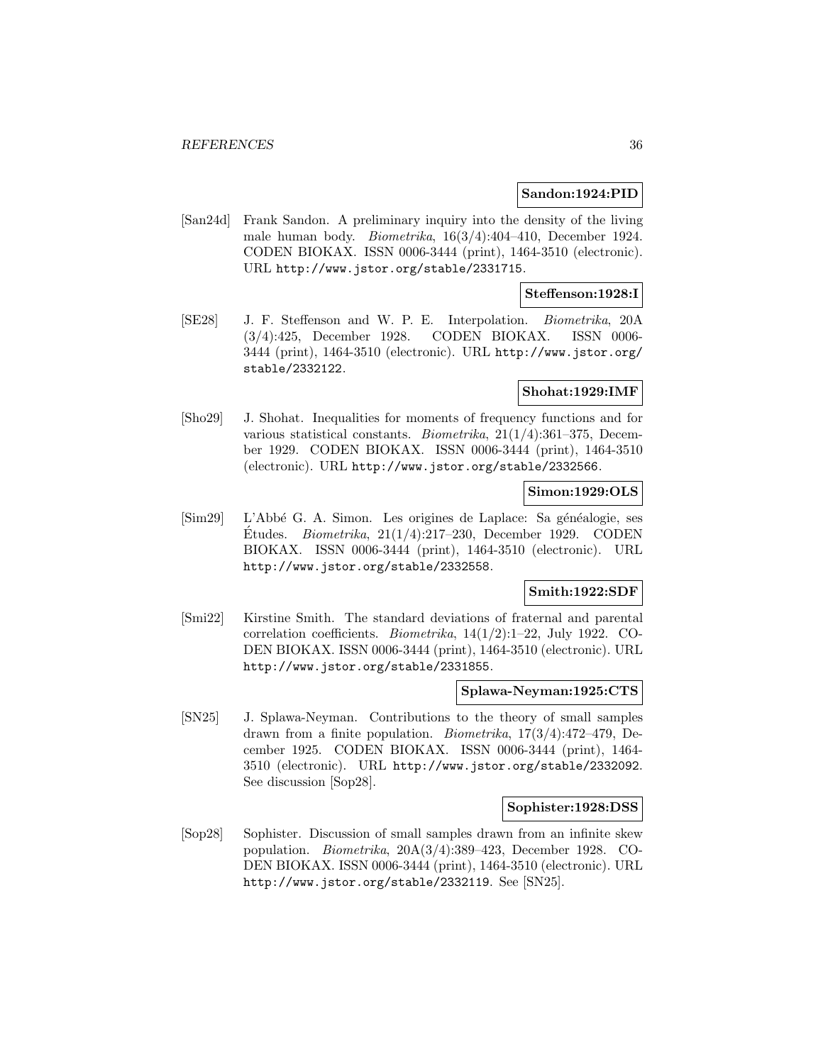**Sandon:1924:PID**

[San24d] Frank Sandon. A preliminary inquiry into the density of the living male human body. *Biometrika*, 16(3/4):404–410, December 1924. CODEN BIOKAX. ISSN 0006-3444 (print), 1464-3510 (electronic). URL http://www.jstor.org/stable/2331715.

**Steffenson:1928:I**

[SE28] J. F. Steffenson and W. P. E. Interpolation. *Biometrika*, 20A (3/4):425, December 1928. CODEN BIOKAX. ISSN 0006-3444 (print), 1464-3510 (electronic). URL http://www.jstor.org/stable/2332122.

**Shohat:1929:IMF**

[Sho29] J. Shohat. Inequalities for moments of frequency functions and for various statistical constants. *Biometrika*, 21(1/4):361–375, December 1929. CODEN BIOKAX. ISSN 0006-3444 (print), 1464-3510 (electronic). URL http://www.jstor.org/stable/2332566.

**Simon:1929:OLS**

[Sim29] L'Abbé G. A. Simon. Les origines de Laplace: Sa généalogie, ses Études. *Biometrika*, 21(1/4):217–230, December 1929. CODEN BIOKAX. ISSN 0006-3444 (print), 1464-3510 (electronic). URL http://www.jstor.org/stable/2332558.

**Smith:1922:SDF**

[Smi22] Kirstine Smith. The standard deviations of fraternal and parental correlation coefficients. *Biometrika*, 14(1/2):1–22, July 1922. CODEN BIOKAX. ISSN 0006-3444 (print), 1464-3510 (electronic). URL http://www.jstor.org/stable/2331855.

**Splawa-Neyman:1925:CTS**

[SN25] J. Splawa-Neyman. Contributions to the theory of small samples drawn from a finite population. *Biometrika*, 17(3/4):472–479, December 1925. CODEN BIOKAX. ISSN 0006-3444 (print), 1464-3510 (electronic). URL http://www.jstor.org/stable/2332092. See discussion [Sop28].

**Sophister:1928:DSS**

[Sop28] Sophister. Discussion of small samples drawn from an infinite skew population. *Biometrika*, 20A(3/4):389–423, December 1928. CODEN BIOKAX. ISSN 0006-3444 (print), 1464-3510 (electronic). URL http://www.jstor.org/stable/2332119. See [SN25].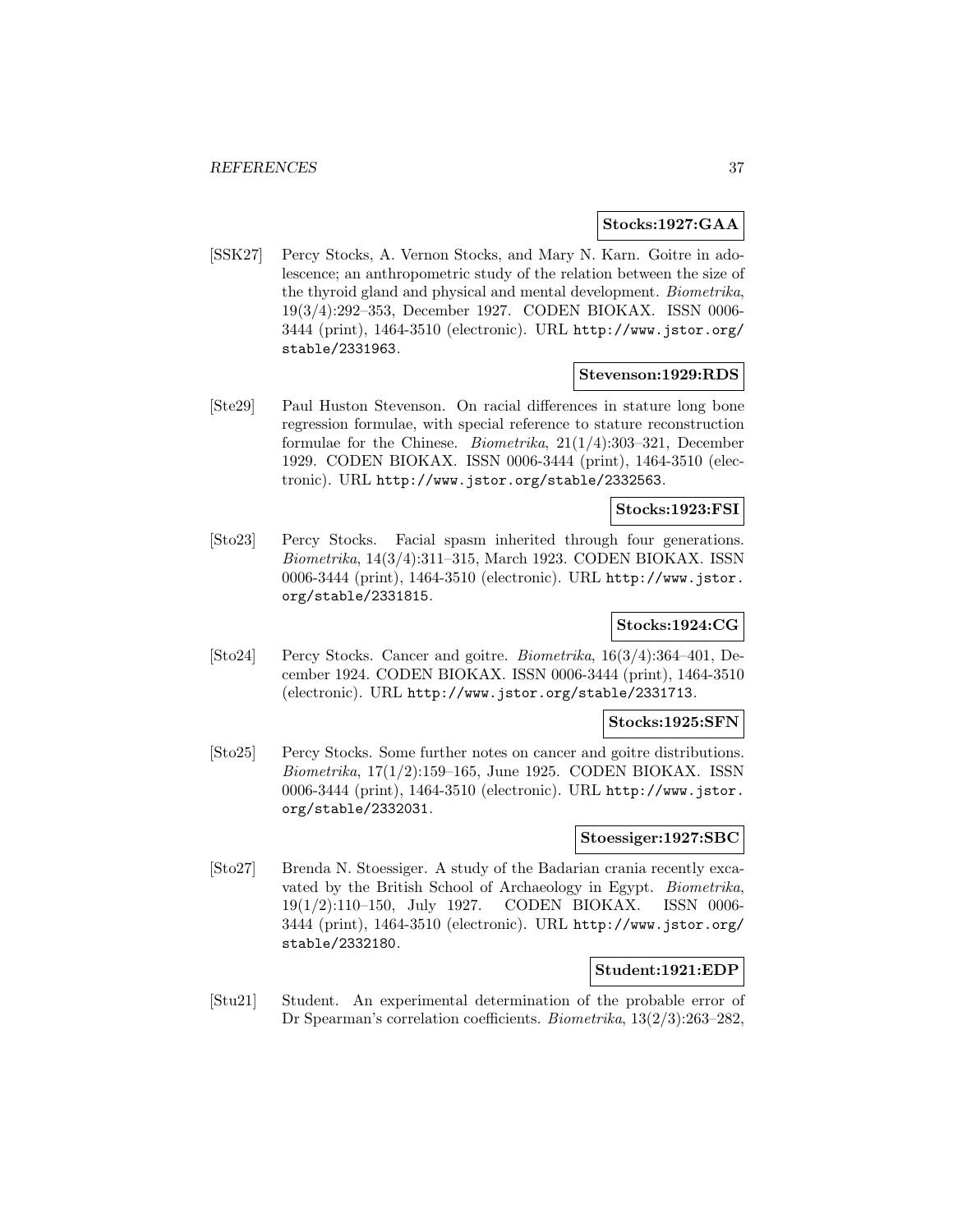**Stocks:1927:GAA**

[SSK27] Percy Stocks, A. Vernon Stocks, and Mary N. Karn. Goitre in adolescence; an anthropometric study of the relation between the size of the thyroid gland and physical and mental development. *Biometrika*, 19(3/4):292–353, December 1927. CODEN BIOKAX. ISSN 0006-3444 (print), 1464-3510 (electronic). URL `http://www.jstor.org/stable/2331963`.

**Stevenson:1929:RDS**

[Ste29] Paul Huston Stevenson. On racial differences in stature long bone regression formulae, with special reference to stature reconstruction formulae for the Chinese. *Biometrika*, 21(1/4):303–321, December 1929. CODEN BIOKAX. ISSN 0006-3444 (print), 1464-3510 (electronic). URL `http://www.jstor.org/stable/2332563`.

**Stocks:1923:FSI**

[Sto23] Percy Stocks. Facial spasm inherited through four generations. *Biometrika*, 14(3/4):311–315, March 1923. CODEN BIOKAX. ISSN 0006-3444 (print), 1464-3510 (electronic). URL `http://www.jstor.org/stable/2331815`.

**Stocks:1924:CG**

[Sto24] Percy Stocks. Cancer and goitre. *Biometrika*, 16(3/4):364–401, December 1924. CODEN BIOKAX. ISSN 0006-3444 (print), 1464-3510 (electronic). URL `http://www.jstor.org/stable/2331713`.

**Stocks:1925:SFN**

[Sto25] Percy Stocks. Some further notes on cancer and goitre distributions. *Biometrika*, 17(1/2):159–165, June 1925. CODEN BIOKAX. ISSN 0006-3444 (print), 1464-3510 (electronic). URL `http://www.jstor.org/stable/2332031`.

**Stoessiger:1927:SBC**

[Sto27] Brenda N. Stoessiger. A study of the Badarian crania recently excavated by the British School of Archaeology in Egypt. *Biometrika*, 19(1/2):110–150, July 1927. CODEN BIOKAX. ISSN 0006-3444 (print), 1464-3510 (electronic). URL `http://www.jstor.org/stable/2332180`.

**Student:1921:EDP**

[Stu21] Student. An experimental determination of the probable error of Dr Spearman's correlation coefficients. *Biometrika*, 13(2/3):263–282,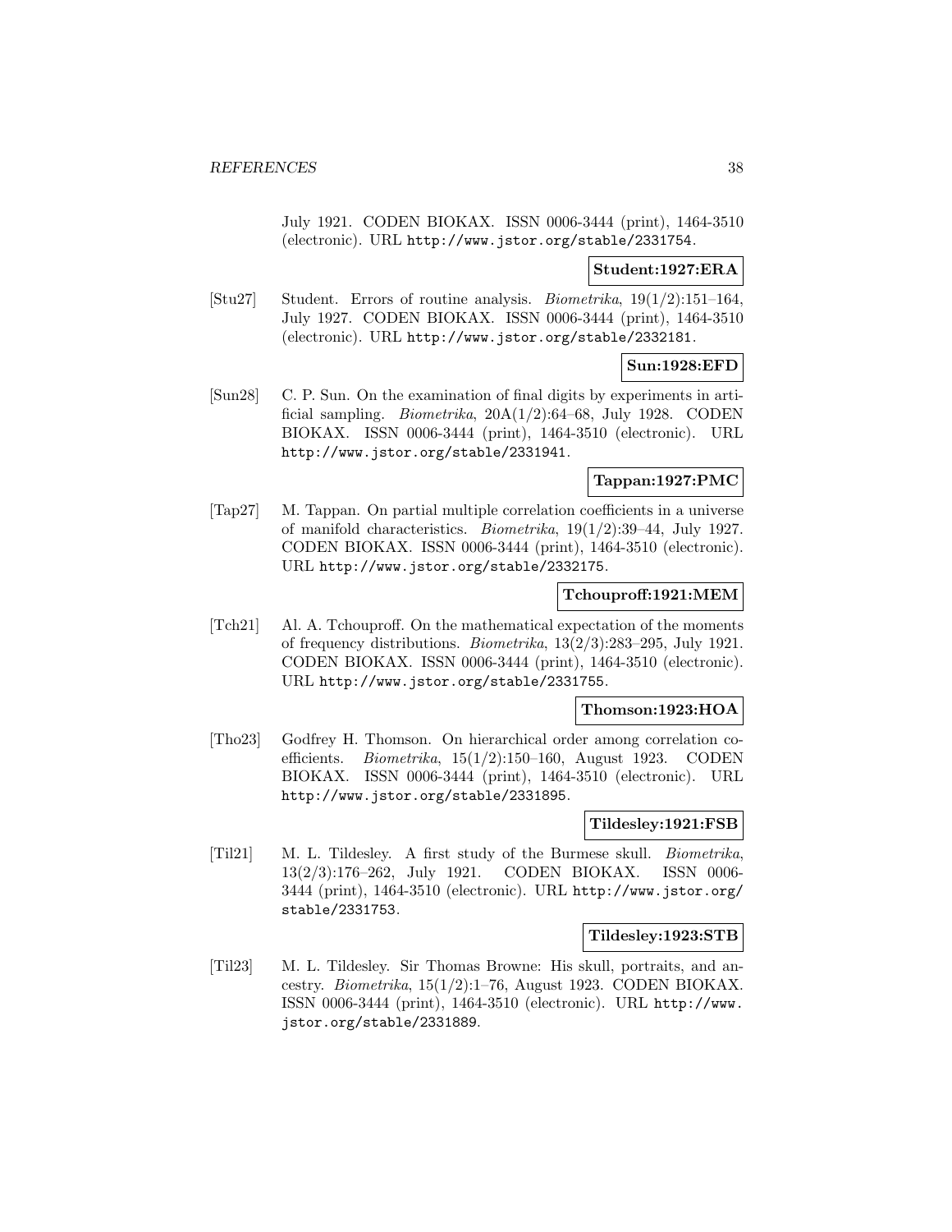July 1921. CODEN BIOKAX. ISSN 0006-3444 (print), 1464-3510 (electronic). URL http://www.jstor.org/stable/2331754.

**Student:1927:ERA**

[Stu27] Student. Errors of routine analysis. *Biometrika*, 19(1/2):151–164, July 1927. CODEN BIOKAX. ISSN 0006-3444 (print), 1464-3510 (electronic). URL http://www.jstor.org/stable/2332181.

**Sun:1928:EFD**

[Sun28] C. P. Sun. On the examination of final digits by experiments in artificial sampling. *Biometrika*, 20A(1/2):64–68, July 1928. CODEN BIOKAX. ISSN 0006-3444 (print), 1464-3510 (electronic). URL http://www.jstor.org/stable/2331941.

**Tappan:1927:PMC**

[Tap27] M. Tappan. On partial multiple correlation coefficients in a universe of manifold characteristics. *Biometrika*, 19(1/2):39–44, July 1927. CODEN BIOKAX. ISSN 0006-3444 (print), 1464-3510 (electronic). URL http://www.jstor.org/stable/2332175.

**Tchouproff:1921:MEM**

[Tch21] Al. A. Tchouproff. On the mathematical expectation of the moments of frequency distributions. *Biometrika*, 13(2/3):283–295, July 1921. CODEN BIOKAX. ISSN 0006-3444 (print), 1464-3510 (electronic). URL http://www.jstor.org/stable/2331755.

**Thomson:1923:HOA**

[Tho23] Godfrey H. Thomson. On hierarchical order among correlation coefficients. *Biometrika*, 15(1/2):150–160, August 1923. CODEN BIOKAX. ISSN 0006-3444 (print), 1464-3510 (electronic). URL http://www.jstor.org/stable/2331895.

**Tildesley:1921:FSB**

[Til21] M. L. Tildesley. A first study of the Burmese skull. *Biometrika*, 13(2/3):176–262, July 1921. CODEN BIOKAX. ISSN 0006-3444 (print), 1464-3510 (electronic). URL http://www.jstor.org/stable/2331753.

**Tildesley:1923:STB**

[Til23] M. L. Tildesley. Sir Thomas Browne: His skull, portraits, and ancestry. *Biometrika*, 15(1/2):1–76, August 1923. CODEN BIOKAX. ISSN 0006-3444 (print), 1464-3510 (electronic). URL http://www.jstor.org/stable/2331889.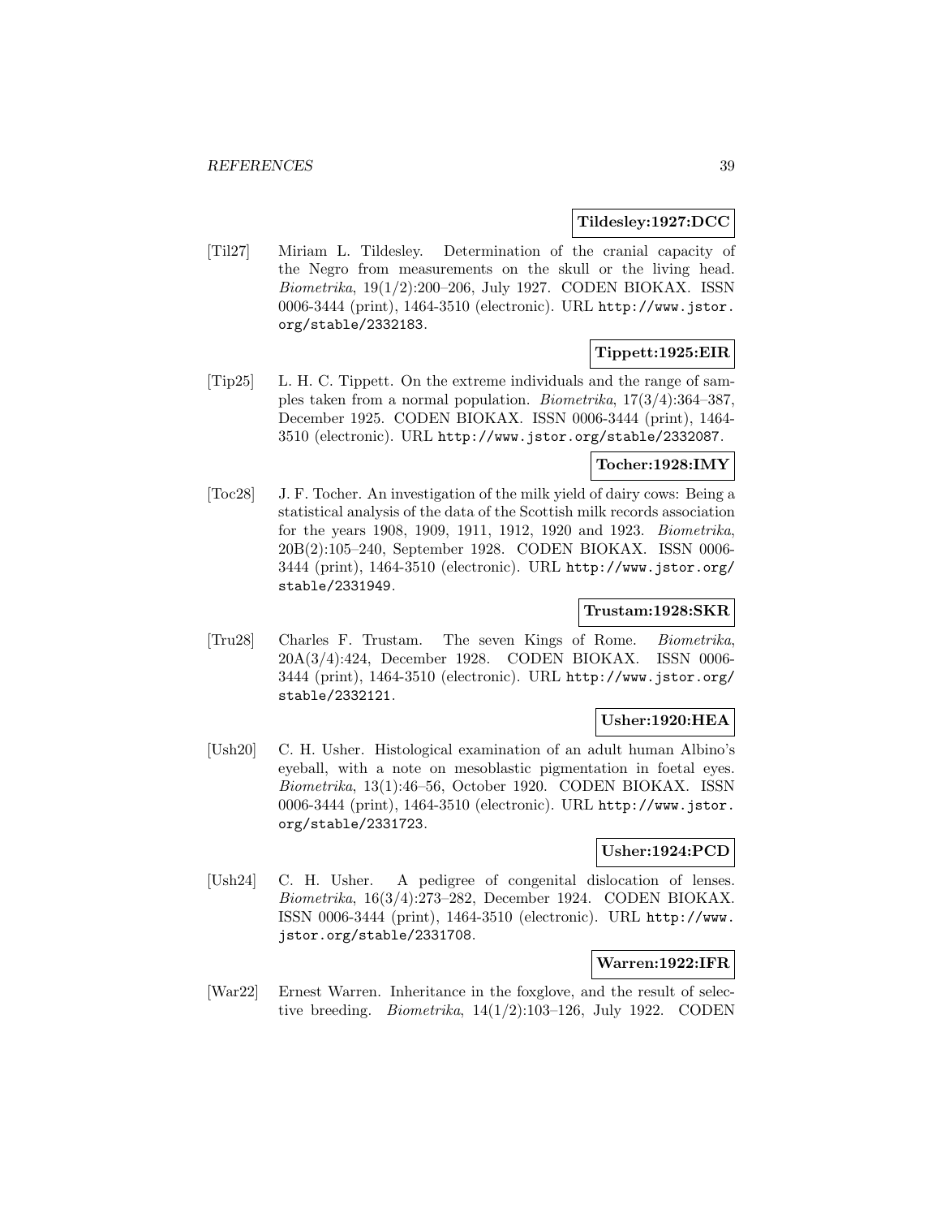**Tildesley:1927:DCC**

[Til27] Miriam L. Tildesley. Determination of the cranial capacity of the Negro from measurements on the skull or the living head. *Biometrika*, 19(1/2):200–206, July 1927. CODEN BIOKAX. ISSN 0006-3444 (print), 1464-3510 (electronic). URL http://www.jstor.org/stable/2332183.

**Tippett:1925:EIR**

[Tip25] L. H. C. Tippett. On the extreme individuals and the range of samples taken from a normal population. *Biometrika*, 17(3/4):364–387, December 1925. CODEN BIOKAX. ISSN 0006-3444 (print), 1464-3510 (electronic). URL http://www.jstor.org/stable/2332087.

**Tocher:1928:IMY**

[Toc28] J. F. Tocher. An investigation of the milk yield of dairy cows: Being a statistical analysis of the data of the Scottish milk records association for the years 1908, 1909, 1911, 1912, 1920 and 1923. *Biometrika*, 20B(2):105–240, September 1928. CODEN BIOKAX. ISSN 0006-3444 (print), 1464-3510 (electronic). URL http://www.jstor.org/stable/2331949.

**Trustam:1928:SKR**

[Tru28] Charles F. Trustam. The seven Kings of Rome. *Biometrika*, 20A(3/4):424, December 1928. CODEN BIOKAX. ISSN 0006-3444 (print), 1464-3510 (electronic). URL http://www.jstor.org/stable/2332121.

**Usher:1920:HEA**

[Ush20] C. H. Usher. Histological examination of an adult human Albino's eyeball, with a note on mesoblastic pigmentation in foetal eyes. *Biometrika*, 13(1):46–56, October 1920. CODEN BIOKAX. ISSN 0006-3444 (print), 1464-3510 (electronic). URL http://www.jstor.org/stable/2331723.

**Usher:1924:PCD**

[Ush24] C. H. Usher. A pedigree of congenital dislocation of lenses. *Biometrika*, 16(3/4):273–282, December 1924. CODEN BIOKAX. ISSN 0006-3444 (print), 1464-3510 (electronic). URL http://www.jstor.org/stable/2331708.

**Warren:1922:IFR**

[War22] Ernest Warren. Inheritance in the foxglove, and the result of selective breeding. *Biometrika*, 14(1/2):103–126, July 1922. CODEN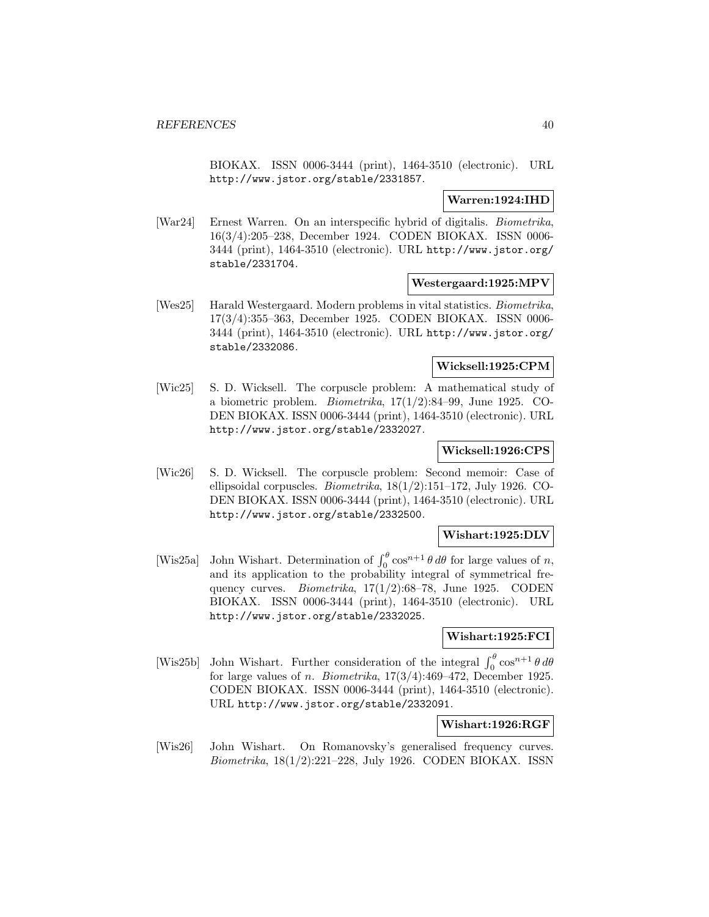BIOKAX. ISSN 0006-3444 (print), 1464-3510 (electronic). URL http://www.jstor.org/stable/2331857.

**Warren:1924:IHD**

[War24] Ernest Warren. On an interspecific hybrid of digitalis. *Biometrika*, 16(3/4):205–238, December 1924. CODEN BIOKAX. ISSN 0006-3444 (print), 1464-3510 (electronic). URL http://www.jstor.org/stable/2331704.

**Westergaard:1925:MPV**

[Wes25] Harald Westergaard. Modern problems in vital statistics. *Biometrika*, 17(3/4):355–363, December 1925. CODEN BIOKAX. ISSN 0006-3444 (print), 1464-3510 (electronic). URL http://www.jstor.org/stable/2332086.

**Wicksell:1925:CPM**

[Wic25] S. D. Wicksell. The corpuscle problem: A mathematical study of a biometric problem. *Biometrika*, 17(1/2):84–99, June 1925. CODEN BIOKAX. ISSN 0006-3444 (print), 1464-3510 (electronic). URL http://www.jstor.org/stable/2332027.

**Wicksell:1926:CPS**

[Wic26] S. D. Wicksell. The corpuscle problem: Second memoir: Case of ellipsoidal corpuscles. *Biometrika*, 18(1/2):151–172, July 1926. CODEN BIOKAX. ISSN 0006-3444 (print), 1464-3510 (electronic). URL http://www.jstor.org/stable/2332500.

**Wishart:1925:DLV**

[Wis25a] John Wishart. Determination of $\int_0^\theta \cos^{n+1}\theta\, d\theta$ for large values of $n$, and its application to the probability integral of symmetrical frequency curves. *Biometrika*, 17(1/2):68–78, June 1925. CODEN BIOKAX. ISSN 0006-3444 (print), 1464-3510 (electronic). URL http://www.jstor.org/stable/2332025.

**Wishart:1925:FCI**

[Wis25b] John Wishart. Further consideration of the integral $\int_0^\theta \cos^{n+1}\theta\, d\theta$ for large values of $n$. *Biometrika*, 17(3/4):469–472, December 1925. CODEN BIOKAX. ISSN 0006-3444 (print), 1464-3510 (electronic). URL http://www.jstor.org/stable/2332091.

**Wishart:1926:RGF**

[Wis26] John Wishart. On Romanovsky's generalised frequency curves. *Biometrika*, 18(1/2):221–228, July 1926. CODEN BIOKAX. ISSN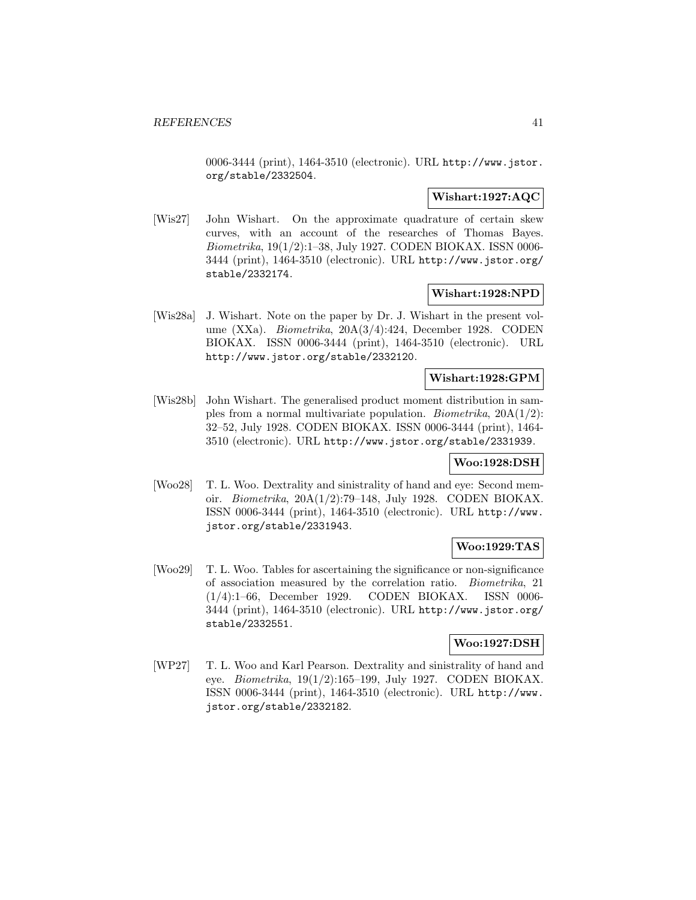0006-3444 (print), 1464-3510 (electronic). URL http://www.jstor.org/stable/2332504.

**Wishart:1927:AQC**

[Wis27] John Wishart. On the approximate quadrature of certain skew curves, with an account of the researches of Thomas Bayes. *Biometrika*, 19(1/2):1–38, July 1927. CODEN BIOKAX. ISSN 0006-3444 (print), 1464-3510 (electronic). URL http://www.jstor.org/stable/2332174.

**Wishart:1928:NPD**

[Wis28a] J. Wishart. Note on the paper by Dr. J. Wishart in the present volume (XXa). *Biometrika*, 20A(3/4):424, December 1928. CODEN BIOKAX. ISSN 0006-3444 (print), 1464-3510 (electronic). URL http://www.jstor.org/stable/2332120.

**Wishart:1928:GPM**

[Wis28b] John Wishart. The generalised product moment distribution in samples from a normal multivariate population. *Biometrika*, 20A(1/2):32–52, July 1928. CODEN BIOKAX. ISSN 0006-3444 (print), 1464-3510 (electronic). URL http://www.jstor.org/stable/2331939.

**Woo:1928:DSH**

[Woo28] T. L. Woo. Dextrality and sinistrality of hand and eye: Second memoir. *Biometrika*, 20A(1/2):79–148, July 1928. CODEN BIOKAX. ISSN 0006-3444 (print), 1464-3510 (electronic). URL http://www.jstor.org/stable/2331943.

**Woo:1929:TAS**

[Woo29] T. L. Woo. Tables for ascertaining the significance or non-significance of association measured by the correlation ratio. *Biometrika*, 21 (1/4):1–66, December 1929. CODEN BIOKAX. ISSN 0006-3444 (print), 1464-3510 (electronic). URL http://www.jstor.org/stable/2332551.

**Woo:1927:DSH**

[WP27] T. L. Woo and Karl Pearson. Dextrality and sinistrality of hand and eye. *Biometrika*, 19(1/2):165–199, July 1927. CODEN BIOKAX. ISSN 0006-3444 (print), 1464-3510 (electronic). URL http://www.jstor.org/stable/2332182.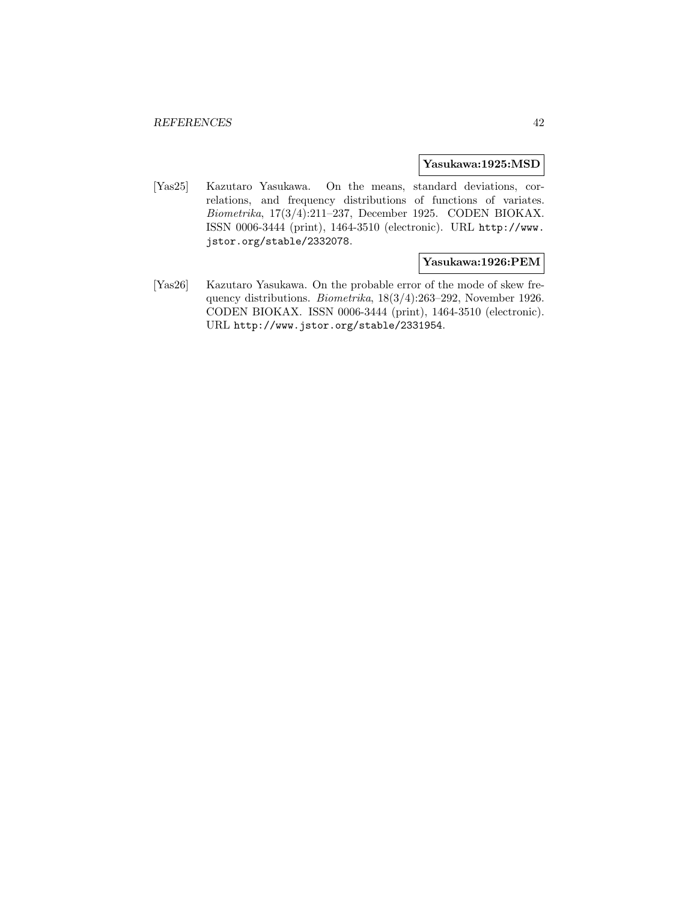**Yasukawa:1925:MSD**

[Yas25] Kazutaro Yasukawa. On the means, standard deviations, correlations, and frequency distributions of functions of variates. *Biometrika*, 17(3/4):211–237, December 1925. CODEN BIOKAX. ISSN 0006-3444 (print), 1464-3510 (electronic). URL `http://www.jstor.org/stable/2332078`.

**Yasukawa:1926:PEM**

[Yas26] Kazutaro Yasukawa. On the probable error of the mode of skew frequency distributions. *Biometrika*, 18(3/4):263–292, November 1926. CODEN BIOKAX. ISSN 0006-3444 (print), 1464-3510 (electronic). URL `http://www.jstor.org/stable/2331954`.